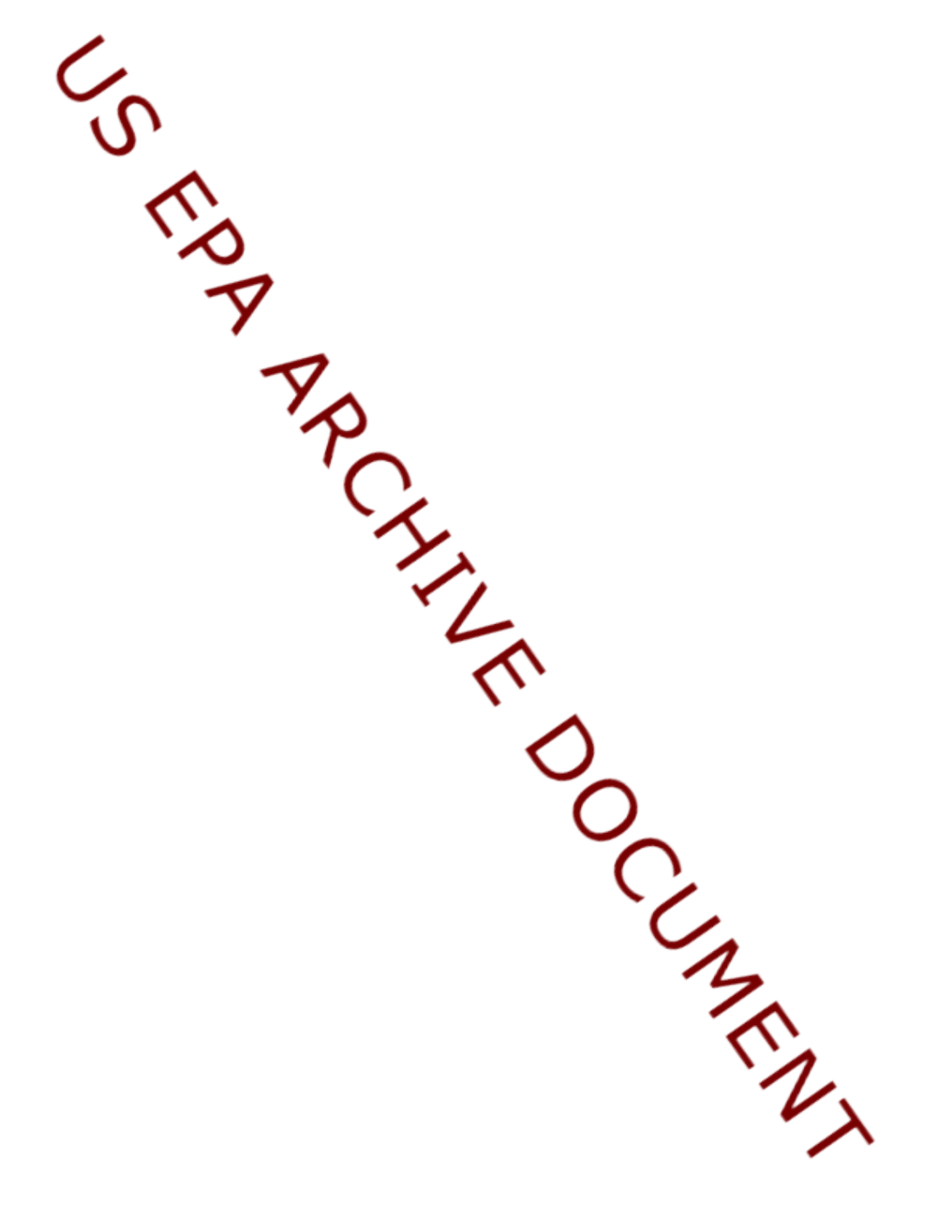US EPA ARCHIVE DOCUMENT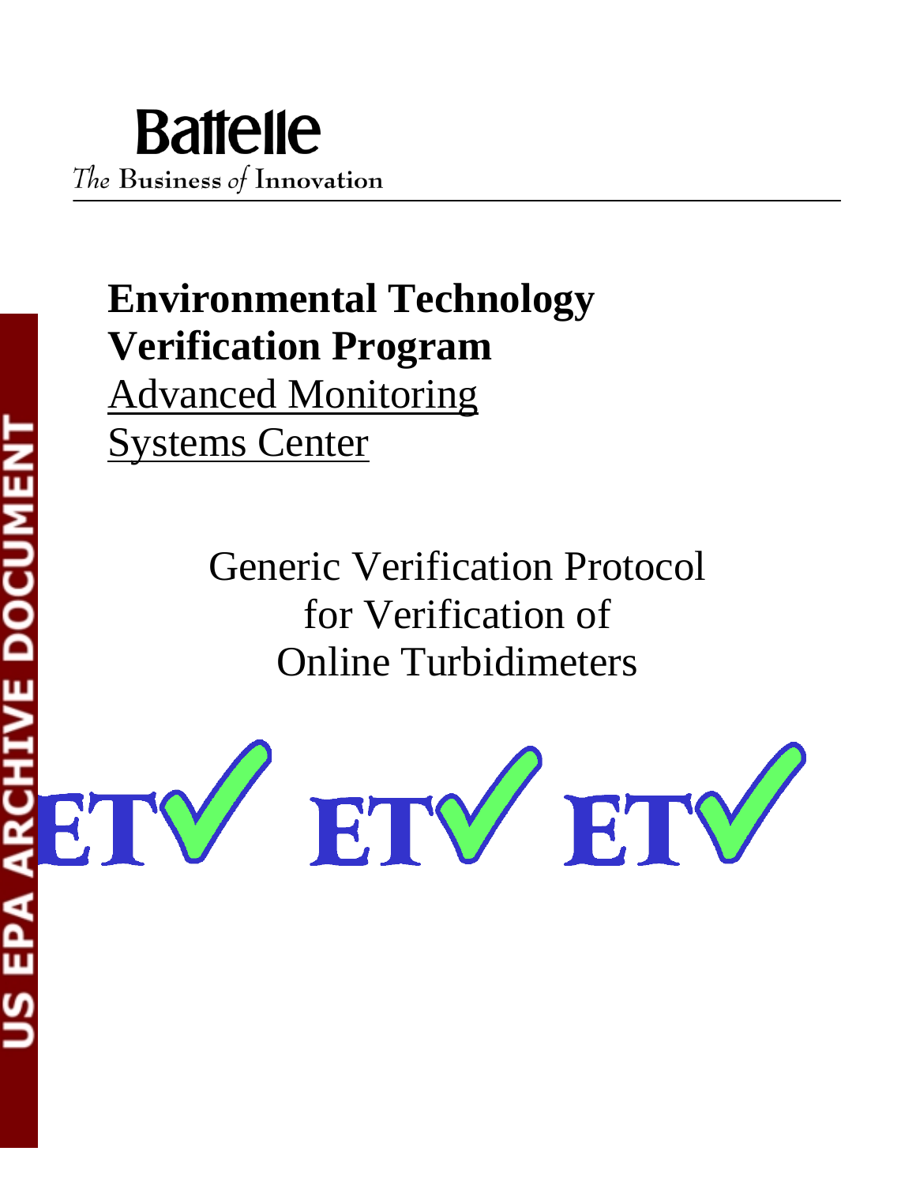Battelle

*The* Business *of* Innovation

**Environmental Technology Verification Program**

Advanced Monitoring Systems Center

Generic Verification Protocol for Verification of Online Turbidimeters

ETV ETV ETV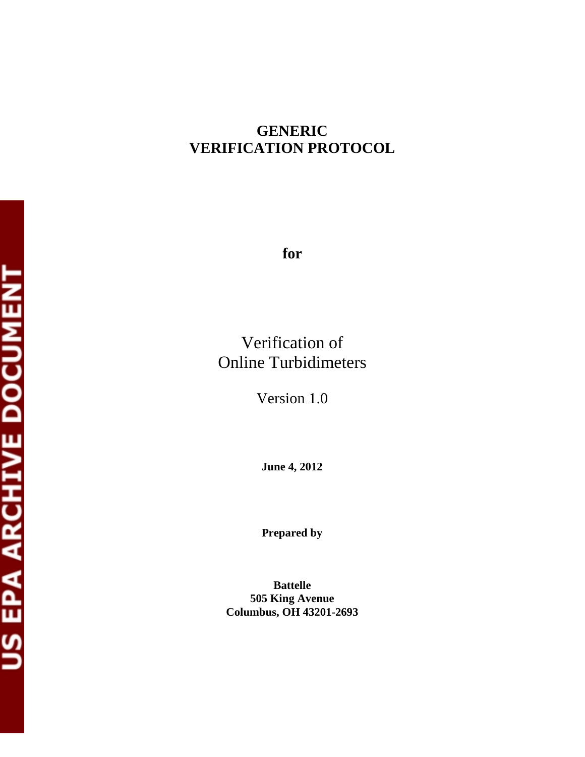# GENERIC VERIFICATION PROTOCOL

**for**

Verification of
Online Turbidimeters

Version 1.0

**June 4, 2012**

**Prepared by**

**Battelle**
**505 King Avenue**
**Columbus, OH 43201-2693**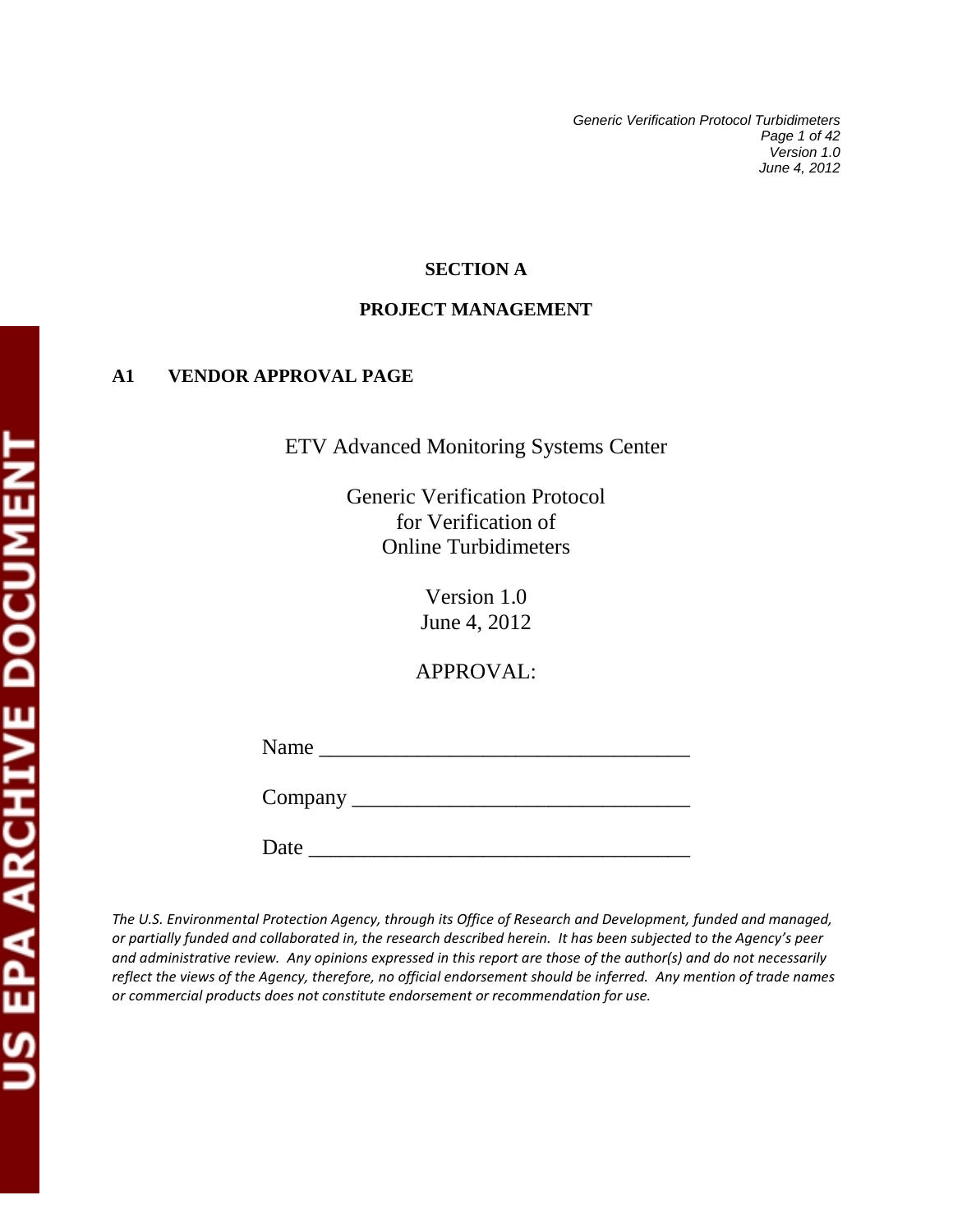# SECTION A

# PROJECT MANAGEMENT

## A1 VENDOR APPROVAL PAGE

ETV Advanced Monitoring Systems Center

Generic Verification Protocol
for Verification of
Online Turbidimeters

Version 1.0
June 4, 2012

APPROVAL:

Name ___________________________________

Company ________________________________

Date ____________________________________

*The U.S. Environmental Protection Agency, through its Office of Research and Development, funded and managed, or partially funded and collaborated in, the research described herein. It has been subjected to the Agency's peer and administrative review. Any opinions expressed in this report are those of the author(s) and do not necessarily reflect the views of the Agency, therefore, no official endorsement should be inferred. Any mention of trade names or commercial products does not constitute endorsement or recommendation for use.*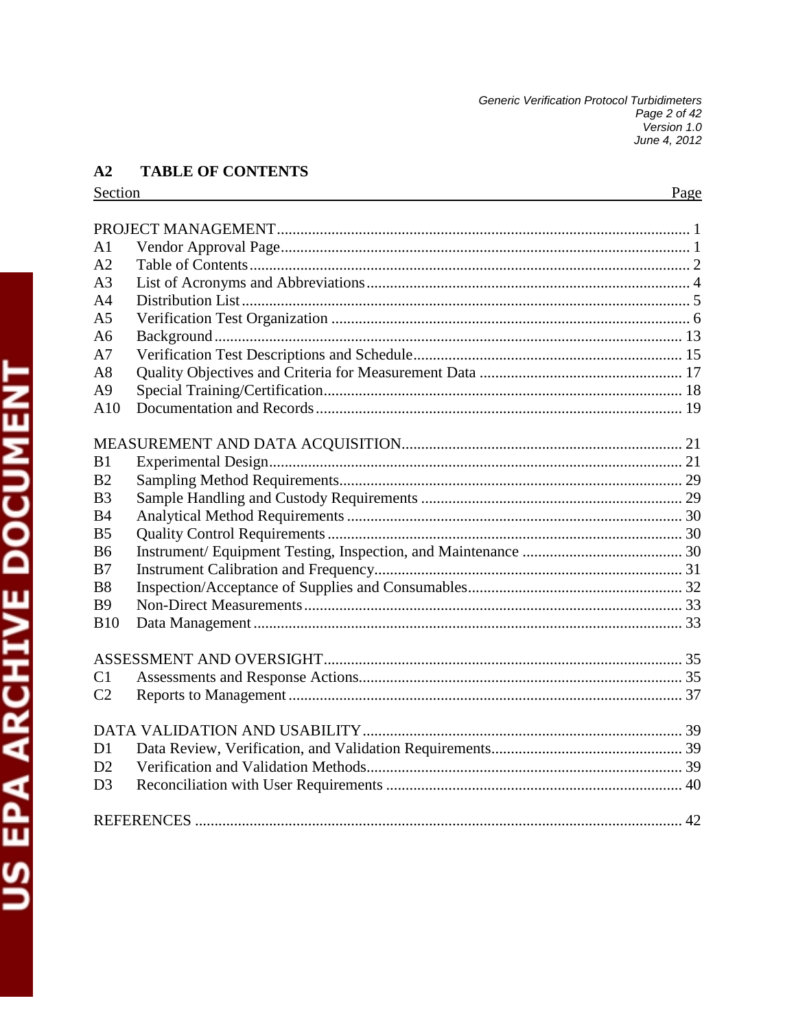## A2 TABLE OF CONTENTS

| Section | | Page |
|---|---|---|
| PROJECT MANAGEMENT | | 1 |
| A1 | Vendor Approval Page | 1 |
| A2 | Table of Contents | 2 |
| A3 | List of Acronyms and Abbreviations | 4 |
| A4 | Distribution List | 5 |
| A5 | Verification Test Organization | 6 |
| A6 | Background | 13 |
| A7 | Verification Test Descriptions and Schedule | 15 |
| A8 | Quality Objectives and Criteria for Measurement Data | 17 |
| A9 | Special Training/Certification | 18 |
| A10 | Documentation and Records | 19 |
| MEASUREMENT AND DATA ACQUISITION | | 21 |
| B1 | Experimental Design | 21 |
| B2 | Sampling Method Requirements | 29 |
| B3 | Sample Handling and Custody Requirements | 29 |
| B4 | Analytical Method Requirements | 30 |
| B5 | Quality Control Requirements | 30 |
| B6 | Instrument/ Equipment Testing, Inspection, and Maintenance | 30 |
| B7 | Instrument Calibration and Frequency | 31 |
| B8 | Inspection/Acceptance of Supplies and Consumables | 32 |
| B9 | Non-Direct Measurements | 33 |
| B10 | Data Management | 33 |
| ASSESSMENT AND OVERSIGHT | | 35 |
| C1 | Assessments and Response Actions | 35 |
| C2 | Reports to Management | 37 |
| DATA VALIDATION AND USABILITY | | 39 |
| D1 | Data Review, Verification, and Validation Requirements | 39 |
| D2 | Verification and Validation Methods | 39 |
| D3 | Reconciliation with User Requirements | 40 |
| REFERENCES | | 42 |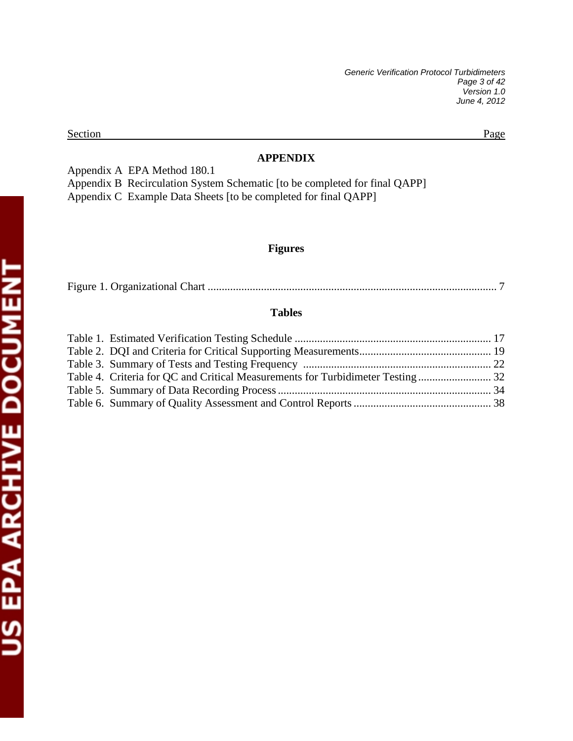Section Page

## APPENDIX

Appendix A EPA Method 180.1

Appendix B Recirculation System Schematic [to be completed for final QAPP]

Appendix C Example Data Sheets [to be completed for final QAPP]

## Figures

Figure 1. Organizational Chart ........................................................................................................ 7

## Tables

Table 1. Estimated Verification Testing Schedule ...................................................................... 17

Table 2. DQI and Criteria for Critical Supporting Measurements............................................... 19

Table 3. Summary of Tests and Testing Frequency .................................................................... 22

Table 4. Criteria for QC and Critical Measurements for Turbidimeter Testing .......................... 32

Table 5. Summary of Data Recording Process ............................................................................ 34

Table 6. Summary of Quality Assessment and Control Reports ................................................. 38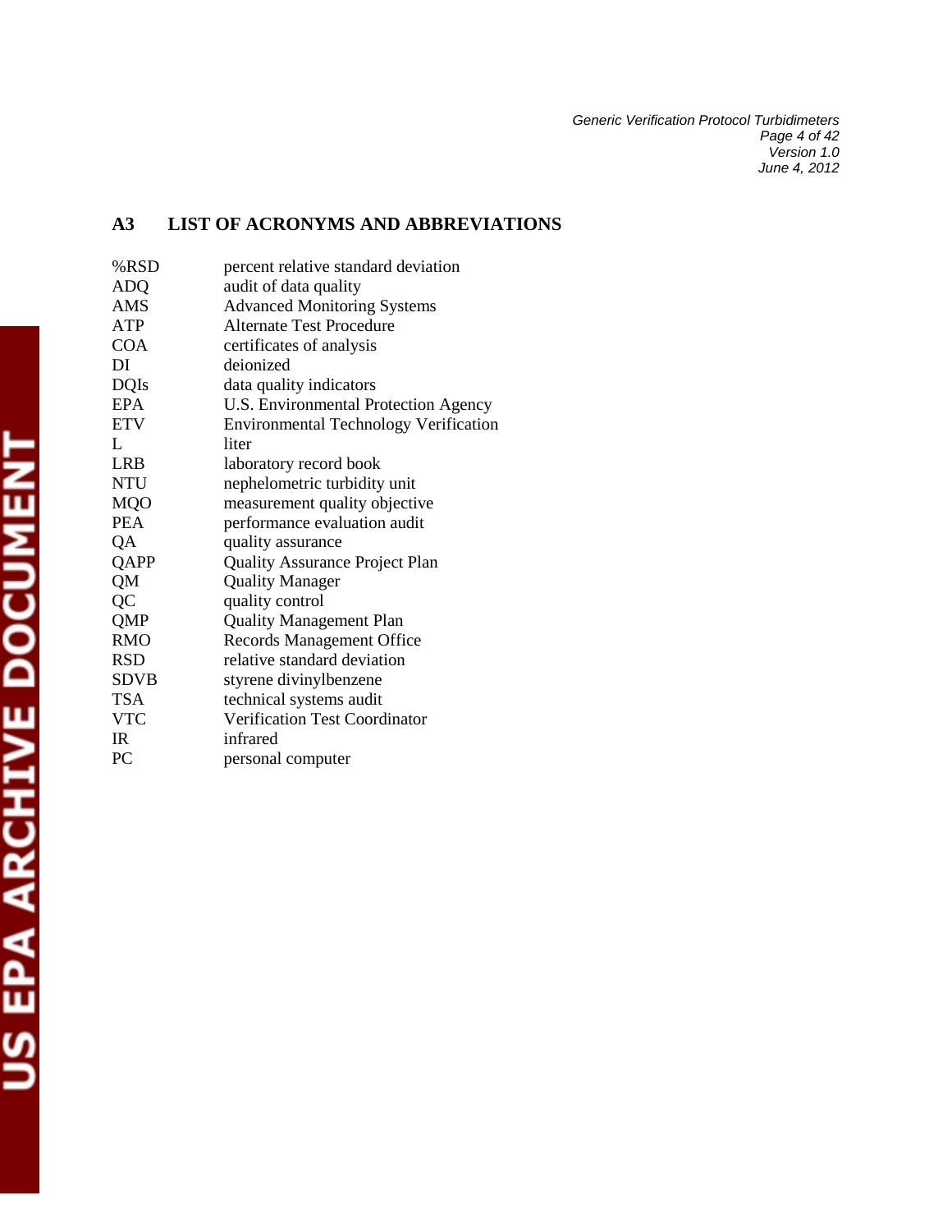## A3 LIST OF ACRONYMS AND ABBREVIATIONS

| | |
|---|---|
| %RSD | percent relative standard deviation |
| ADQ | audit of data quality |
| AMS | Advanced Monitoring Systems |
| ATP | Alternate Test Procedure |
| COA | certificates of analysis |
| DI | deionized |
| DQIs | data quality indicators |
| EPA | U.S. Environmental Protection Agency |
| ETV | Environmental Technology Verification |
| L | liter |
| LRB | laboratory record book |
| NTU | nephelometric turbidity unit |
| MQO | measurement quality objective |
| PEA | performance evaluation audit |
| QA | quality assurance |
| QAPP | Quality Assurance Project Plan |
| QM | Quality Manager |
| QC | quality control |
| QMP | Quality Management Plan |
| RMO | Records Management Office |
| RSD | relative standard deviation |
| SDVB | styrene divinylbenzene |
| TSA | technical systems audit |
| VTC | Verification Test Coordinator |
| IR | infrared |
| PC | personal computer |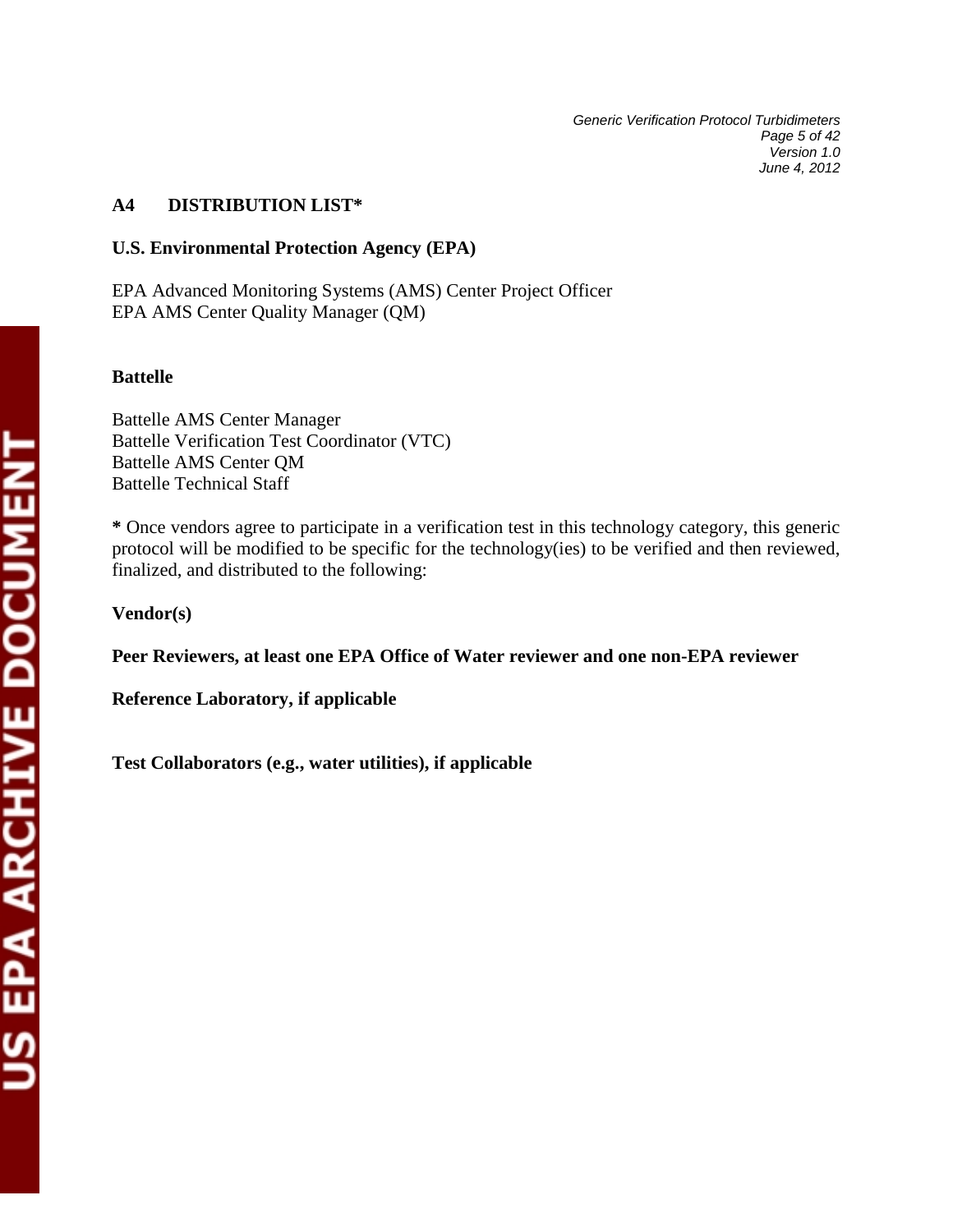## A4 DISTRIBUTION LIST*

**U.S. Environmental Protection Agency (EPA)**

EPA Advanced Monitoring Systems (AMS) Center Project Officer
EPA AMS Center Quality Manager (QM)

**Battelle**

Battelle AMS Center Manager
Battelle Verification Test Coordinator (VTC)
Battelle AMS Center QM
Battelle Technical Staff

**\*** Once vendors agree to participate in a verification test in this technology category, this generic protocol will be modified to be specific for the technology(ies) to be verified and then reviewed, finalized, and distributed to the following:

**Vendor(s)**

**Peer Reviewers, at least one EPA Office of Water reviewer and one non-EPA reviewer**

**Reference Laboratory, if applicable**

**Test Collaborators (e.g., water utilities), if applicable**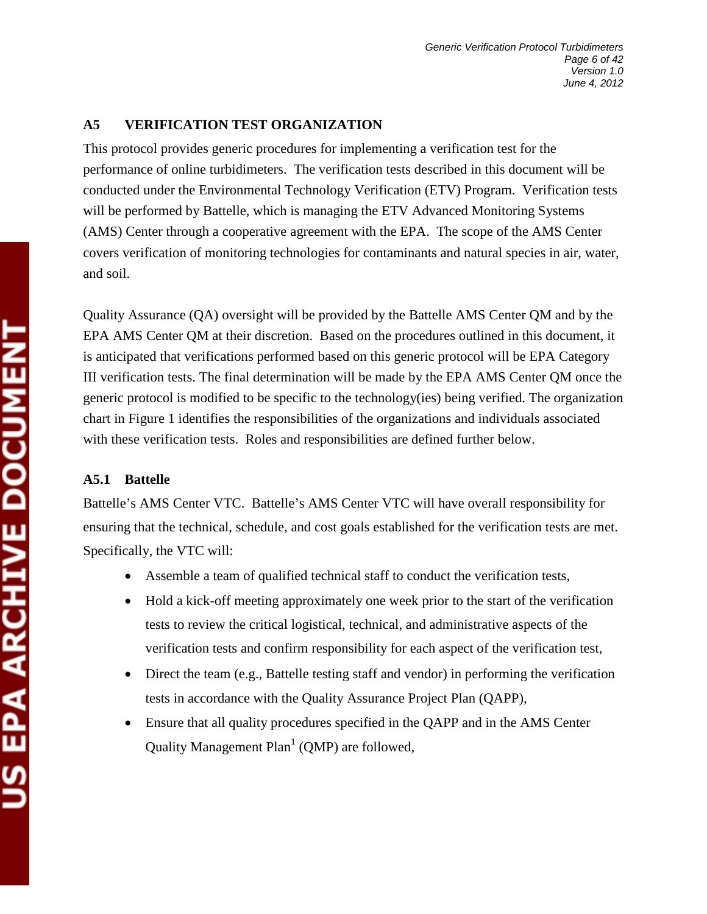## A5 VERIFICATION TEST ORGANIZATION

This protocol provides generic procedures for implementing a verification test for the performance of online turbidimeters. The verification tests described in this document will be conducted under the Environmental Technology Verification (ETV) Program. Verification tests will be performed by Battelle, which is managing the ETV Advanced Monitoring Systems (AMS) Center through a cooperative agreement with the EPA. The scope of the AMS Center covers verification of monitoring technologies for contaminants and natural species in air, water, and soil.

Quality Assurance (QA) oversight will be provided by the Battelle AMS Center QM and by the EPA AMS Center QM at their discretion. Based on the procedures outlined in this document, it is anticipated that verifications performed based on this generic protocol will be EPA Category III verification tests. The final determination will be made by the EPA AMS Center QM once the generic protocol is modified to be specific to the technology(ies) being verified. The organization chart in Figure 1 identifies the responsibilities of the organizations and individuals associated with these verification tests. Roles and responsibilities are defined further below.

### A5.1 Battelle

Battelle's AMS Center VTC. Battelle's AMS Center VTC will have overall responsibility for ensuring that the technical, schedule, and cost goals established for the verification tests are met. Specifically, the VTC will:

- Assemble a team of qualified technical staff to conduct the verification tests,
- Hold a kick-off meeting approximately one week prior to the start of the verification tests to review the critical logistical, technical, and administrative aspects of the verification tests and confirm responsibility for each aspect of the verification test,
- Direct the team (e.g., Battelle testing staff and vendor) in performing the verification tests in accordance with the Quality Assurance Project Plan (QAPP),
- Ensure that all quality procedures specified in the QAPP and in the AMS Center Quality Management Plan[1] (QMP) are followed,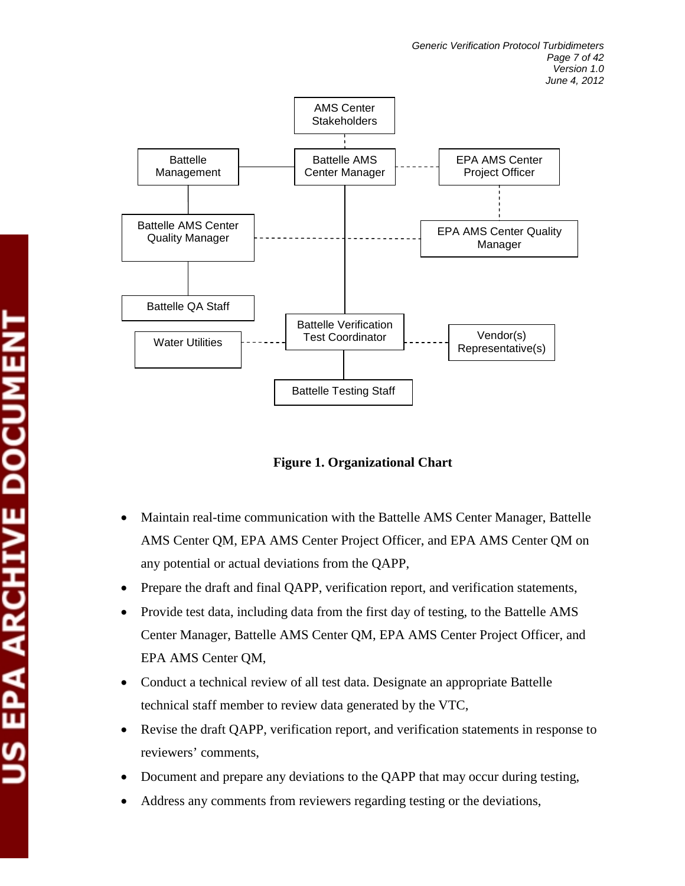AMS Center Stakeholders

Battelle Management

Battelle AMS Center Manager

EPA AMS Center Project Officer

Battelle AMS Center Quality Manager

EPA AMS Center Quality Manager

Battelle QA Staff

Water Utilities

Battelle Verification Test Coordinator

Vendor(s) Representative(s)

Battelle Testing Staff

**Figure 1. Organizational Chart**

- Maintain real-time communication with the Battelle AMS Center Manager, Battelle AMS Center QM, EPA AMS Center Project Officer, and EPA AMS Center QM on any potential or actual deviations from the QAPP,
- Prepare the draft and final QAPP, verification report, and verification statements,
- Provide test data, including data from the first day of testing, to the Battelle AMS Center Manager, Battelle AMS Center QM, EPA AMS Center Project Officer, and EPA AMS Center QM,
- Conduct a technical review of all test data. Designate an appropriate Battelle technical staff member to review data generated by the VTC,
- Revise the draft QAPP, verification report, and verification statements in response to reviewers' comments,
- Document and prepare any deviations to the QAPP that may occur during testing,
- Address any comments from reviewers regarding testing or the deviations,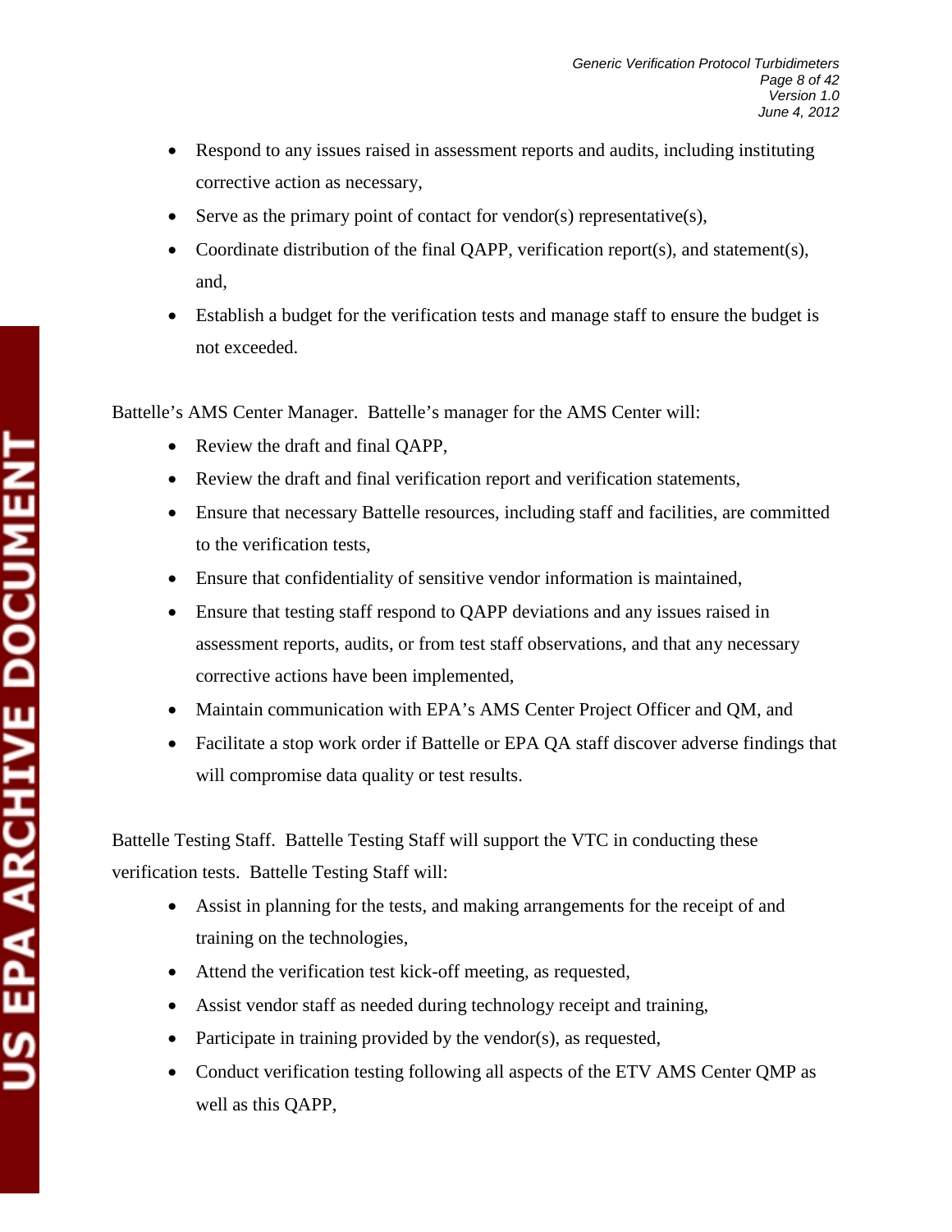- Respond to any issues raised in assessment reports and audits, including instituting corrective action as necessary,
- Serve as the primary point of contact for vendor(s) representative(s),
- Coordinate distribution of the final QAPP, verification report(s), and statement(s), and,
- Establish a budget for the verification tests and manage staff to ensure the budget is not exceeded.

Battelle's AMS Center Manager. Battelle's manager for the AMS Center will:

- Review the draft and final QAPP,
- Review the draft and final verification report and verification statements,
- Ensure that necessary Battelle resources, including staff and facilities, are committed to the verification tests,
- Ensure that confidentiality of sensitive vendor information is maintained,
- Ensure that testing staff respond to QAPP deviations and any issues raised in assessment reports, audits, or from test staff observations, and that any necessary corrective actions have been implemented,
- Maintain communication with EPA's AMS Center Project Officer and QM, and
- Facilitate a stop work order if Battelle or EPA QA staff discover adverse findings that will compromise data quality or test results.

Battelle Testing Staff. Battelle Testing Staff will support the VTC in conducting these verification tests. Battelle Testing Staff will:

- Assist in planning for the tests, and making arrangements for the receipt of and training on the technologies,
- Attend the verification test kick-off meeting, as requested,
- Assist vendor staff as needed during technology receipt and training,
- Participate in training provided by the vendor(s), as requested,
- Conduct verification testing following all aspects of the ETV AMS Center QMP as well as this QAPP,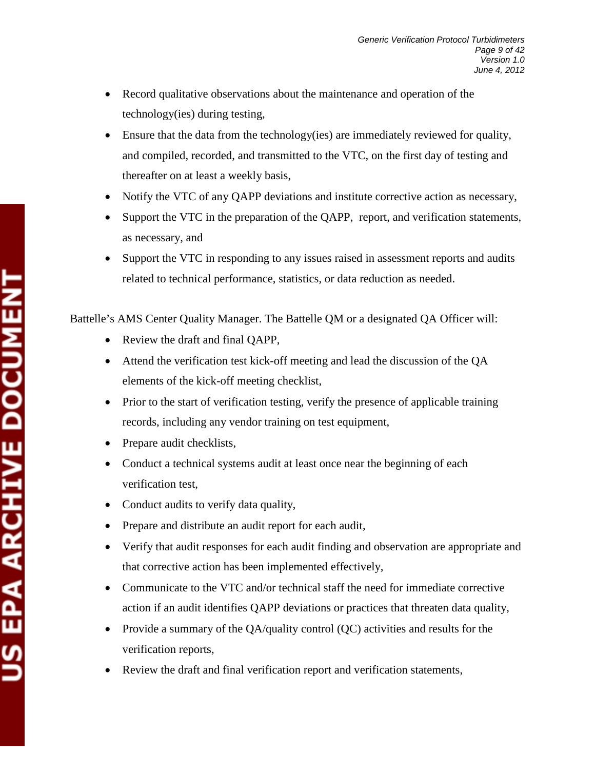- Record qualitative observations about the maintenance and operation of the technology(ies) during testing,
- Ensure that the data from the technology(ies) are immediately reviewed for quality, and compiled, recorded, and transmitted to the VTC, on the first day of testing and thereafter on at least a weekly basis,
- Notify the VTC of any QAPP deviations and institute corrective action as necessary,
- Support the VTC in the preparation of the QAPP, report, and verification statements, as necessary, and
- Support the VTC in responding to any issues raised in assessment reports and audits related to technical performance, statistics, or data reduction as needed.

Battelle's AMS Center Quality Manager. The Battelle QM or a designated QA Officer will:

- Review the draft and final QAPP,
- Attend the verification test kick-off meeting and lead the discussion of the QA elements of the kick-off meeting checklist,
- Prior to the start of verification testing, verify the presence of applicable training records, including any vendor training on test equipment,
- Prepare audit checklists,
- Conduct a technical systems audit at least once near the beginning of each verification test,
- Conduct audits to verify data quality,
- Prepare and distribute an audit report for each audit,
- Verify that audit responses for each audit finding and observation are appropriate and that corrective action has been implemented effectively,
- Communicate to the VTC and/or technical staff the need for immediate corrective action if an audit identifies QAPP deviations or practices that threaten data quality,
- Provide a summary of the QA/quality control (QC) activities and results for the verification reports,
- Review the draft and final verification report and verification statements,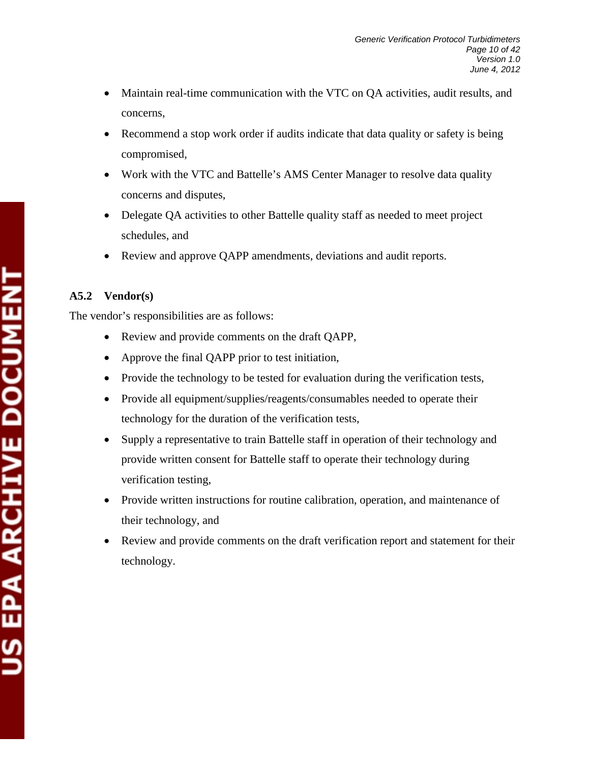- Maintain real-time communication with the VTC on QA activities, audit results, and concerns,
- Recommend a stop work order if audits indicate that data quality or safety is being compromised,
- Work with the VTC and Battelle's AMS Center Manager to resolve data quality concerns and disputes,
- Delegate QA activities to other Battelle quality staff as needed to meet project schedules, and
- Review and approve QAPP amendments, deviations and audit reports.

### A5.2 Vendor(s)

The vendor's responsibilities are as follows:

- Review and provide comments on the draft QAPP,
- Approve the final QAPP prior to test initiation,
- Provide the technology to be tested for evaluation during the verification tests,
- Provide all equipment/supplies/reagents/consumables needed to operate their technology for the duration of the verification tests,
- Supply a representative to train Battelle staff in operation of their technology and provide written consent for Battelle staff to operate their technology during verification testing,
- Provide written instructions for routine calibration, operation, and maintenance of their technology, and
- Review and provide comments on the draft verification report and statement for their technology.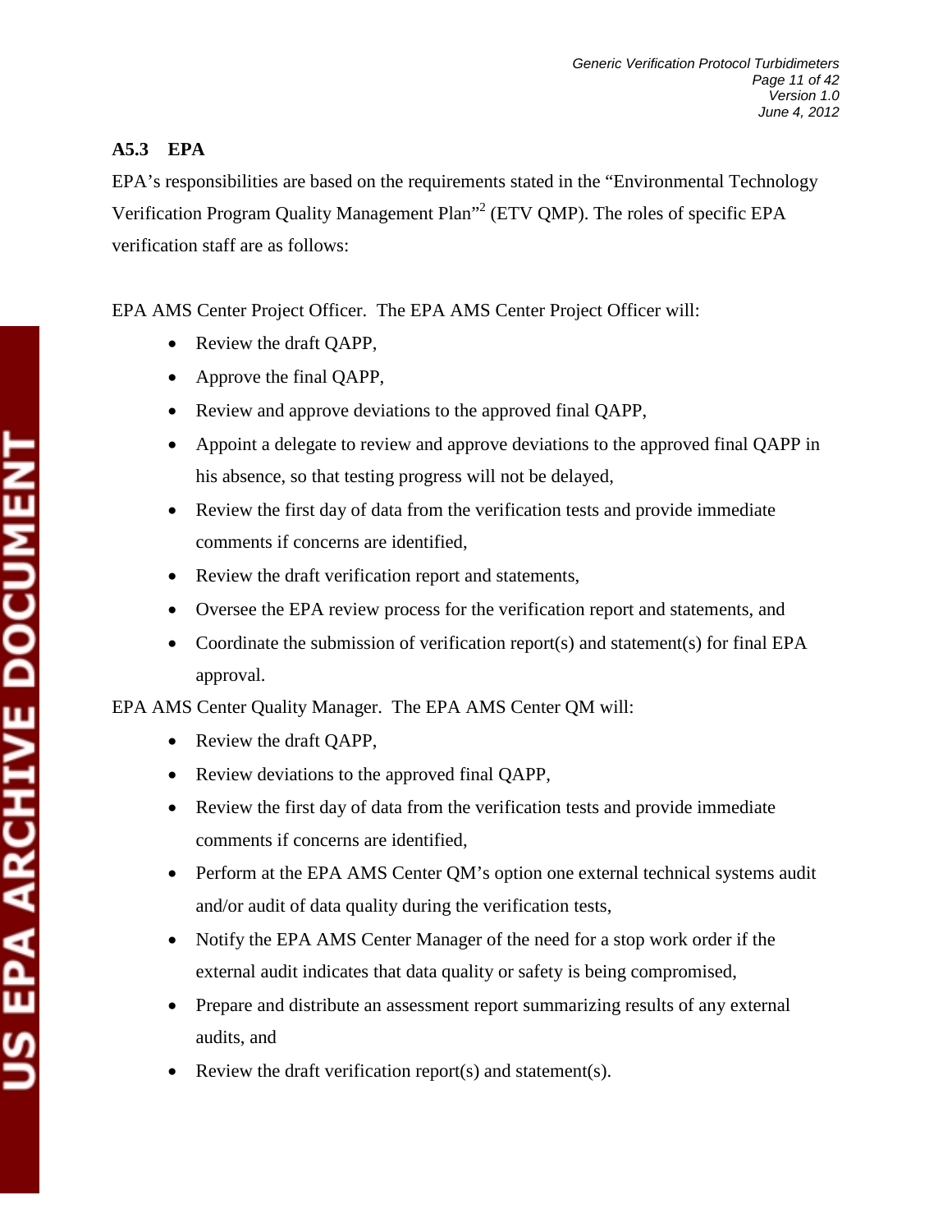### A5.3 EPA

EPA's responsibilities are based on the requirements stated in the "Environmental Technology Verification Program Quality Management Plan"[2] (ETV QMP). The roles of specific EPA verification staff are as follows:

EPA AMS Center Project Officer. The EPA AMS Center Project Officer will:

- Review the draft QAPP,
- Approve the final QAPP,
- Review and approve deviations to the approved final QAPP,
- Appoint a delegate to review and approve deviations to the approved final QAPP in his absence, so that testing progress will not be delayed,
- Review the first day of data from the verification tests and provide immediate comments if concerns are identified,
- Review the draft verification report and statements,
- Oversee the EPA review process for the verification report and statements, and
- Coordinate the submission of verification report(s) and statement(s) for final EPA approval.

EPA AMS Center Quality Manager. The EPA AMS Center QM will:

- Review the draft QAPP,
- Review deviations to the approved final QAPP,
- Review the first day of data from the verification tests and provide immediate comments if concerns are identified,
- Perform at the EPA AMS Center QM's option one external technical systems audit and/or audit of data quality during the verification tests,
- Notify the EPA AMS Center Manager of the need for a stop work order if the external audit indicates that data quality or safety is being compromised,
- Prepare and distribute an assessment report summarizing results of any external audits, and
- Review the draft verification report(s) and statement(s).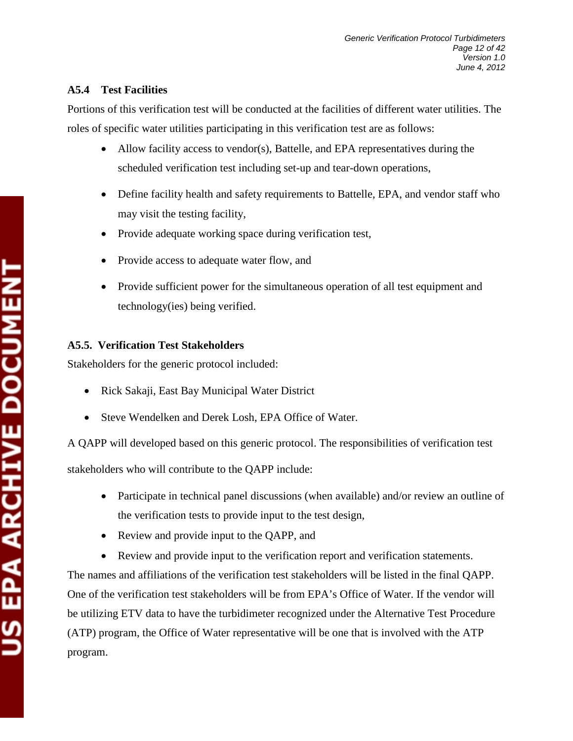### A5.4 Test Facilities

Portions of this verification test will be conducted at the facilities of different water utilities. The roles of specific water utilities participating in this verification test are as follows:

- Allow facility access to vendor(s), Battelle, and EPA representatives during the scheduled verification test including set-up and tear-down operations,
- Define facility health and safety requirements to Battelle, EPA, and vendor staff who may visit the testing facility,
- Provide adequate working space during verification test,
- Provide access to adequate water flow, and
- Provide sufficient power for the simultaneous operation of all test equipment and technology(ies) being verified.

### A5.5. Verification Test Stakeholders

Stakeholders for the generic protocol included:

- Rick Sakaji, East Bay Municipal Water District
- Steve Wendelken and Derek Losh, EPA Office of Water.

A QAPP will developed based on this generic protocol. The responsibilities of verification test stakeholders who will contribute to the QAPP include:

- Participate in technical panel discussions (when available) and/or review an outline of the verification tests to provide input to the test design,
- Review and provide input to the QAPP, and
- Review and provide input to the verification report and verification statements.

The names and affiliations of the verification test stakeholders will be listed in the final QAPP. One of the verification test stakeholders will be from EPA's Office of Water. If the vendor will be utilizing ETV data to have the turbidimeter recognized under the Alternative Test Procedure (ATP) program, the Office of Water representative will be one that is involved with the ATP program.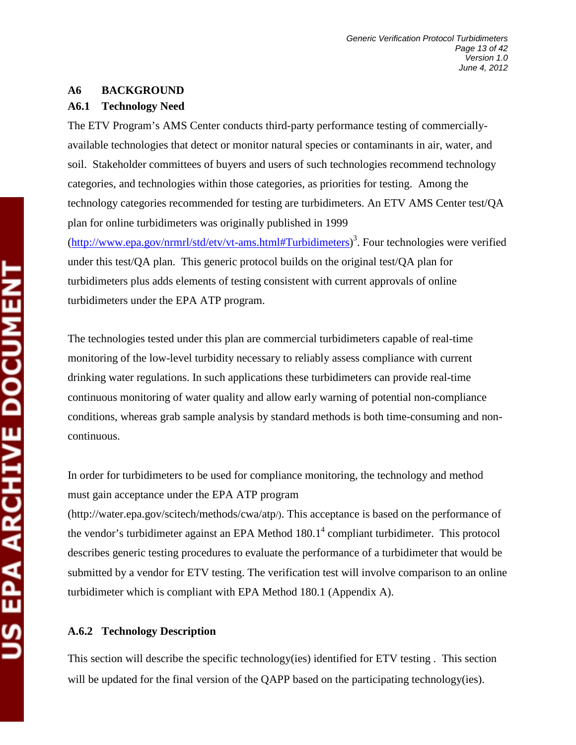## A6 BACKGROUND

### A6.1 Technology Need

The ETV Program's AMS Center conducts third-party performance testing of commercially-available technologies that detect or monitor natural species or contaminants in air, water, and soil. Stakeholder committees of buyers and users of such technologies recommend technology categories, and technologies within those categories, as priorities for testing. Among the technology categories recommended for testing are turbidimeters. An ETV AMS Center test/QA plan for online turbidimeters was originally published in 1999 (http://www.epa.gov/nrmrl/std/etv/vt-ams.html#Turbidimeters)[3]. Four technologies were verified under this test/QA plan. This generic protocol builds on the original test/QA plan for turbidimeters plus adds elements of testing consistent with current approvals of online turbidimeters under the EPA ATP program.

The technologies tested under this plan are commercial turbidimeters capable of real-time monitoring of the low-level turbidity necessary to reliably assess compliance with current drinking water regulations. In such applications these turbidimeters can provide real-time continuous monitoring of water quality and allow early warning of potential non-compliance conditions, whereas grab sample analysis by standard methods is both time-consuming and non-continuous.

In order for turbidimeters to be used for compliance monitoring, the technology and method must gain acceptance under the EPA ATP program (http://water.epa.gov/scitech/methods/cwa/atp/). This acceptance is based on the performance of the vendor's turbidimeter against an EPA Method 180.1[4] compliant turbidimeter. This protocol describes generic testing procedures to evaluate the performance of a turbidimeter that would be submitted by a vendor for ETV testing. The verification test will involve comparison to an online turbidimeter which is compliant with EPA Method 180.1 (Appendix A).

### A.6.2 Technology Description

This section will describe the specific technology(ies) identified for ETV testing . This section will be updated for the final version of the QAPP based on the participating technology(ies).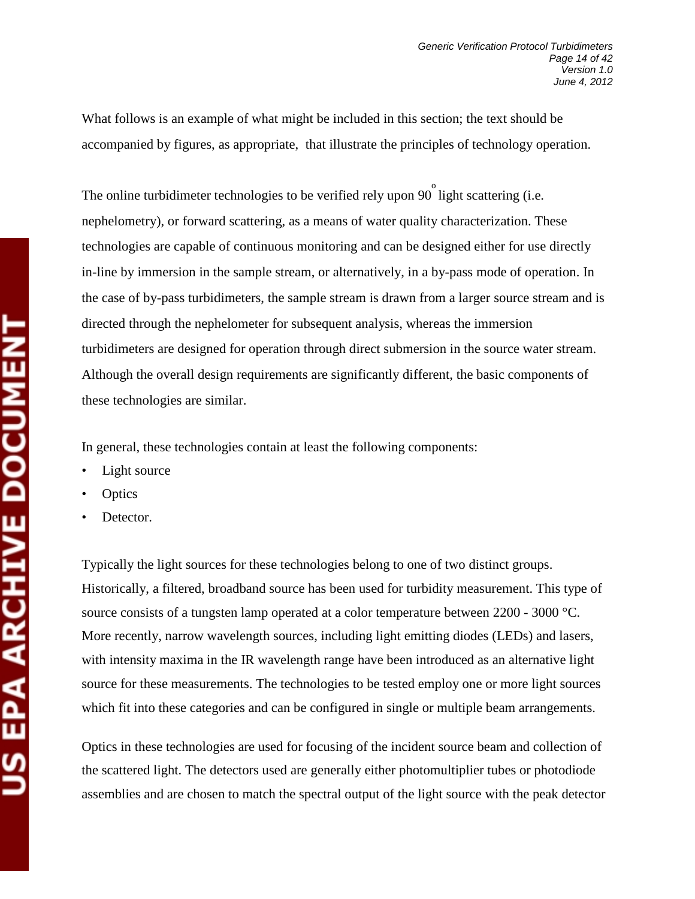What follows is an example of what might be included in this section; the text should be accompanied by figures, as appropriate, that illustrate the principles of technology operation.

The online turbidimeter technologies to be verified rely upon 90° light scattering (i.e. nephelometry), or forward scattering, as a means of water quality characterization. These technologies are capable of continuous monitoring and can be designed either for use directly in-line by immersion in the sample stream, or alternatively, in a by-pass mode of operation. In the case of by-pass turbidimeters, the sample stream is drawn from a larger source stream and is directed through the nephelometer for subsequent analysis, whereas the immersion turbidimeters are designed for operation through direct submersion in the source water stream. Although the overall design requirements are significantly different, the basic components of these technologies are similar.

In general, these technologies contain at least the following components:

- Light source
- Optics
- Detector.

Typically the light sources for these technologies belong to one of two distinct groups. Historically, a filtered, broadband source has been used for turbidity measurement. This type of source consists of a tungsten lamp operated at a color temperature between 2200 - 3000 °C. More recently, narrow wavelength sources, including light emitting diodes (LEDs) and lasers, with intensity maxima in the IR wavelength range have been introduced as an alternative light source for these measurements. The technologies to be tested employ one or more light sources which fit into these categories and can be configured in single or multiple beam arrangements.

Optics in these technologies are used for focusing of the incident source beam and collection of the scattered light. The detectors used are generally either photomultiplier tubes or photodiode assemblies and are chosen to match the spectral output of the light source with the peak detector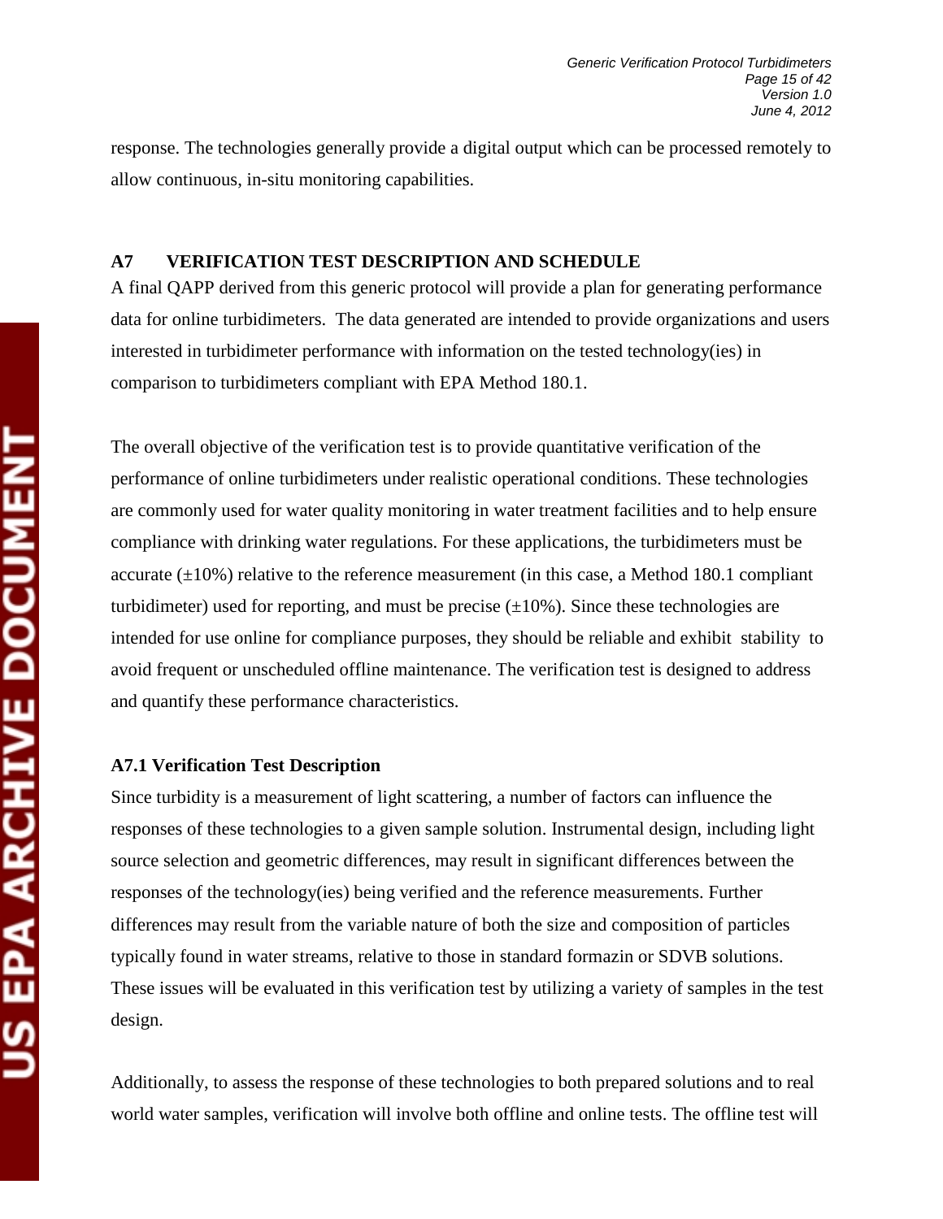response. The technologies generally provide a digital output which can be processed remotely to allow continuous, in-situ monitoring capabilities.

## A7 VERIFICATION TEST DESCRIPTION AND SCHEDULE

A final QAPP derived from this generic protocol will provide a plan for generating performance data for online turbidimeters. The data generated are intended to provide organizations and users interested in turbidimeter performance with information on the tested technology(ies) in comparison to turbidimeters compliant with EPA Method 180.1.

The overall objective of the verification test is to provide quantitative verification of the performance of online turbidimeters under realistic operational conditions. These technologies are commonly used for water quality monitoring in water treatment facilities and to help ensure compliance with drinking water regulations. For these applications, the turbidimeters must be accurate (±10%) relative to the reference measurement (in this case, a Method 180.1 compliant turbidimeter) used for reporting, and must be precise (±10%). Since these technologies are intended for use online for compliance purposes, they should be reliable and exhibit stability to avoid frequent or unscheduled offline maintenance. The verification test is designed to address and quantify these performance characteristics.

### A7.1 Verification Test Description

Since turbidity is a measurement of light scattering, a number of factors can influence the responses of these technologies to a given sample solution. Instrumental design, including light source selection and geometric differences, may result in significant differences between the responses of the technology(ies) being verified and the reference measurements. Further differences may result from the variable nature of both the size and composition of particles typically found in water streams, relative to those in standard formazin or SDVB solutions. These issues will be evaluated in this verification test by utilizing a variety of samples in the test design.

Additionally, to assess the response of these technologies to both prepared solutions and to real world water samples, verification will involve both offline and online tests. The offline test will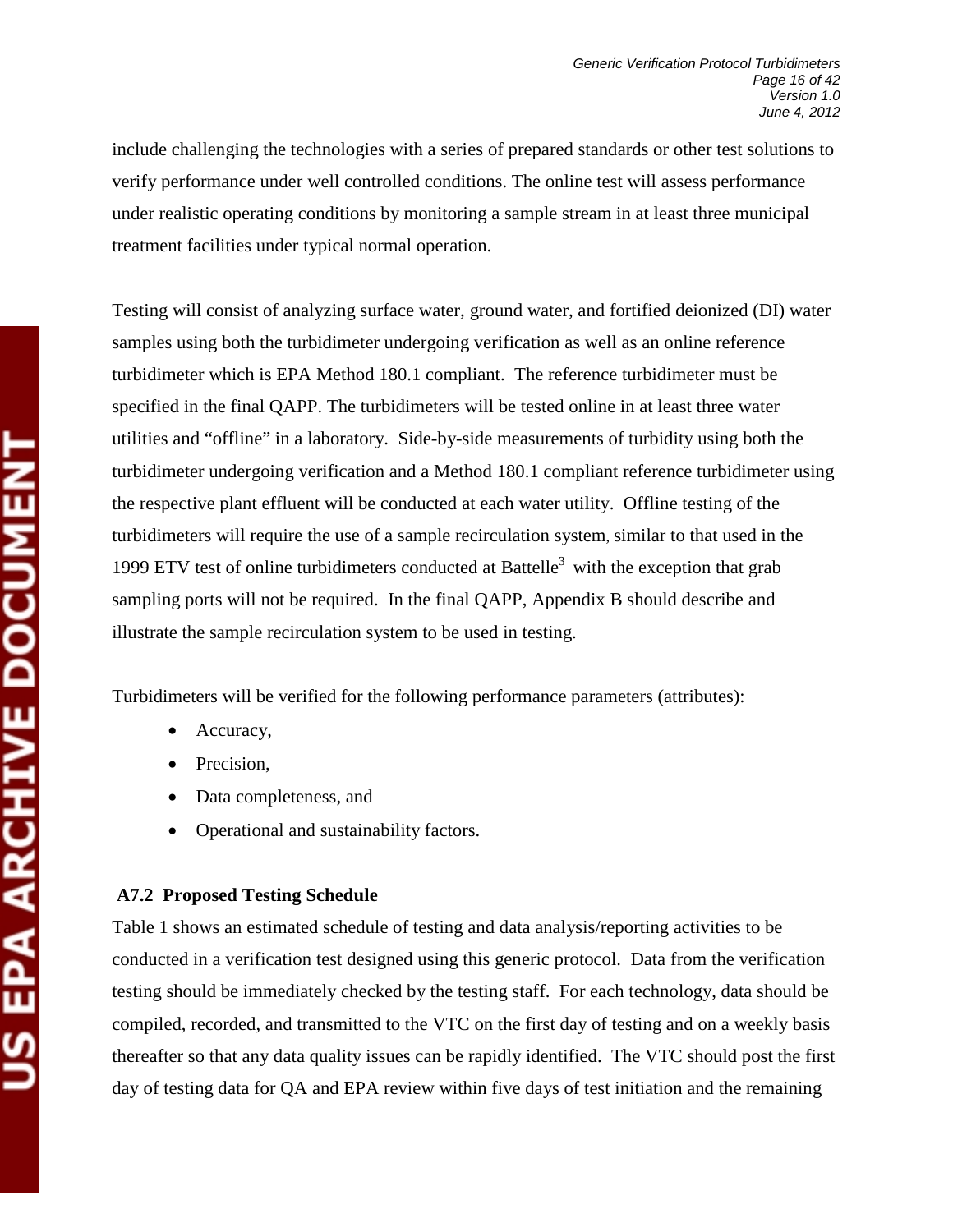include challenging the technologies with a series of prepared standards or other test solutions to verify performance under well controlled conditions. The online test will assess performance under realistic operating conditions by monitoring a sample stream in at least three municipal treatment facilities under typical normal operation.

Testing will consist of analyzing surface water, ground water, and fortified deionized (DI) water samples using both the turbidimeter undergoing verification as well as an online reference turbidimeter which is EPA Method 180.1 compliant. The reference turbidimeter must be specified in the final QAPP. The turbidimeters will be tested online in at least three water utilities and "offline" in a laboratory. Side-by-side measurements of turbidity using both the turbidimeter undergoing verification and a Method 180.1 compliant reference turbidimeter using the respective plant effluent will be conducted at each water utility. Offline testing of the turbidimeters will require the use of a sample recirculation system, similar to that used in the 1999 ETV test of online turbidimeters conducted at Battelle[3] with the exception that grab sampling ports will not be required. In the final QAPP, Appendix B should describe and illustrate the sample recirculation system to be used in testing.

Turbidimeters will be verified for the following performance parameters (attributes):

- Accuracy,
- Precision,
- Data completeness, and
- Operational and sustainability factors.

### A7.2 Proposed Testing Schedule

Table 1 shows an estimated schedule of testing and data analysis/reporting activities to be conducted in a verification test designed using this generic protocol. Data from the verification testing should be immediately checked by the testing staff. For each technology, data should be compiled, recorded, and transmitted to the VTC on the first day of testing and on a weekly basis thereafter so that any data quality issues can be rapidly identified. The VTC should post the first day of testing data for QA and EPA review within five days of test initiation and the remaining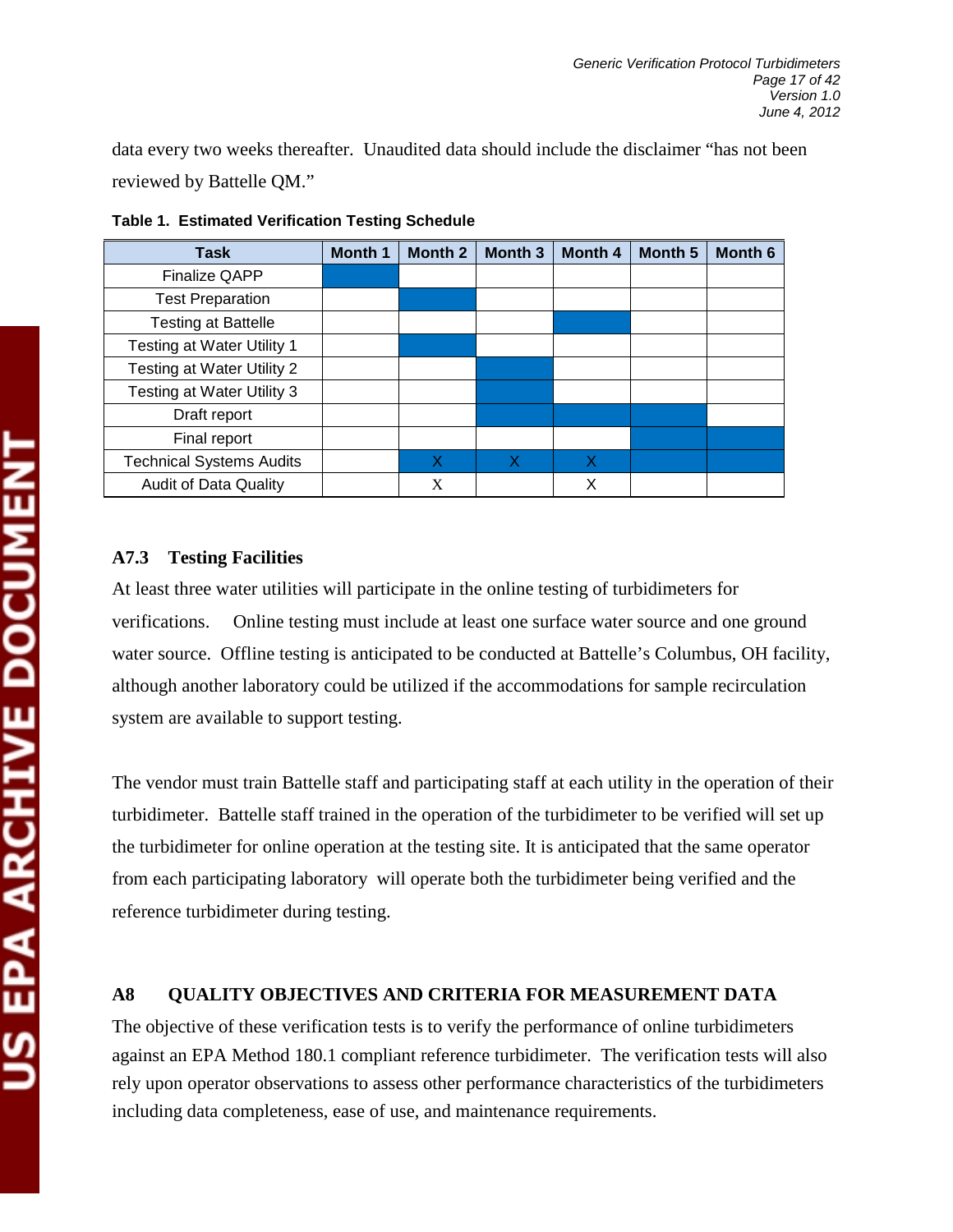data every two weeks thereafter. Unaudited data should include the disclaimer "has not been reviewed by Battelle QM."

**Table 1. Estimated Verification Testing Schedule**

| Task | Month 1 | Month 2 | Month 3 | Month 4 | Month 5 | Month 6 |
|---|---|---|---|---|---|---|
| Finalize QAPP | ■ | | | | | |
| Test Preparation | | ■ | | | | |
| Testing at Battelle | | | | ■ | | |
| Testing at Water Utility 1 | | ■ | | | | |
| Testing at Water Utility 2 | | | ■ | | | |
| Testing at Water Utility 3 | | | ■ | | | |
| Draft report | | | ■ | ■ | ■ | |
| Final report | | | | | ■ | ■ |
| Technical Systems Audits | | ■ X | ■ X | ■ X | ■ | ■ |
| Audit of Data Quality | | X | | X | | |

### A7.3 Testing Facilities

At least three water utilities will participate in the online testing of turbidimeters for verifications. Online testing must include at least one surface water source and one ground water source. Offline testing is anticipated to be conducted at Battelle's Columbus, OH facility, although another laboratory could be utilized if the accommodations for sample recirculation system are available to support testing.

The vendor must train Battelle staff and participating staff at each utility in the operation of their turbidimeter. Battelle staff trained in the operation of the turbidimeter to be verified will set up the turbidimeter for online operation at the testing site. It is anticipated that the same operator from each participating laboratory will operate both the turbidimeter being verified and the reference turbidimeter during testing.

## A8 QUALITY OBJECTIVES AND CRITERIA FOR MEASUREMENT DATA

The objective of these verification tests is to verify the performance of online turbidimeters against an EPA Method 180.1 compliant reference turbidimeter. The verification tests will also rely upon operator observations to assess other performance characteristics of the turbidimeters including data completeness, ease of use, and maintenance requirements.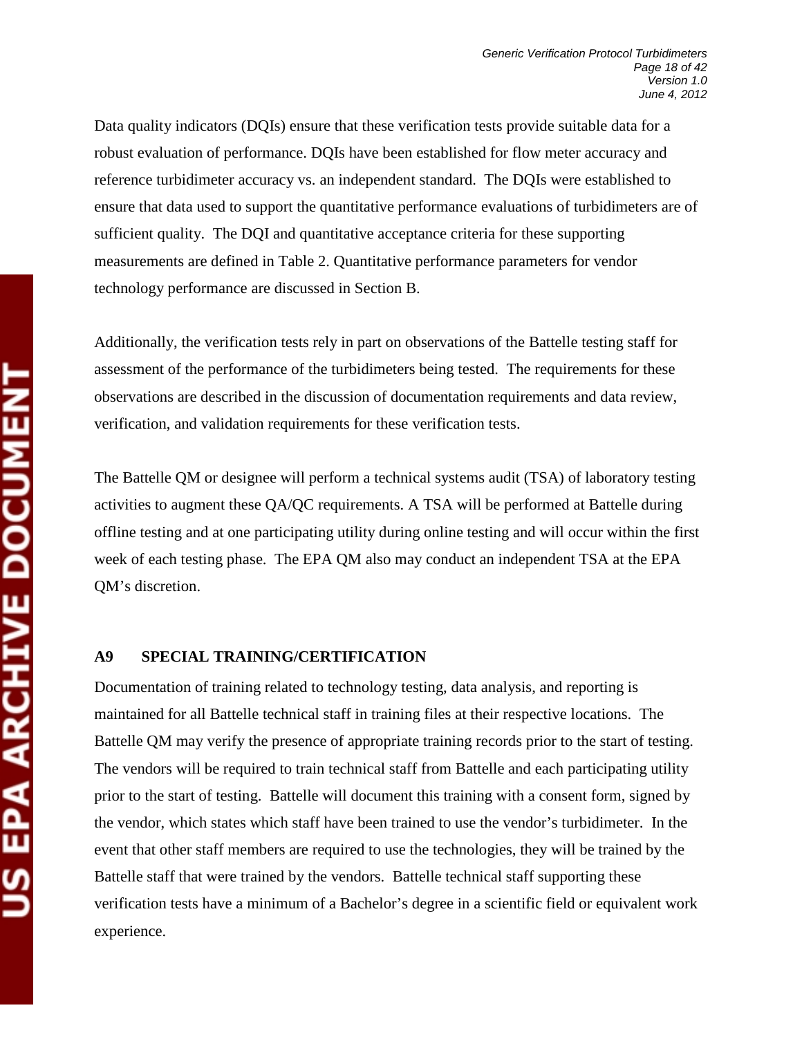Data quality indicators (DQIs) ensure that these verification tests provide suitable data for a robust evaluation of performance. DQIs have been established for flow meter accuracy and reference turbidimeter accuracy vs. an independent standard. The DQIs were established to ensure that data used to support the quantitative performance evaluations of turbidimeters are of sufficient quality. The DQI and quantitative acceptance criteria for these supporting measurements are defined in Table 2. Quantitative performance parameters for vendor technology performance are discussed in Section B.

Additionally, the verification tests rely in part on observations of the Battelle testing staff for assessment of the performance of the turbidimeters being tested. The requirements for these observations are described in the discussion of documentation requirements and data review, verification, and validation requirements for these verification tests.

The Battelle QM or designee will perform a technical systems audit (TSA) of laboratory testing activities to augment these QA/QC requirements. A TSA will be performed at Battelle during offline testing and at one participating utility during online testing and will occur within the first week of each testing phase. The EPA QM also may conduct an independent TSA at the EPA QM's discretion.

## A9 SPECIAL TRAINING/CERTIFICATION

Documentation of training related to technology testing, data analysis, and reporting is maintained for all Battelle technical staff in training files at their respective locations. The Battelle QM may verify the presence of appropriate training records prior to the start of testing. The vendors will be required to train technical staff from Battelle and each participating utility prior to the start of testing. Battelle will document this training with a consent form, signed by the vendor, which states which staff have been trained to use the vendor's turbidimeter. In the event that other staff members are required to use the technologies, they will be trained by the Battelle staff that were trained by the vendors. Battelle technical staff supporting these verification tests have a minimum of a Bachelor's degree in a scientific field or equivalent work experience.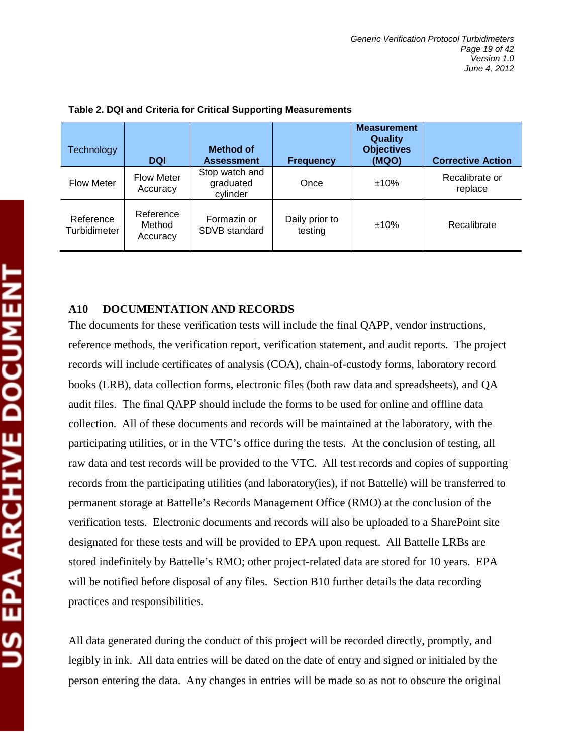**Table 2. DQI and Criteria for Critical Supporting Measurements**

| Technology | DQI | Method of Assessment | Frequency | Measurement Quality Objectives (MQO) | Corrective Action |
|---|---|---|---|---|---|
| Flow Meter | Flow Meter Accuracy | Stop watch and graduated cylinder | Once | ±10% | Recalibrate or replace |
| Reference Turbidimeter | Reference Method Accuracy | Formazin or SDVB standard | Daily prior to testing | ±10% | Recalibrate |

## A10 DOCUMENTATION AND RECORDS

The documents for these verification tests will include the final QAPP, vendor instructions, reference methods, the verification report, verification statement, and audit reports. The project records will include certificates of analysis (COA), chain-of-custody forms, laboratory record books (LRB), data collection forms, electronic files (both raw data and spreadsheets), and QA audit files. The final QAPP should include the forms to be used for online and offline data collection. All of these documents and records will be maintained at the laboratory, with the participating utilities, or in the VTC's office during the tests. At the conclusion of testing, all raw data and test records will be provided to the VTC. All test records and copies of supporting records from the participating utilities (and laboratory(ies), if not Battelle) will be transferred to permanent storage at Battelle's Records Management Office (RMO) at the conclusion of the verification tests. Electronic documents and records will also be uploaded to a SharePoint site designated for these tests and will be provided to EPA upon request. All Battelle LRBs are stored indefinitely by Battelle's RMO; other project-related data are stored for 10 years. EPA will be notified before disposal of any files. Section B10 further details the data recording practices and responsibilities.

All data generated during the conduct of this project will be recorded directly, promptly, and legibly in ink. All data entries will be dated on the date of entry and signed or initialed by the person entering the data. Any changes in entries will be made so as not to obscure the original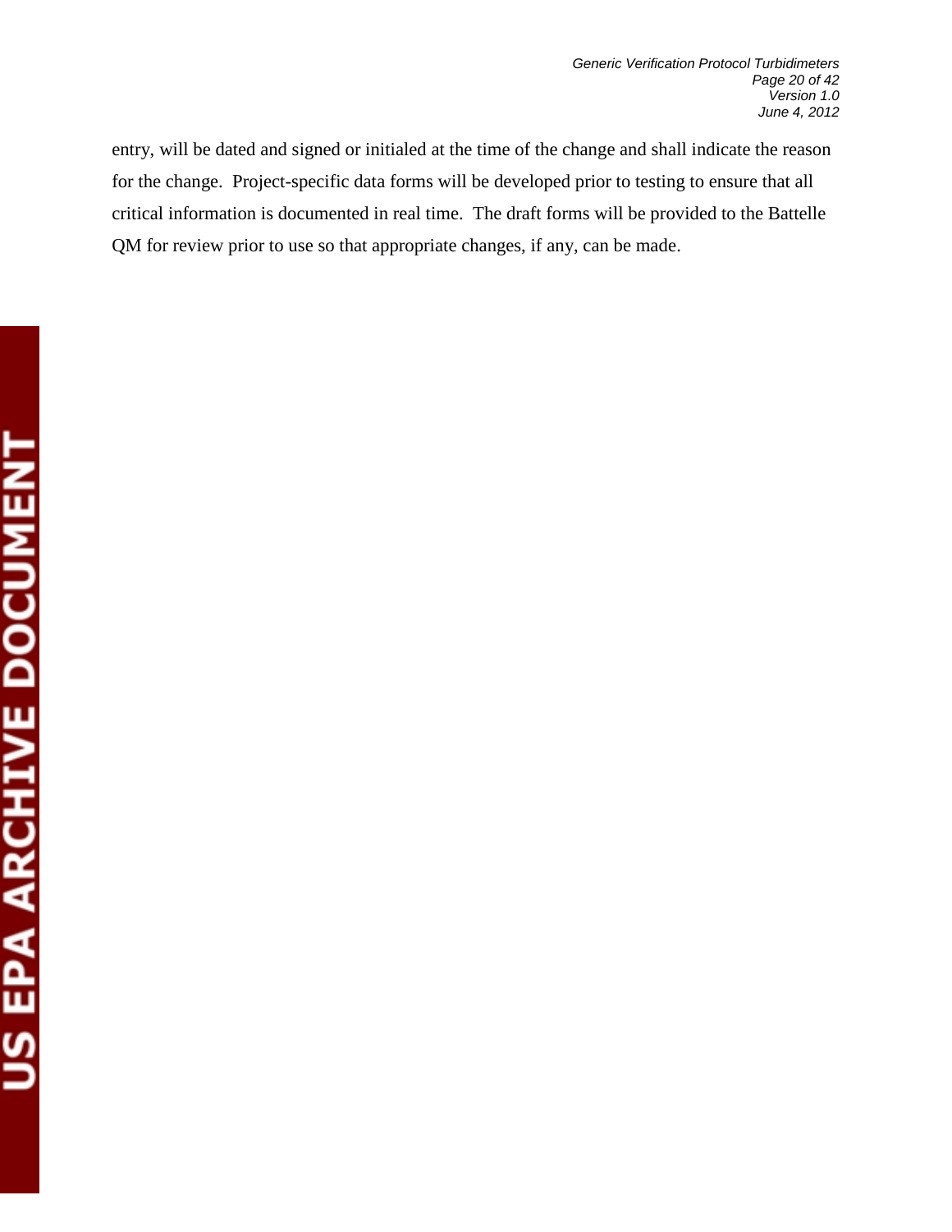entry, will be dated and signed or initialed at the time of the change and shall indicate the reason for the change. Project-specific data forms will be developed prior to testing to ensure that all critical information is documented in real time. The draft forms will be provided to the Battelle QM for review prior to use so that appropriate changes, if any, can be made.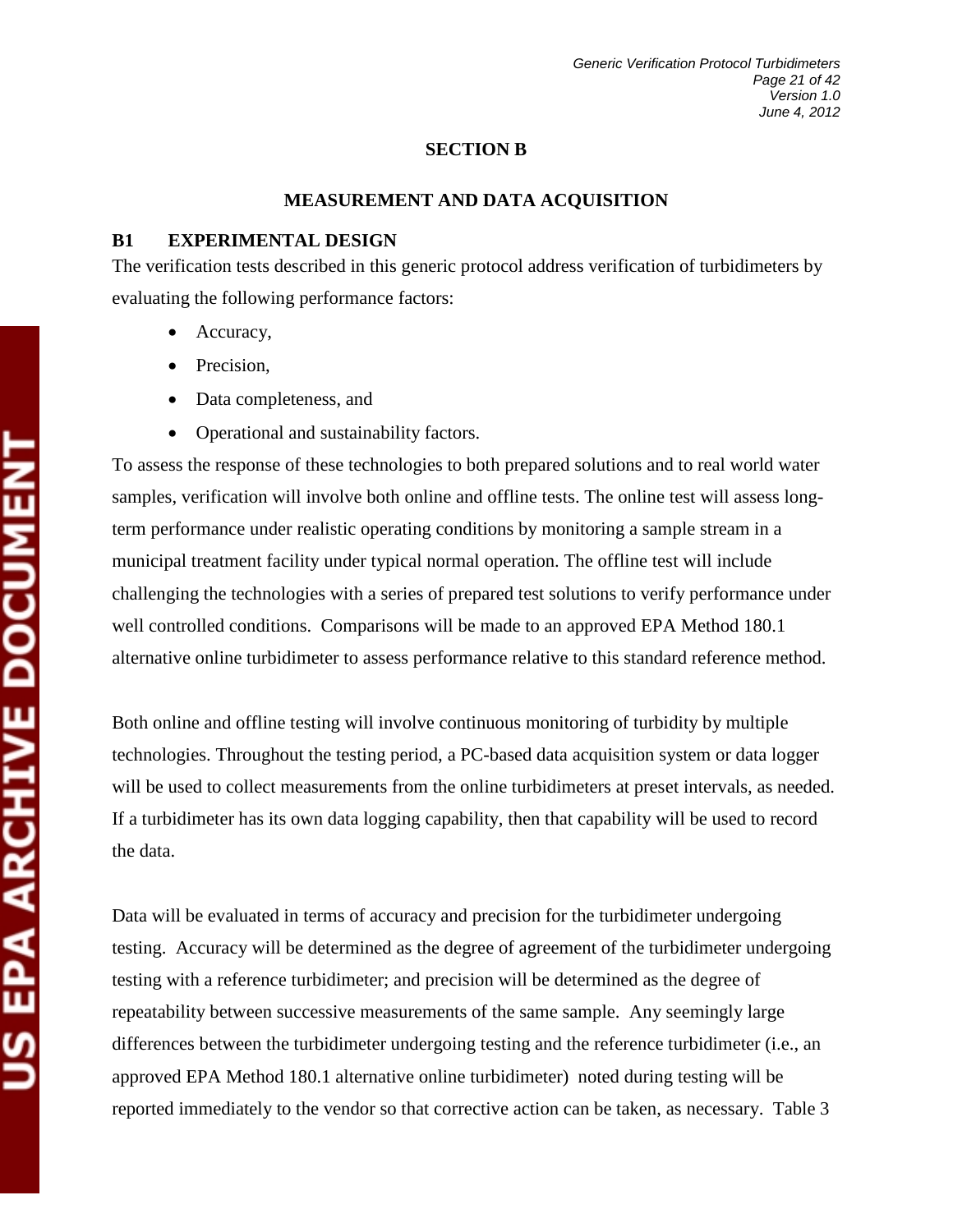# SECTION B

## MEASUREMENT AND DATA ACQUISITION

### B1 EXPERIMENTAL DESIGN

The verification tests described in this generic protocol address verification of turbidimeters by evaluating the following performance factors:

- Accuracy,
- Precision,
- Data completeness, and
- Operational and sustainability factors.

To assess the response of these technologies to both prepared solutions and to real world water samples, verification will involve both online and offline tests. The online test will assess long-term performance under realistic operating conditions by monitoring a sample stream in a municipal treatment facility under typical normal operation. The offline test will include challenging the technologies with a series of prepared test solutions to verify performance under well controlled conditions. Comparisons will be made to an approved EPA Method 180.1 alternative online turbidimeter to assess performance relative to this standard reference method.

Both online and offline testing will involve continuous monitoring of turbidity by multiple technologies. Throughout the testing period, a PC-based data acquisition system or data logger will be used to collect measurements from the online turbidimeters at preset intervals, as needed. If a turbidimeter has its own data logging capability, then that capability will be used to record the data.

Data will be evaluated in terms of accuracy and precision for the turbidimeter undergoing testing. Accuracy will be determined as the degree of agreement of the turbidimeter undergoing testing with a reference turbidimeter; and precision will be determined as the degree of repeatability between successive measurements of the same sample. Any seemingly large differences between the turbidimeter undergoing testing and the reference turbidimeter (i.e., an approved EPA Method 180.1 alternative online turbidimeter) noted during testing will be reported immediately to the vendor so that corrective action can be taken, as necessary. Table 3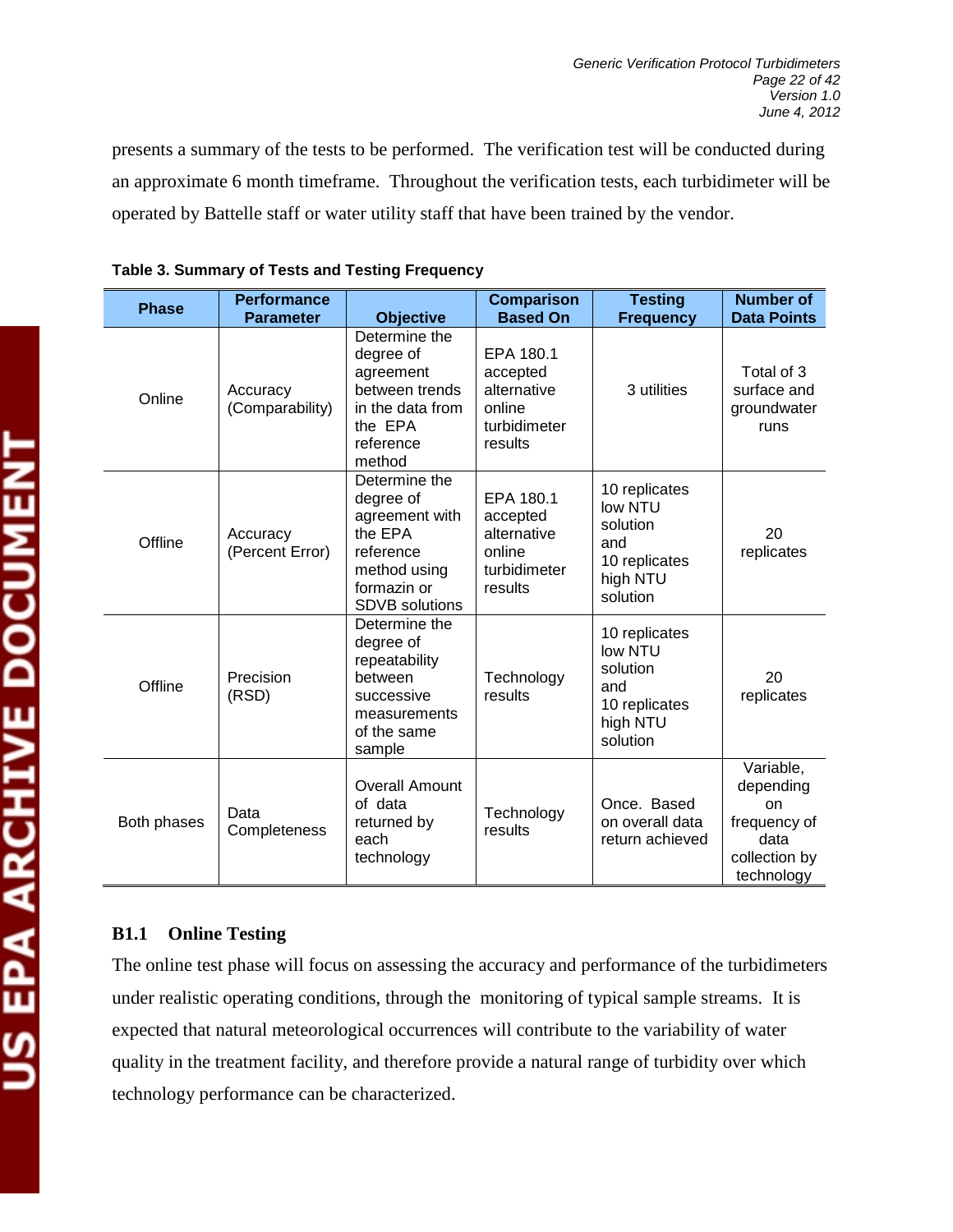presents a summary of the tests to be performed. The verification test will be conducted during an approximate 6 month timeframe. Throughout the verification tests, each turbidimeter will be operated by Battelle staff or water utility staff that have been trained by the vendor.

**Table 3. Summary of Tests and Testing Frequency**

| Phase | Performance Parameter | Objective | Comparison Based On | Testing Frequency | Number of Data Points |
|---|---|---|---|---|---|
| Online | Accuracy (Comparability) | Determine the degree of agreement between trends in the data from the EPA reference method | EPA 180.1 accepted alternative online turbidimeter results | 3 utilities | Total of 3 surface and groundwater runs |
| Offline | Accuracy (Percent Error) | Determine the degree of agreement with the EPA reference method using formazin or SDVB solutions | EPA 180.1 accepted alternative online turbidimeter results | 10 replicates low NTU solution and 10 replicates high NTU solution | 20 replicates |
| Offline | Precision (RSD) | Determine the degree of repeatability between successive measurements of the same sample | Technology results | 10 replicates low NTU solution and 10 replicates high NTU solution | 20 replicates |
| Both phases | Data Completeness | Overall Amount of data returned by each technology | Technology results | Once. Based on overall data return achieved | Variable, depending on frequency of data collection by technology |

### B1.1 Online Testing

The online test phase will focus on assessing the accuracy and performance of the turbidimeters under realistic operating conditions, through the monitoring of typical sample streams. It is expected that natural meteorological occurrences will contribute to the variability of water quality in the treatment facility, and therefore provide a natural range of turbidity over which technology performance can be characterized.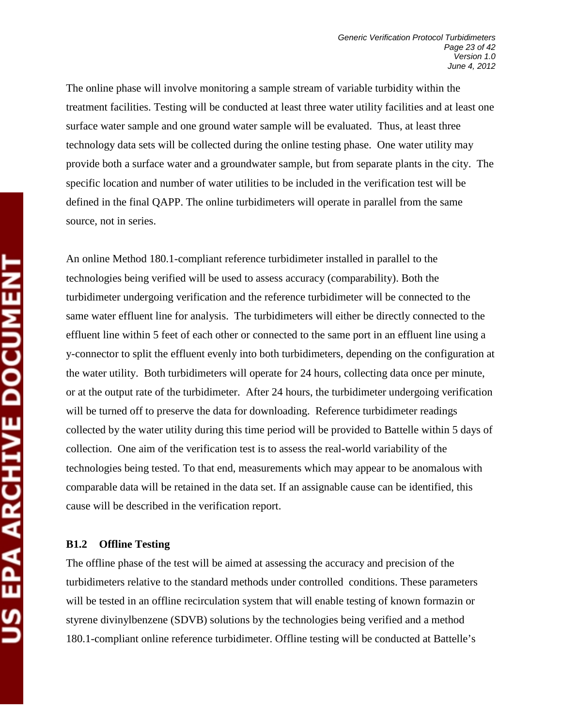The online phase will involve monitoring a sample stream of variable turbidity within the treatment facilities. Testing will be conducted at least three water utility facilities and at least one surface water sample and one ground water sample will be evaluated. Thus, at least three technology data sets will be collected during the online testing phase. One water utility may provide both a surface water and a groundwater sample, but from separate plants in the city. The specific location and number of water utilities to be included in the verification test will be defined in the final QAPP. The online turbidimeters will operate in parallel from the same source, not in series.

An online Method 180.1-compliant reference turbidimeter installed in parallel to the technologies being verified will be used to assess accuracy (comparability). Both the turbidimeter undergoing verification and the reference turbidimeter will be connected to the same water effluent line for analysis. The turbidimeters will either be directly connected to the effluent line within 5 feet of each other or connected to the same port in an effluent line using a y-connector to split the effluent evenly into both turbidimeters, depending on the configuration at the water utility. Both turbidimeters will operate for 24 hours, collecting data once per minute, or at the output rate of the turbidimeter. After 24 hours, the turbidimeter undergoing verification will be turned off to preserve the data for downloading. Reference turbidimeter readings collected by the water utility during this time period will be provided to Battelle within 5 days of collection. One aim of the verification test is to assess the real-world variability of the technologies being tested. To that end, measurements which may appear to be anomalous with comparable data will be retained in the data set. If an assignable cause can be identified, this cause will be described in the verification report.

### B1.2 Offline Testing

The offline phase of the test will be aimed at assessing the accuracy and precision of the turbidimeters relative to the standard methods under controlled conditions. These parameters will be tested in an offline recirculation system that will enable testing of known formazin or styrene divinylbenzene (SDVB) solutions by the technologies being verified and a method 180.1-compliant online reference turbidimeter. Offline testing will be conducted at Battelle's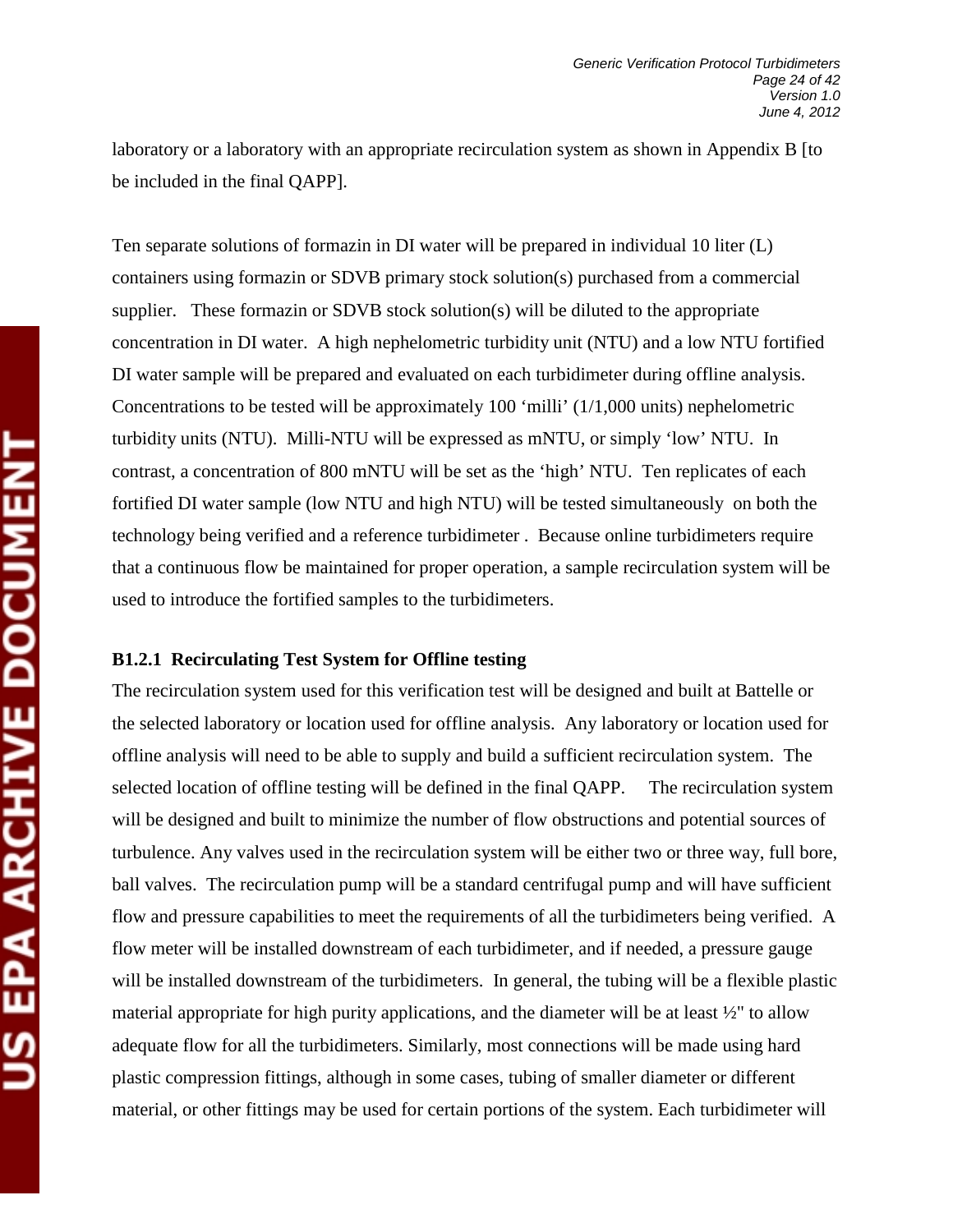laboratory or a laboratory with an appropriate recirculation system as shown in Appendix B [to be included in the final QAPP].

Ten separate solutions of formazin in DI water will be prepared in individual 10 liter (L) containers using formazin or SDVB primary stock solution(s) purchased from a commercial supplier. These formazin or SDVB stock solution(s) will be diluted to the appropriate concentration in DI water. A high nephelometric turbidity unit (NTU) and a low NTU fortified DI water sample will be prepared and evaluated on each turbidimeter during offline analysis. Concentrations to be tested will be approximately 100 'milli' (1/1,000 units) nephelometric turbidity units (NTU). Milli-NTU will be expressed as mNTU, or simply 'low' NTU. In contrast, a concentration of 800 mNTU will be set as the 'high' NTU. Ten replicates of each fortified DI water sample (low NTU and high NTU) will be tested simultaneously on both the technology being verified and a reference turbidimeter . Because online turbidimeters require that a continuous flow be maintained for proper operation, a sample recirculation system will be used to introduce the fortified samples to the turbidimeters.

#### B1.2.1 Recirculating Test System for Offline testing

The recirculation system used for this verification test will be designed and built at Battelle or the selected laboratory or location used for offline analysis. Any laboratory or location used for offline analysis will need to be able to supply and build a sufficient recirculation system. The selected location of offline testing will be defined in the final QAPP. The recirculation system will be designed and built to minimize the number of flow obstructions and potential sources of turbulence. Any valves used in the recirculation system will be either two or three way, full bore, ball valves. The recirculation pump will be a standard centrifugal pump and will have sufficient flow and pressure capabilities to meet the requirements of all the turbidimeters being verified. A flow meter will be installed downstream of each turbidimeter, and if needed, a pressure gauge will be installed downstream of the turbidimeters. In general, the tubing will be a flexible plastic material appropriate for high purity applications, and the diameter will be at least ½" to allow adequate flow for all the turbidimeters. Similarly, most connections will be made using hard plastic compression fittings, although in some cases, tubing of smaller diameter or different material, or other fittings may be used for certain portions of the system. Each turbidimeter will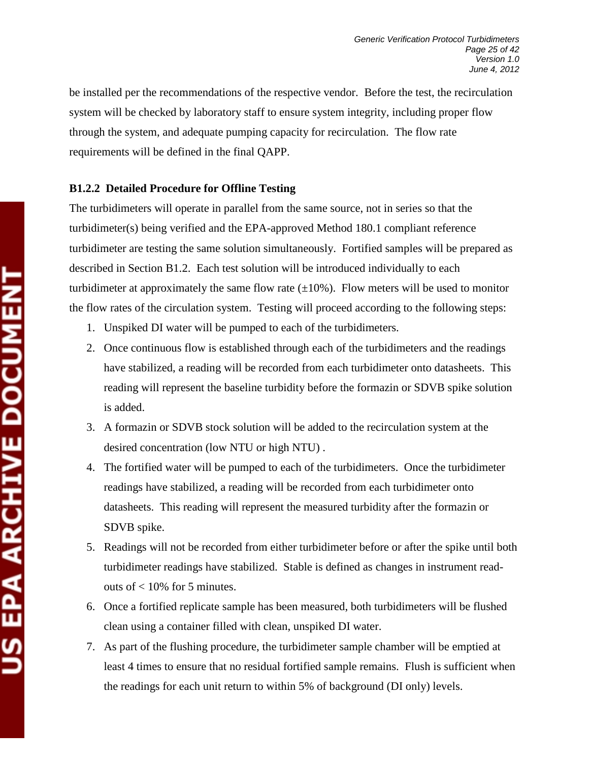be installed per the recommendations of the respective vendor. Before the test, the recirculation system will be checked by laboratory staff to ensure system integrity, including proper flow through the system, and adequate pumping capacity for recirculation. The flow rate requirements will be defined in the final QAPP.

### B1.2.2 Detailed Procedure for Offline Testing

The turbidimeters will operate in parallel from the same source, not in series so that the turbidimeter(s) being verified and the EPA-approved Method 180.1 compliant reference turbidimeter are testing the same solution simultaneously. Fortified samples will be prepared as described in Section B1.2. Each test solution will be introduced individually to each turbidimeter at approximately the same flow rate (±10%). Flow meters will be used to monitor the flow rates of the circulation system. Testing will proceed according to the following steps:

1. Unspiked DI water will be pumped to each of the turbidimeters.
2. Once continuous flow is established through each of the turbidimeters and the readings have stabilized, a reading will be recorded from each turbidimeter onto datasheets. This reading will represent the baseline turbidity before the formazin or SDVB spike solution is added.
3. A formazin or SDVB stock solution will be added to the recirculation system at the desired concentration (low NTU or high NTU) .
4. The fortified water will be pumped to each of the turbidimeters. Once the turbidimeter readings have stabilized, a reading will be recorded from each turbidimeter onto datasheets. This reading will represent the measured turbidity after the formazin or SDVB spike.
5. Readings will not be recorded from either turbidimeter before or after the spike until both turbidimeter readings have stabilized. Stable is defined as changes in instrument read-outs of < 10% for 5 minutes.
6. Once a fortified replicate sample has been measured, both turbidimeters will be flushed clean using a container filled with clean, unspiked DI water.
7. As part of the flushing procedure, the turbidimeter sample chamber will be emptied at least 4 times to ensure that no residual fortified sample remains. Flush is sufficient when the readings for each unit return to within 5% of background (DI only) levels.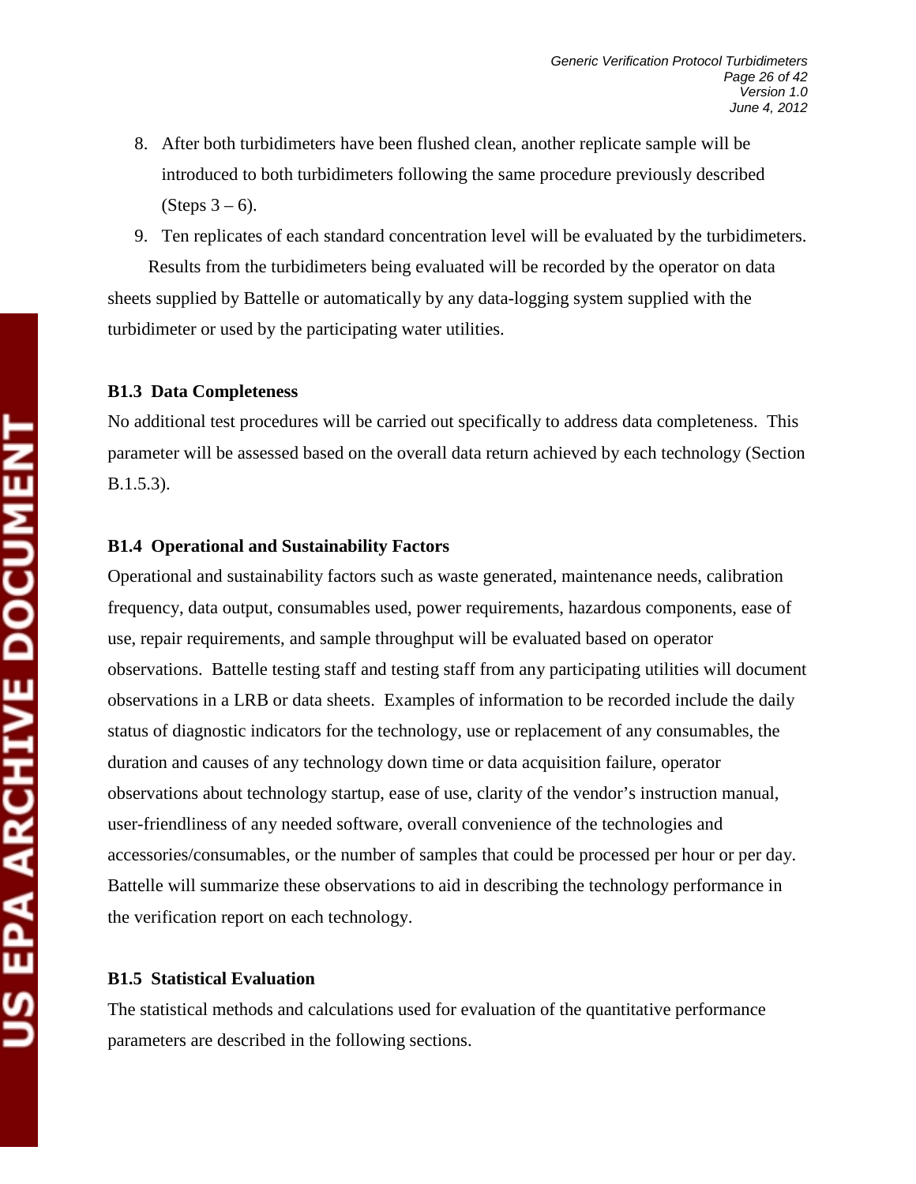8. After both turbidimeters have been flushed clean, another replicate sample will be introduced to both turbidimeters following the same procedure previously described (Steps 3 – 6).
9. Ten replicates of each standard concentration level will be evaluated by the turbidimeters.

Results from the turbidimeters being evaluated will be recorded by the operator on data sheets supplied by Battelle or automatically by any data-logging system supplied with the turbidimeter or used by the participating water utilities.

### B1.3 Data Completeness

No additional test procedures will be carried out specifically to address data completeness. This parameter will be assessed based on the overall data return achieved by each technology (Section B.1.5.3).

### B1.4 Operational and Sustainability Factors

Operational and sustainability factors such as waste generated, maintenance needs, calibration frequency, data output, consumables used, power requirements, hazardous components, ease of use, repair requirements, and sample throughput will be evaluated based on operator observations. Battelle testing staff and testing staff from any participating utilities will document observations in a LRB or data sheets. Examples of information to be recorded include the daily status of diagnostic indicators for the technology, use or replacement of any consumables, the duration and causes of any technology down time or data acquisition failure, operator observations about technology startup, ease of use, clarity of the vendor's instruction manual, user-friendliness of any needed software, overall convenience of the technologies and accessories/consumables, or the number of samples that could be processed per hour or per day. Battelle will summarize these observations to aid in describing the technology performance in the verification report on each technology.

### B1.5 Statistical Evaluation

The statistical methods and calculations used for evaluation of the quantitative performance parameters are described in the following sections.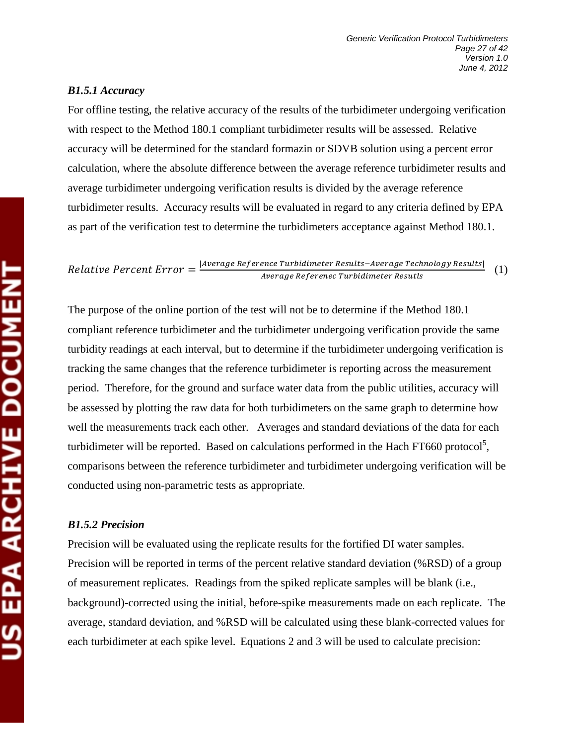### *B1.5.1 Accuracy*

For offline testing, the relative accuracy of the results of the turbidimeter undergoing verification with respect to the Method 180.1 compliant turbidimeter results will be assessed. Relative accuracy will be determined for the standard formazin or SDVB solution using a percent error calculation, where the absolute difference between the average reference turbidimeter results and average turbidimeter undergoing verification results is divided by the average reference turbidimeter results. Accuracy results will be evaluated in regard to any criteria defined by EPA as part of the verification test to determine the turbidimeters acceptance against Method 180.1.

$$Relative\ Percent\ Error = \frac{|Average\ Reference\ Turbidimeter\ Results - Average\ Technology\ Results|}{Average\ Referenec\ Turbidimeter\ Resutls} \quad (1)$$

The purpose of the online portion of the test will not be to determine if the Method 180.1 compliant reference turbidimeter and the turbidimeter undergoing verification provide the same turbidity readings at each interval, but to determine if the turbidimeter undergoing verification is tracking the same changes that the reference turbidimeter is reporting across the measurement period. Therefore, for the ground and surface water data from the public utilities, accuracy will be assessed by plotting the raw data for both turbidimeters on the same graph to determine how well the measurements track each other. Averages and standard deviations of the data for each turbidimeter will be reported. Based on calculations performed in the Hach FT660 protocol[5], comparisons between the reference turbidimeter and turbidimeter undergoing verification will be conducted using non-parametric tests as appropriate.

### *B1.5.2 Precision*

Precision will be evaluated using the replicate results for the fortified DI water samples. Precision will be reported in terms of the percent relative standard deviation (%RSD) of a group of measurement replicates. Readings from the spiked replicate samples will be blank (i.e., background)-corrected using the initial, before-spike measurements made on each replicate. The average, standard deviation, and %RSD will be calculated using these blank-corrected values for each turbidimeter at each spike level. Equations 2 and 3 will be used to calculate precision: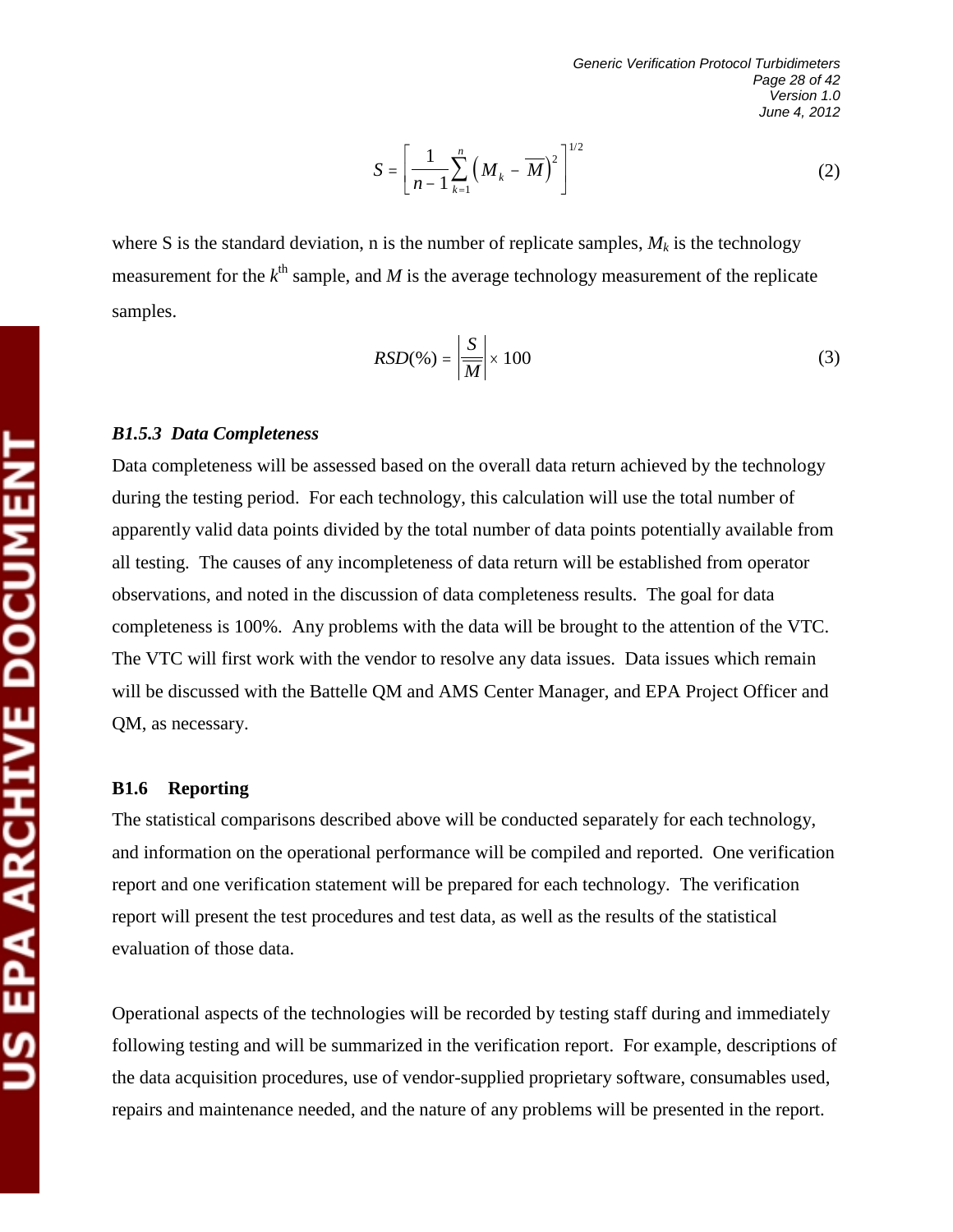$$S = \left[ \frac{1}{n-1} \sum_{k=1}^{n} \left( M_k - \overline{M} \right)^2 \right]^{1/2} \tag{2}$$

where S is the standard deviation, n is the number of replicate samples, $M_k$ is the technology measurement for the $k^{th}$ sample, and $M$ is the average technology measurement of the replicate samples.

$$RSD(\%) = \left| \frac{S}{\overline{M}} \right| \times 100 \tag{3}$$

### *B1.5.3 Data Completeness*

Data completeness will be assessed based on the overall data return achieved by the technology during the testing period. For each technology, this calculation will use the total number of apparently valid data points divided by the total number of data points potentially available from all testing. The causes of any incompleteness of data return will be established from operator observations, and noted in the discussion of data completeness results. The goal for data completeness is 100%. Any problems with the data will be brought to the attention of the VTC. The VTC will first work with the vendor to resolve any data issues. Data issues which remain will be discussed with the Battelle QM and AMS Center Manager, and EPA Project Officer and QM, as necessary.

## B1.6 Reporting

The statistical comparisons described above will be conducted separately for each technology, and information on the operational performance will be compiled and reported. One verification report and one verification statement will be prepared for each technology. The verification report will present the test procedures and test data, as well as the results of the statistical evaluation of those data.

Operational aspects of the technologies will be recorded by testing staff during and immediately following testing and will be summarized in the verification report. For example, descriptions of the data acquisition procedures, use of vendor-supplied proprietary software, consumables used, repairs and maintenance needed, and the nature of any problems will be presented in the report.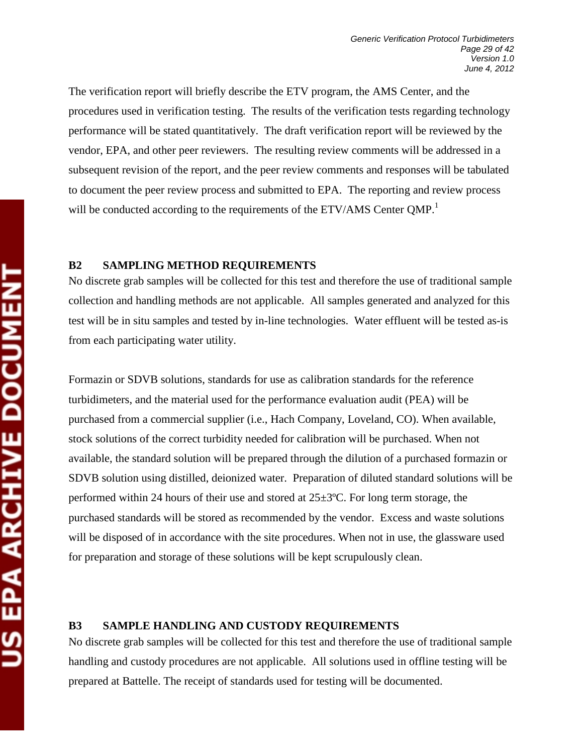The verification report will briefly describe the ETV program, the AMS Center, and the procedures used in verification testing. The results of the verification tests regarding technology performance will be stated quantitatively. The draft verification report will be reviewed by the vendor, EPA, and other peer reviewers. The resulting review comments will be addressed in a subsequent revision of the report, and the peer review comments and responses will be tabulated to document the peer review process and submitted to EPA. The reporting and review process will be conducted according to the requirements of the ETV/AMS Center QMP.[1]

## B2 SAMPLING METHOD REQUIREMENTS

No discrete grab samples will be collected for this test and therefore the use of traditional sample collection and handling methods are not applicable. All samples generated and analyzed for this test will be in situ samples and tested by in-line technologies. Water effluent will be tested as-is from each participating water utility.

Formazin or SDVB solutions, standards for use as calibration standards for the reference turbidimeters, and the material used for the performance evaluation audit (PEA) will be purchased from a commercial supplier (i.e., Hach Company, Loveland, CO). When available, stock solutions of the correct turbidity needed for calibration will be purchased. When not available, the standard solution will be prepared through the dilution of a purchased formazin or SDVB solution using distilled, deionized water. Preparation of diluted standard solutions will be performed within 24 hours of their use and stored at 25±3ºC. For long term storage, the purchased standards will be stored as recommended by the vendor. Excess and waste solutions will be disposed of in accordance with the site procedures. When not in use, the glassware used for preparation and storage of these solutions will be kept scrupulously clean.

## B3 SAMPLE HANDLING AND CUSTODY REQUIREMENTS

No discrete grab samples will be collected for this test and therefore the use of traditional sample handling and custody procedures are not applicable. All solutions used in offline testing will be prepared at Battelle. The receipt of standards used for testing will be documented.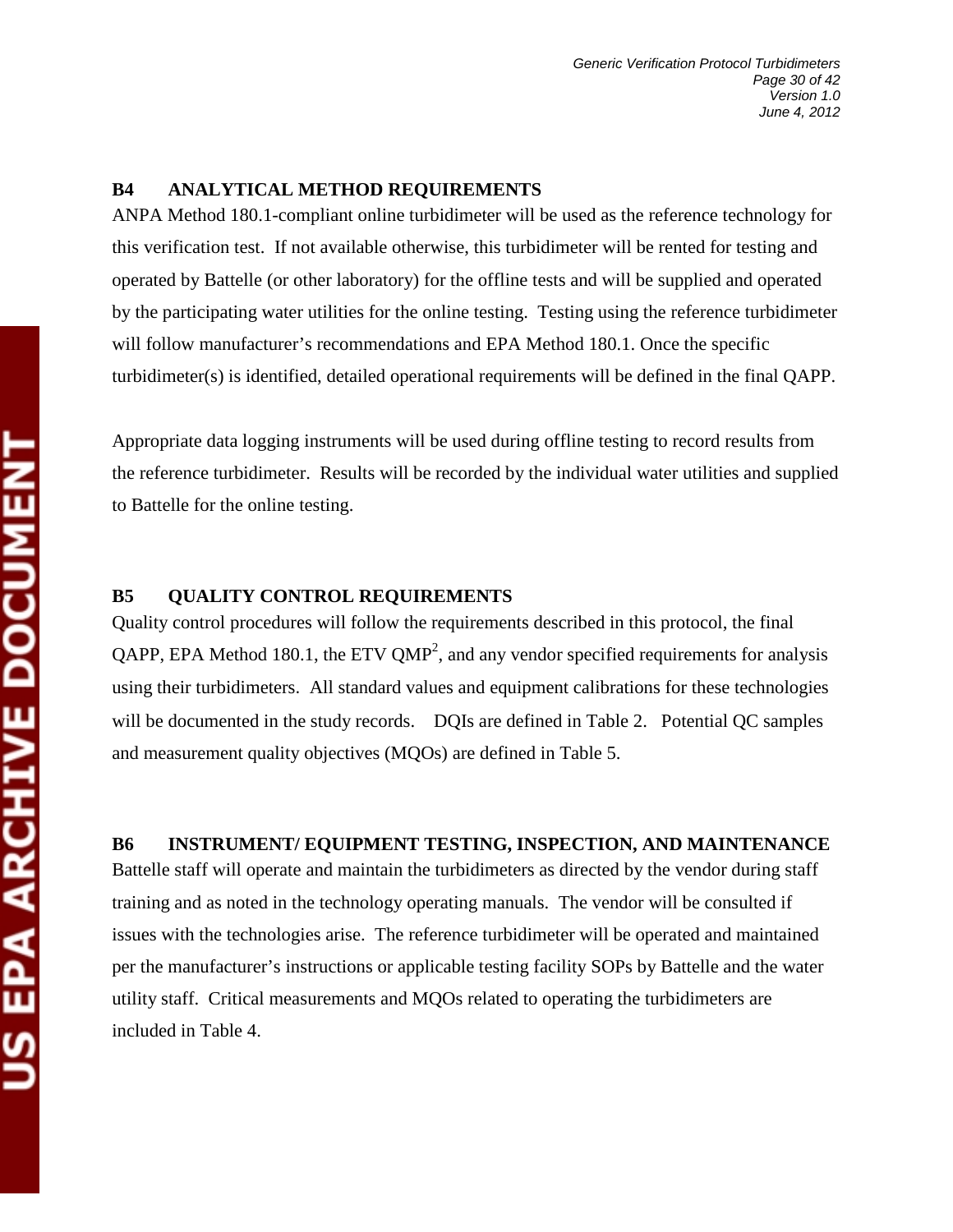## B4 ANALYTICAL METHOD REQUIREMENTS

ANPA Method 180.1-compliant online turbidimeter will be used as the reference technology for this verification test. If not available otherwise, this turbidimeter will be rented for testing and operated by Battelle (or other laboratory) for the offline tests and will be supplied and operated by the participating water utilities for the online testing. Testing using the reference turbidimeter will follow manufacturer's recommendations and EPA Method 180.1. Once the specific turbidimeter(s) is identified, detailed operational requirements will be defined in the final QAPP.

Appropriate data logging instruments will be used during offline testing to record results from the reference turbidimeter. Results will be recorded by the individual water utilities and supplied to Battelle for the online testing.

## B5 QUALITY CONTROL REQUIREMENTS

Quality control procedures will follow the requirements described in this protocol, the final QAPP, EPA Method 180.1, the ETV QMP[2], and any vendor specified requirements for analysis using their turbidimeters. All standard values and equipment calibrations for these technologies will be documented in the study records. DQIs are defined in Table 2. Potential QC samples and measurement quality objectives (MQOs) are defined in Table 5.

## B6 INSTRUMENT/ EQUIPMENT TESTING, INSPECTION, AND MAINTENANCE

Battelle staff will operate and maintain the turbidimeters as directed by the vendor during staff training and as noted in the technology operating manuals. The vendor will be consulted if issues with the technologies arise. The reference turbidimeter will be operated and maintained per the manufacturer's instructions or applicable testing facility SOPs by Battelle and the water utility staff. Critical measurements and MQOs related to operating the turbidimeters are included in Table 4.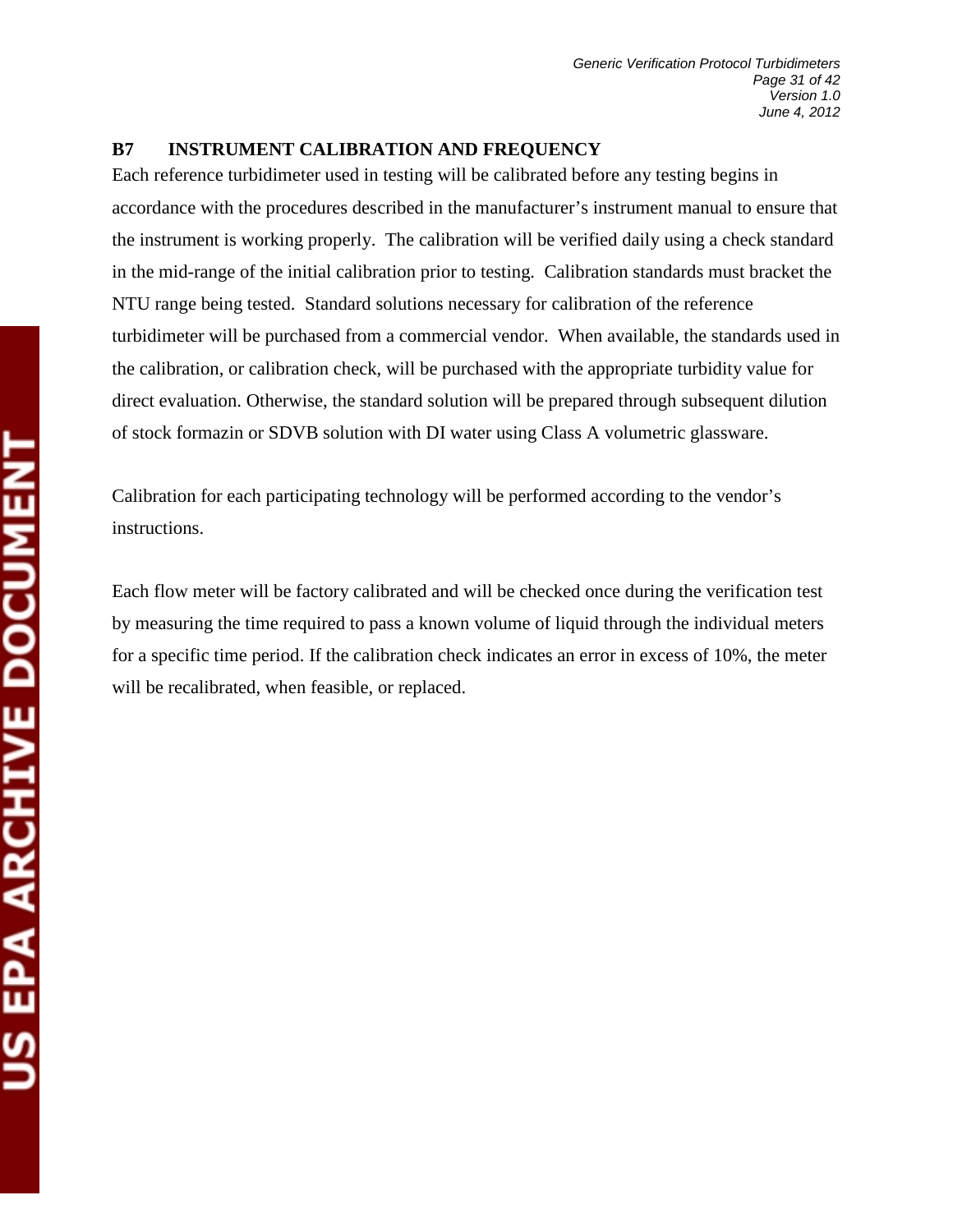## B7 INSTRUMENT CALIBRATION AND FREQUENCY

Each reference turbidimeter used in testing will be calibrated before any testing begins in accordance with the procedures described in the manufacturer's instrument manual to ensure that the instrument is working properly. The calibration will be verified daily using a check standard in the mid-range of the initial calibration prior to testing. Calibration standards must bracket the NTU range being tested. Standard solutions necessary for calibration of the reference turbidimeter will be purchased from a commercial vendor. When available, the standards used in the calibration, or calibration check, will be purchased with the appropriate turbidity value for direct evaluation. Otherwise, the standard solution will be prepared through subsequent dilution of stock formazin or SDVB solution with DI water using Class A volumetric glassware.

Calibration for each participating technology will be performed according to the vendor's instructions.

Each flow meter will be factory calibrated and will be checked once during the verification test by measuring the time required to pass a known volume of liquid through the individual meters for a specific time period. If the calibration check indicates an error in excess of 10%, the meter will be recalibrated, when feasible, or replaced.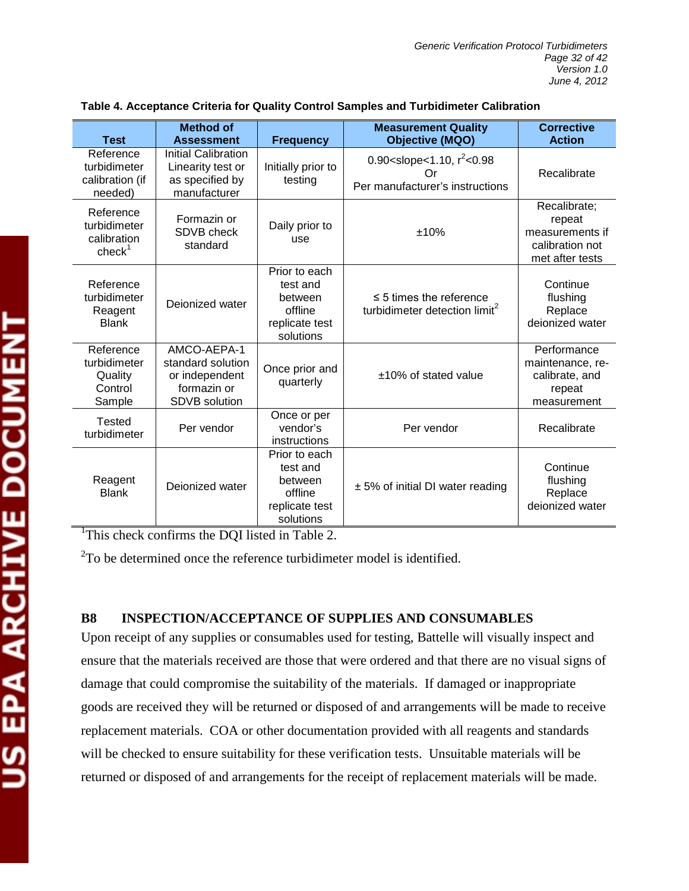**Table 4. Acceptance Criteria for Quality Control Samples and Turbidimeter Calibration**

| Test | Method of Assessment | Frequency | Measurement Quality Objective (MQO) | Corrective Action |
|---|---|---|---|---|
| Reference turbidimeter calibration (if needed) | Initial Calibration Linearity test or as specified by manufacturer | Initially prior to testing | $0.90<\text{slope}<1.10$, $r^2<0.98$ Or Per manufacturer's instructions | Recalibrate |
| Reference turbidimeter calibration check[1] | Formazin or SDVB check standard | Daily prior to use | ±10% | Recalibrate; repeat measurements if calibration not met after tests |
| Reference turbidimeter Reagent Blank | Deionized water | Prior to each test and between offline replicate test solutions | ≤ 5 times the reference turbidimeter detection limit[2] | Continue flushing Replace deionized water |
| Reference turbidimeter Quality Control Sample | AMCO-AEPA-1 standard solution or independent formazin or SDVB solution | Once prior and quarterly | ±10% of stated value | Performance maintenance, re-calibrate, and repeat measurement |
| Tested turbidimeter | Per vendor | Once or per vendor's instructions | Per vendor | Recalibrate |
| Reagent Blank | Deionized water | Prior to each test and between offline replicate test solutions | ± 5% of initial DI water reading | Continue flushing Replace deionized water |

[1]This check confirms the DQI listed in Table 2.

[2]To be determined once the reference turbidimeter model is identified.

## B8 INSPECTION/ACCEPTANCE OF SUPPLIES AND CONSUMABLES

Upon receipt of any supplies or consumables used for testing, Battelle will visually inspect and ensure that the materials received are those that were ordered and that there are no visual signs of damage that could compromise the suitability of the materials. If damaged or inappropriate goods are received they will be returned or disposed of and arrangements will be made to receive replacement materials. COA or other documentation provided with all reagents and standards will be checked to ensure suitability for these verification tests. Unsuitable materials will be returned or disposed of and arrangements for the receipt of replacement materials will be made.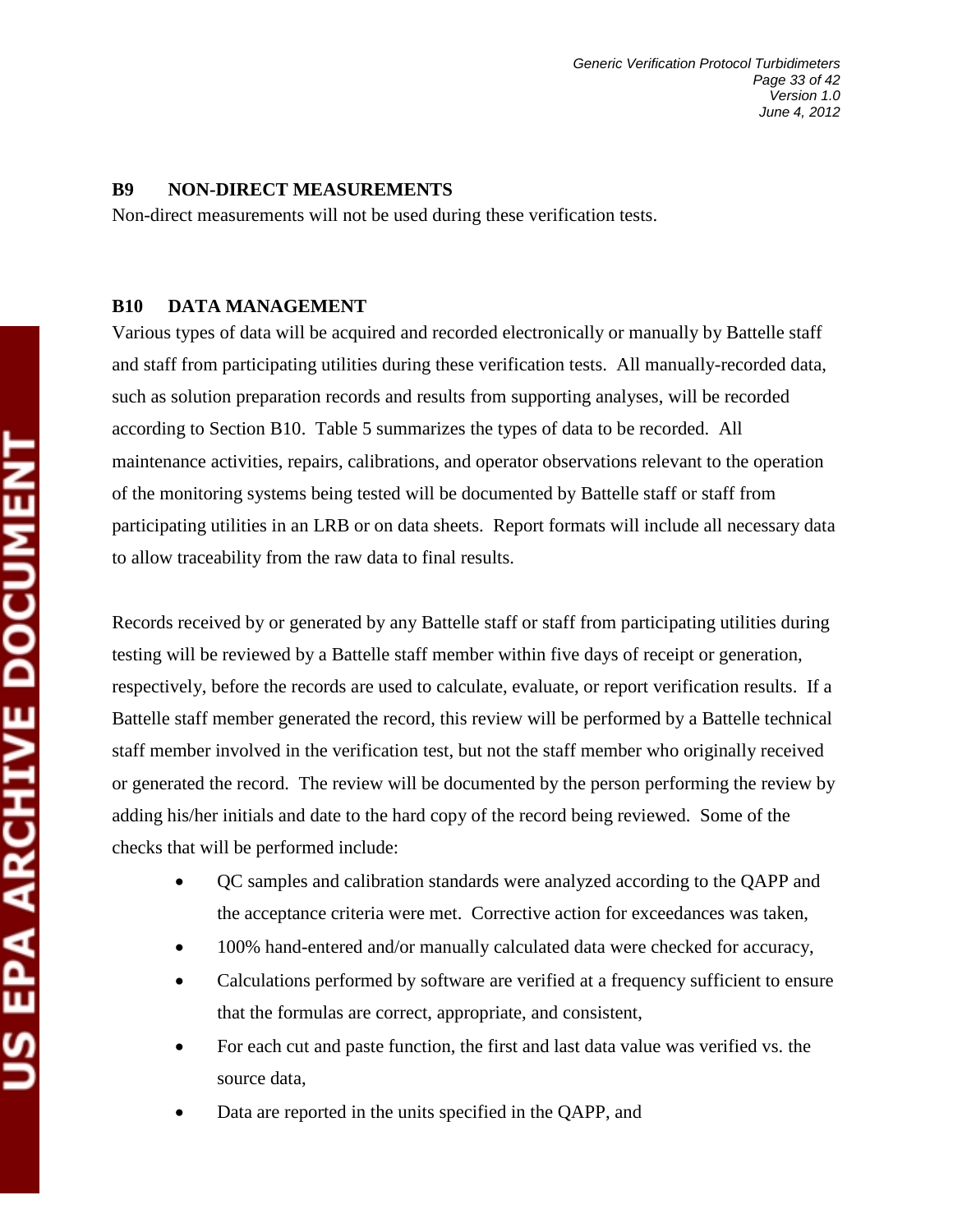## B9 NON-DIRECT MEASUREMENTS

Non-direct measurements will not be used during these verification tests.

## B10 DATA MANAGEMENT

Various types of data will be acquired and recorded electronically or manually by Battelle staff and staff from participating utilities during these verification tests. All manually-recorded data, such as solution preparation records and results from supporting analyses, will be recorded according to Section B10. Table 5 summarizes the types of data to be recorded. All maintenance activities, repairs, calibrations, and operator observations relevant to the operation of the monitoring systems being tested will be documented by Battelle staff or staff from participating utilities in an LRB or on data sheets. Report formats will include all necessary data to allow traceability from the raw data to final results.

Records received by or generated by any Battelle staff or staff from participating utilities during testing will be reviewed by a Battelle staff member within five days of receipt or generation, respectively, before the records are used to calculate, evaluate, or report verification results. If a Battelle staff member generated the record, this review will be performed by a Battelle technical staff member involved in the verification test, but not the staff member who originally received or generated the record. The review will be documented by the person performing the review by adding his/her initials and date to the hard copy of the record being reviewed. Some of the checks that will be performed include:

- QC samples and calibration standards were analyzed according to the QAPP and the acceptance criteria were met. Corrective action for exceedances was taken,
- 100% hand-entered and/or manually calculated data were checked for accuracy,
- Calculations performed by software are verified at a frequency sufficient to ensure that the formulas are correct, appropriate, and consistent,
- For each cut and paste function, the first and last data value was verified vs. the source data,
- Data are reported in the units specified in the QAPP, and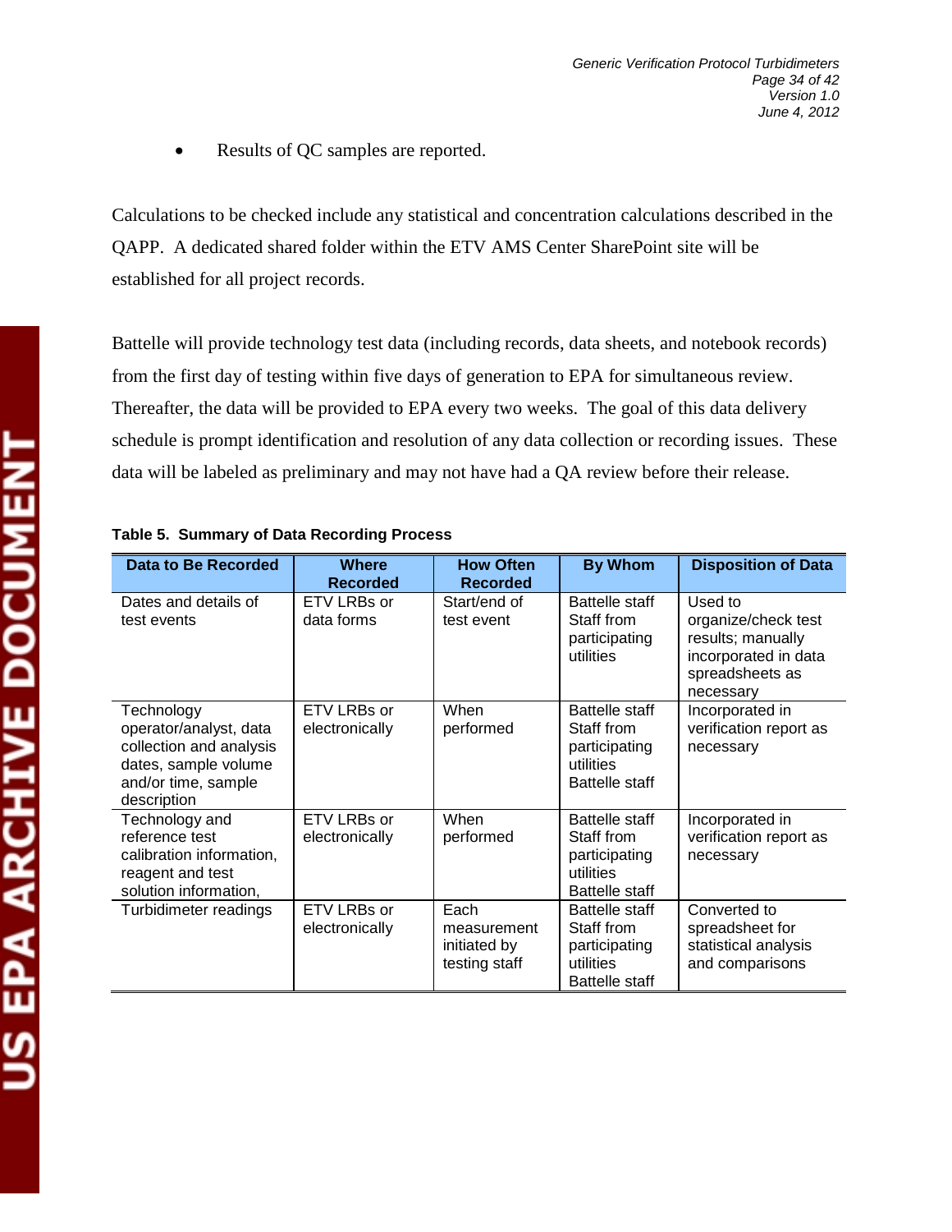- Results of QC samples are reported.

Calculations to be checked include any statistical and concentration calculations described in the QAPP. A dedicated shared folder within the ETV AMS Center SharePoint site will be established for all project records.

Battelle will provide technology test data (including records, data sheets, and notebook records) from the first day of testing within five days of generation to EPA for simultaneous review. Thereafter, the data will be provided to EPA every two weeks. The goal of this data delivery schedule is prompt identification and resolution of any data collection or recording issues. These data will be labeled as preliminary and may not have had a QA review before their release.

**Table 5. Summary of Data Recording Process**

| Data to Be Recorded | Where Recorded | How Often Recorded | By Whom | Disposition of Data |
|---|---|---|---|---|
| Dates and details of test events | ETV LRBs or data forms | Start/end of test event | Battelle staff Staff from participating utilities | Used to organize/check test results; manually incorporated in data spreadsheets as necessary |
| Technology operator/analyst, data collection and analysis dates, sample volume and/or time, sample description | ETV LRBs or electronically | When performed | Battelle staff Staff from participating utilities Battelle staff | Incorporated in verification report as necessary |
| Technology and reference test calibration information, reagent and test solution information, | ETV LRBs or electronically | When performed | Battelle staff Staff from participating utilities Battelle staff | Incorporated in verification report as necessary |
| Turbidimeter readings | ETV LRBs or electronically | Each measurement initiated by testing staff | Battelle staff Staff from participating utilities Battelle staff | Converted to spreadsheet for statistical analysis and comparisons |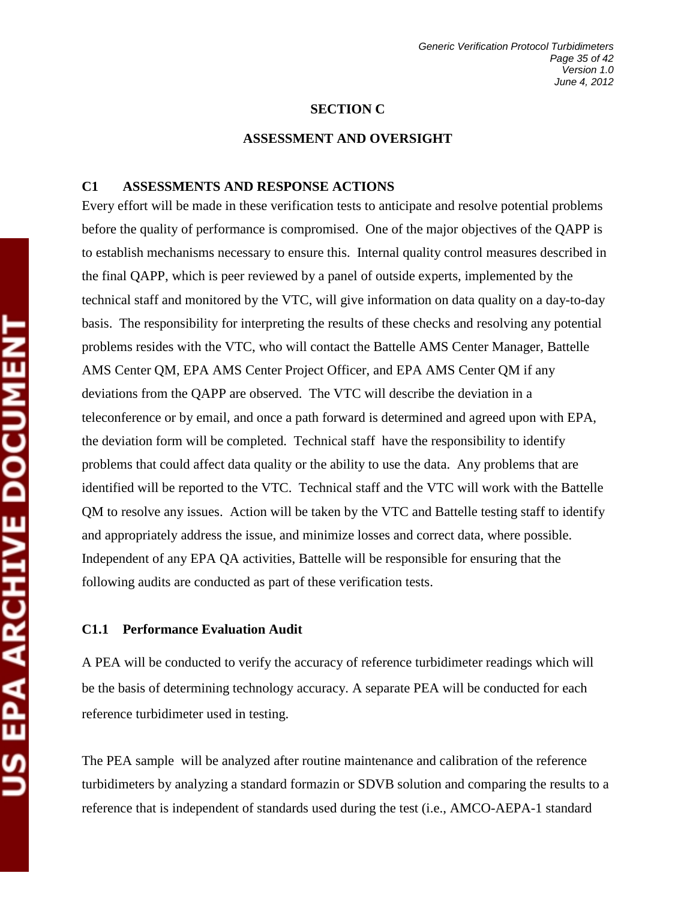## SECTION C

## ASSESSMENT AND OVERSIGHT

### C1 ASSESSMENTS AND RESPONSE ACTIONS

Every effort will be made in these verification tests to anticipate and resolve potential problems before the quality of performance is compromised. One of the major objectives of the QAPP is to establish mechanisms necessary to ensure this. Internal quality control measures described in the final QAPP, which is peer reviewed by a panel of outside experts, implemented by the technical staff and monitored by the VTC, will give information on data quality on a day-to-day basis. The responsibility for interpreting the results of these checks and resolving any potential problems resides with the VTC, who will contact the Battelle AMS Center Manager, Battelle AMS Center QM, EPA AMS Center Project Officer, and EPA AMS Center QM if any deviations from the QAPP are observed. The VTC will describe the deviation in a teleconference or by email, and once a path forward is determined and agreed upon with EPA, the deviation form will be completed. Technical staff have the responsibility to identify problems that could affect data quality or the ability to use the data. Any problems that are identified will be reported to the VTC. Technical staff and the VTC will work with the Battelle QM to resolve any issues. Action will be taken by the VTC and Battelle testing staff to identify and appropriately address the issue, and minimize losses and correct data, where possible. Independent of any EPA QA activities, Battelle will be responsible for ensuring that the following audits are conducted as part of these verification tests.

#### C1.1 Performance Evaluation Audit

A PEA will be conducted to verify the accuracy of reference turbidimeter readings which will be the basis of determining technology accuracy. A separate PEA will be conducted for each reference turbidimeter used in testing.

The PEA sample will be analyzed after routine maintenance and calibration of the reference turbidimeters by analyzing a standard formazin or SDVB solution and comparing the results to a reference that is independent of standards used during the test (i.e., AMCO-AEPA-1 standard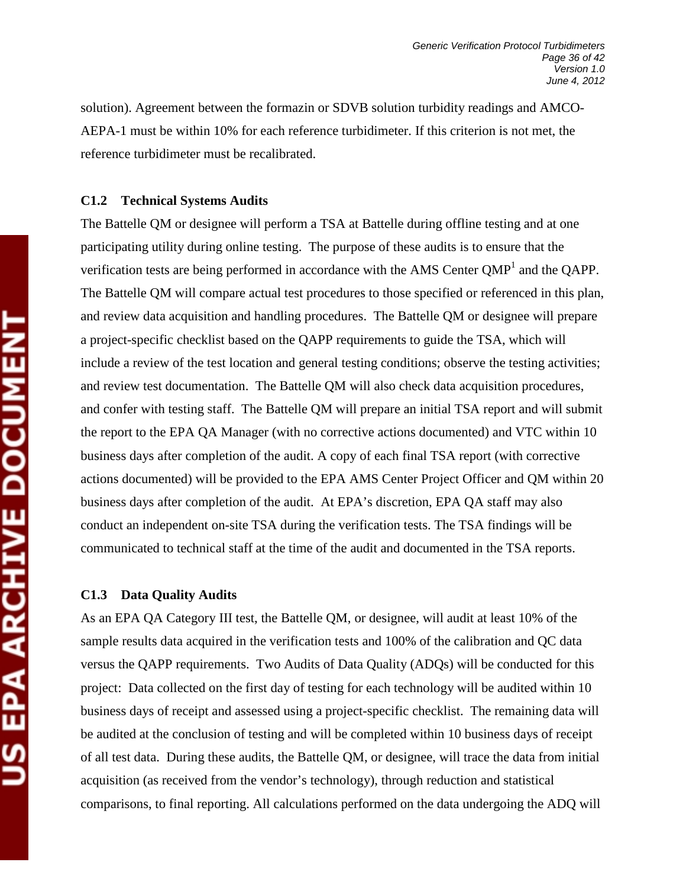solution). Agreement between the formazin or SDVB solution turbidity readings and AMCO-AEPA-1 must be within 10% for each reference turbidimeter. If this criterion is not met, the reference turbidimeter must be recalibrated.

### C1.2 Technical Systems Audits

The Battelle QM or designee will perform a TSA at Battelle during offline testing and at one participating utility during online testing. The purpose of these audits is to ensure that the verification tests are being performed in accordance with the AMS Center QMP[1] and the QAPP. The Battelle QM will compare actual test procedures to those specified or referenced in this plan, and review data acquisition and handling procedures. The Battelle QM or designee will prepare a project-specific checklist based on the QAPP requirements to guide the TSA, which will include a review of the test location and general testing conditions; observe the testing activities; and review test documentation. The Battelle QM will also check data acquisition procedures, and confer with testing staff. The Battelle QM will prepare an initial TSA report and will submit the report to the EPA QA Manager (with no corrective actions documented) and VTC within 10 business days after completion of the audit. A copy of each final TSA report (with corrective actions documented) will be provided to the EPA AMS Center Project Officer and QM within 20 business days after completion of the audit. At EPA's discretion, EPA QA staff may also conduct an independent on-site TSA during the verification tests. The TSA findings will be communicated to technical staff at the time of the audit and documented in the TSA reports.

### C1.3 Data Quality Audits

As an EPA QA Category III test, the Battelle QM, or designee, will audit at least 10% of the sample results data acquired in the verification tests and 100% of the calibration and QC data versus the QAPP requirements. Two Audits of Data Quality (ADQs) will be conducted for this project: Data collected on the first day of testing for each technology will be audited within 10 business days of receipt and assessed using a project-specific checklist. The remaining data will be audited at the conclusion of testing and will be completed within 10 business days of receipt of all test data. During these audits, the Battelle QM, or designee, will trace the data from initial acquisition (as received from the vendor's technology), through reduction and statistical comparisons, to final reporting. All calculations performed on the data undergoing the ADQ will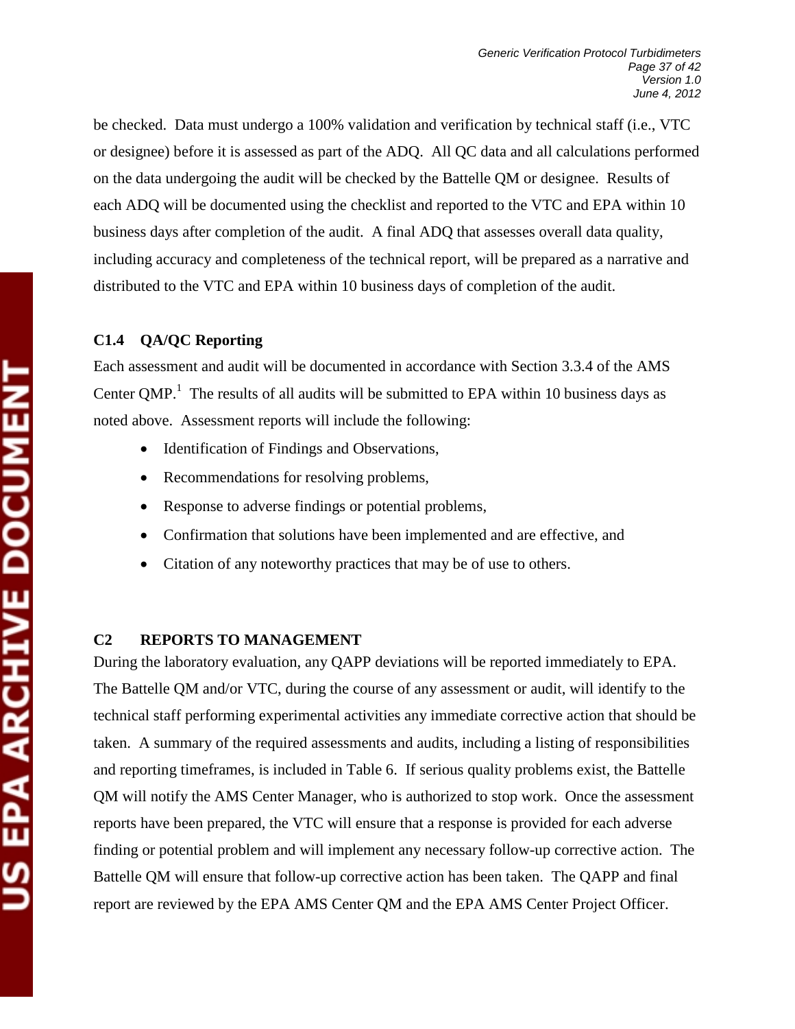be checked. Data must undergo a 100% validation and verification by technical staff (i.e., VTC or designee) before it is assessed as part of the ADQ. All QC data and all calculations performed on the data undergoing the audit will be checked by the Battelle QM or designee. Results of each ADQ will be documented using the checklist and reported to the VTC and EPA within 10 business days after completion of the audit. A final ADQ that assesses overall data quality, including accuracy and completeness of the technical report, will be prepared as a narrative and distributed to the VTC and EPA within 10 business days of completion of the audit.

### C1.4 QA/QC Reporting

Each assessment and audit will be documented in accordance with Section 3.3.4 of the AMS Center QMP.[1] The results of all audits will be submitted to EPA within 10 business days as noted above. Assessment reports will include the following:

- Identification of Findings and Observations,
- Recommendations for resolving problems,
- Response to adverse findings or potential problems,
- Confirmation that solutions have been implemented and are effective, and
- Citation of any noteworthy practices that may be of use to others.

## C2 REPORTS TO MANAGEMENT

During the laboratory evaluation, any QAPP deviations will be reported immediately to EPA. The Battelle QM and/or VTC, during the course of any assessment or audit, will identify to the technical staff performing experimental activities any immediate corrective action that should be taken. A summary of the required assessments and audits, including a listing of responsibilities and reporting timeframes, is included in Table 6. If serious quality problems exist, the Battelle QM will notify the AMS Center Manager, who is authorized to stop work. Once the assessment reports have been prepared, the VTC will ensure that a response is provided for each adverse finding or potential problem and will implement any necessary follow-up corrective action. The Battelle QM will ensure that follow-up corrective action has been taken. The QAPP and final report are reviewed by the EPA AMS Center QM and the EPA AMS Center Project Officer.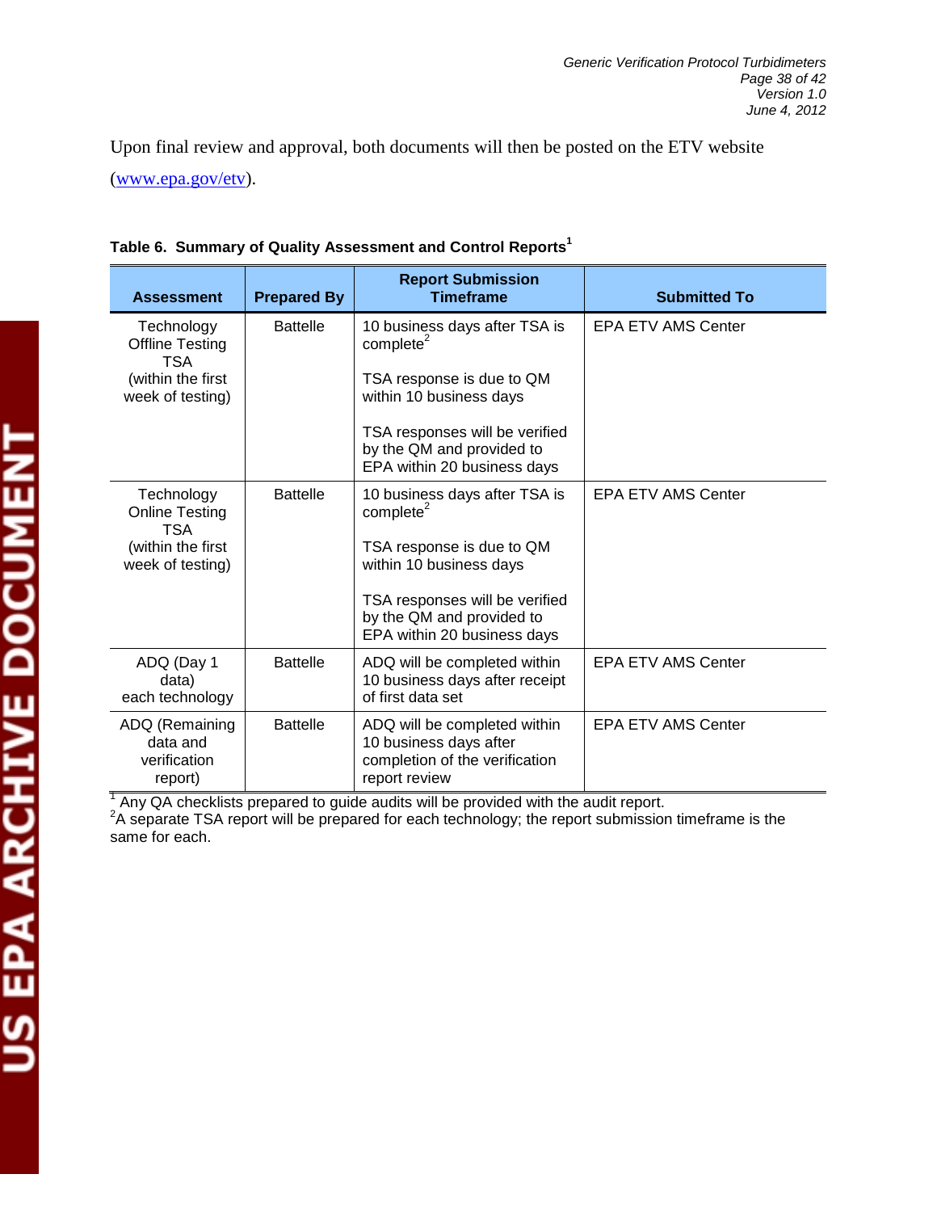Upon final review and approval, both documents will then be posted on the ETV website (www.epa.gov/etv).

**Table 6. Summary of Quality Assessment and Control Reports[1]**

| Assessment | Prepared By | Report Submission Timeframe | Submitted To |
|---|---|---|---|
| Technology Offline Testing TSA (within the first week of testing) | Battelle | 10 business days after TSA is complete[2]<br><br>TSA response is due to QM within 10 business days<br><br>TSA responses will be verified by the QM and provided to EPA within 20 business days | EPA ETV AMS Center |
| Technology Online Testing TSA (within the first week of testing) | Battelle | 10 business days after TSA is complete[2]<br><br>TSA response is due to QM within 10 business days<br><br>TSA responses will be verified by the QM and provided to EPA within 20 business days | EPA ETV AMS Center |
| ADQ (Day 1 data) each technology | Battelle | ADQ will be completed within 10 business days after receipt of first data set | EPA ETV AMS Center |
| ADQ (Remaining data and verification report) | Battelle | ADQ will be completed within 10 business days after completion of the verification report review | EPA ETV AMS Center |

[1] Any QA checklists prepared to guide audits will be provided with the audit report.
[2] A separate TSA report will be prepared for each technology; the report submission timeframe is the same for each.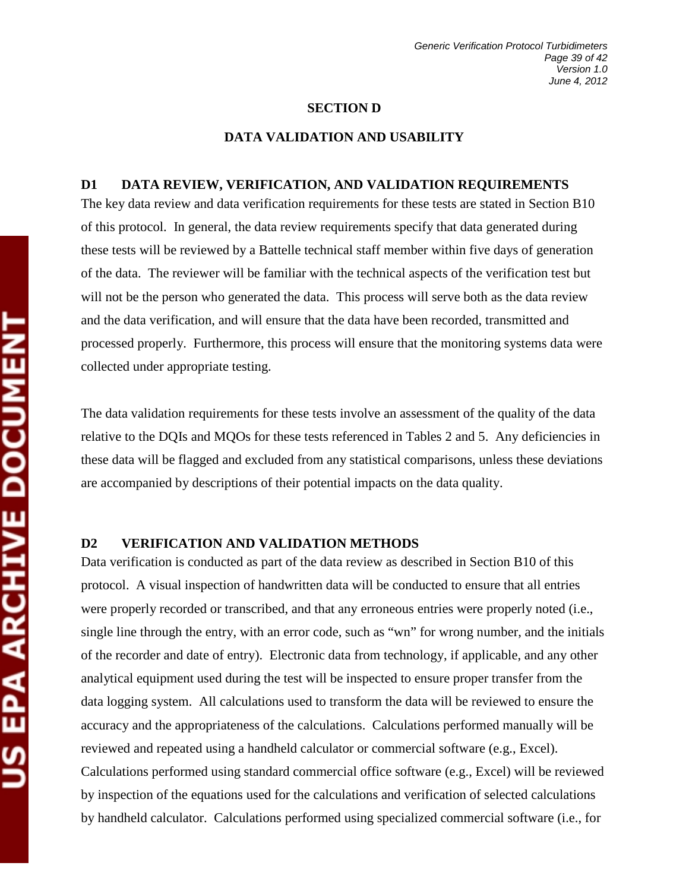# SECTION D

## DATA VALIDATION AND USABILITY

### D1 DATA REVIEW, VERIFICATION, AND VALIDATION REQUIREMENTS

The key data review and data verification requirements for these tests are stated in Section B10 of this protocol. In general, the data review requirements specify that data generated during these tests will be reviewed by a Battelle technical staff member within five days of generation of the data. The reviewer will be familiar with the technical aspects of the verification test but will not be the person who generated the data. This process will serve both as the data review and the data verification, and will ensure that the data have been recorded, transmitted and processed properly. Furthermore, this process will ensure that the monitoring systems data were collected under appropriate testing.

The data validation requirements for these tests involve an assessment of the quality of the data relative to the DQIs and MQOs for these tests referenced in Tables 2 and 5. Any deficiencies in these data will be flagged and excluded from any statistical comparisons, unless these deviations are accompanied by descriptions of their potential impacts on the data quality.

### D2 VERIFICATION AND VALIDATION METHODS

Data verification is conducted as part of the data review as described in Section B10 of this protocol. A visual inspection of handwritten data will be conducted to ensure that all entries were properly recorded or transcribed, and that any erroneous entries were properly noted (i.e., single line through the entry, with an error code, such as "wn" for wrong number, and the initials of the recorder and date of entry). Electronic data from technology, if applicable, and any other analytical equipment used during the test will be inspected to ensure proper transfer from the data logging system. All calculations used to transform the data will be reviewed to ensure the accuracy and the appropriateness of the calculations. Calculations performed manually will be reviewed and repeated using a handheld calculator or commercial software (e.g., Excel). Calculations performed using standard commercial office software (e.g., Excel) will be reviewed by inspection of the equations used for the calculations and verification of selected calculations by handheld calculator. Calculations performed using specialized commercial software (i.e., for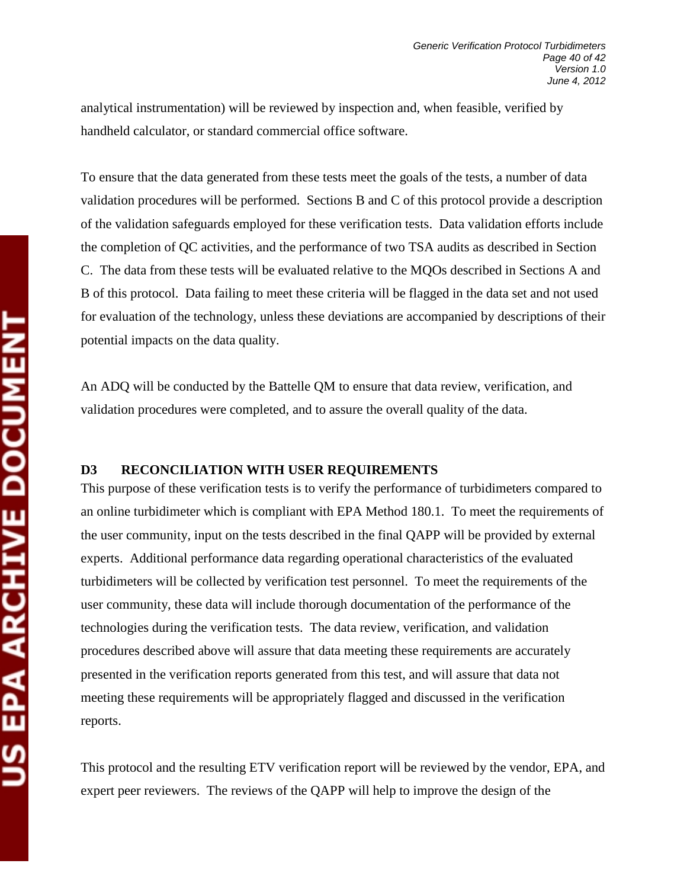analytical instrumentation) will be reviewed by inspection and, when feasible, verified by handheld calculator, or standard commercial office software.

To ensure that the data generated from these tests meet the goals of the tests, a number of data validation procedures will be performed. Sections B and C of this protocol provide a description of the validation safeguards employed for these verification tests. Data validation efforts include the completion of QC activities, and the performance of two TSA audits as described in Section C. The data from these tests will be evaluated relative to the MQOs described in Sections A and B of this protocol. Data failing to meet these criteria will be flagged in the data set and not used for evaluation of the technology, unless these deviations are accompanied by descriptions of their potential impacts on the data quality.

An ADQ will be conducted by the Battelle QM to ensure that data review, verification, and validation procedures were completed, and to assure the overall quality of the data.

### D3 RECONCILIATION WITH USER REQUIREMENTS

This purpose of these verification tests is to verify the performance of turbidimeters compared to an online turbidimeter which is compliant with EPA Method 180.1. To meet the requirements of the user community, input on the tests described in the final QAPP will be provided by external experts. Additional performance data regarding operational characteristics of the evaluated turbidimeters will be collected by verification test personnel. To meet the requirements of the user community, these data will include thorough documentation of the performance of the technologies during the verification tests. The data review, verification, and validation procedures described above will assure that data meeting these requirements are accurately presented in the verification reports generated from this test, and will assure that data not meeting these requirements will be appropriately flagged and discussed in the verification reports.

This protocol and the resulting ETV verification report will be reviewed by the vendor, EPA, and expert peer reviewers. The reviews of the QAPP will help to improve the design of the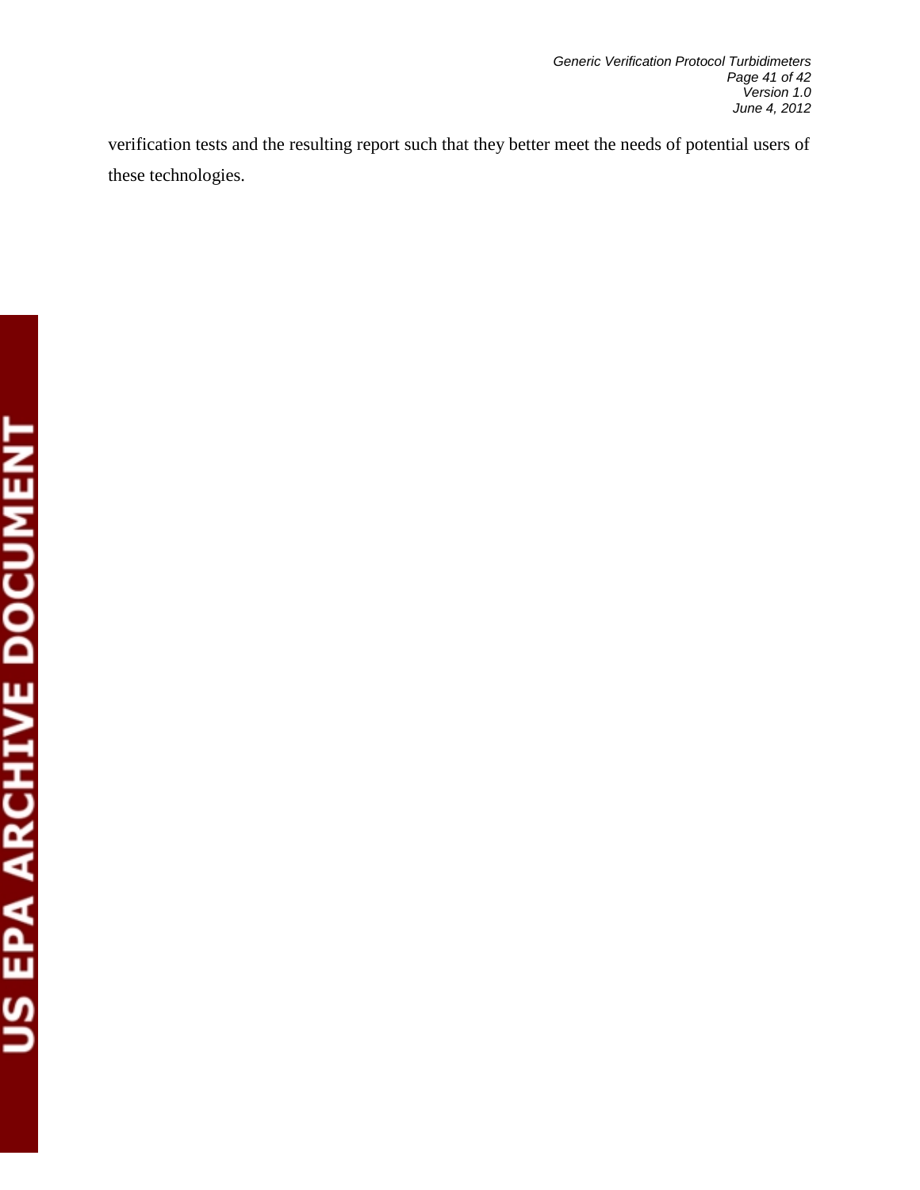verification tests and the resulting report such that they better meet the needs of potential users of these technologies.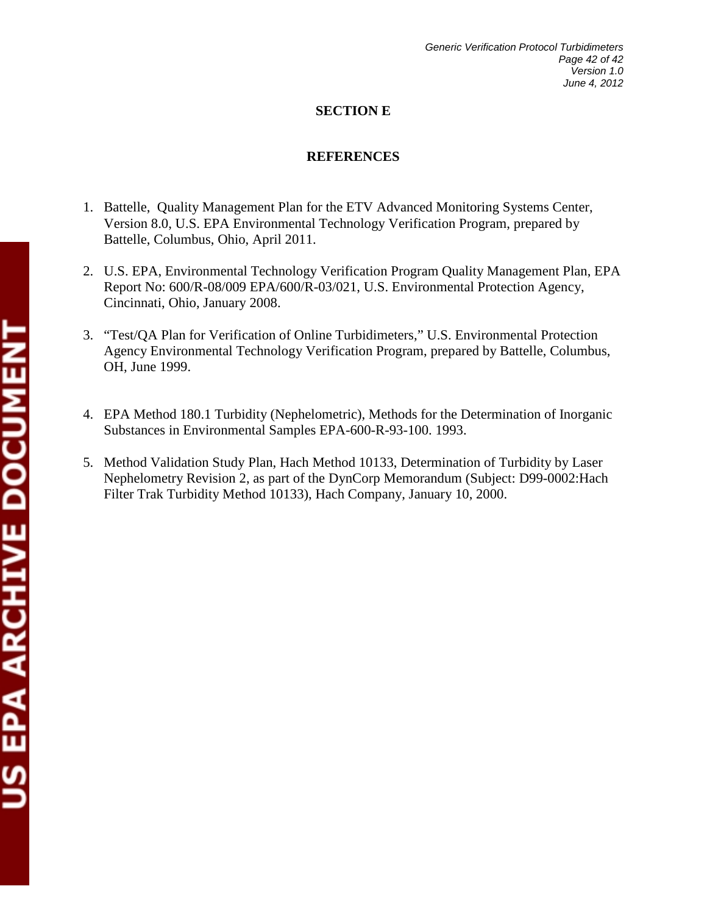# SECTION E

## REFERENCES

1. Battelle, Quality Management Plan for the ETV Advanced Monitoring Systems Center, Version 8.0, U.S. EPA Environmental Technology Verification Program, prepared by Battelle, Columbus, Ohio, April 2011.

2. U.S. EPA, Environmental Technology Verification Program Quality Management Plan, EPA Report No: 600/R-08/009 EPA/600/R-03/021, U.S. Environmental Protection Agency, Cincinnati, Ohio, January 2008.

3. "Test/QA Plan for Verification of Online Turbidimeters," U.S. Environmental Protection Agency Environmental Technology Verification Program, prepared by Battelle, Columbus, OH, June 1999.

4. EPA Method 180.1 Turbidity (Nephelometric), Methods for the Determination of Inorganic Substances in Environmental Samples EPA-600-R-93-100. 1993.

5. Method Validation Study Plan, Hach Method 10133, Determination of Turbidity by Laser Nephelometry Revision 2, as part of the DynCorp Memorandum (Subject: D99-0002:Hach Filter Trak Turbidity Method 10133), Hach Company, January 10, 2000.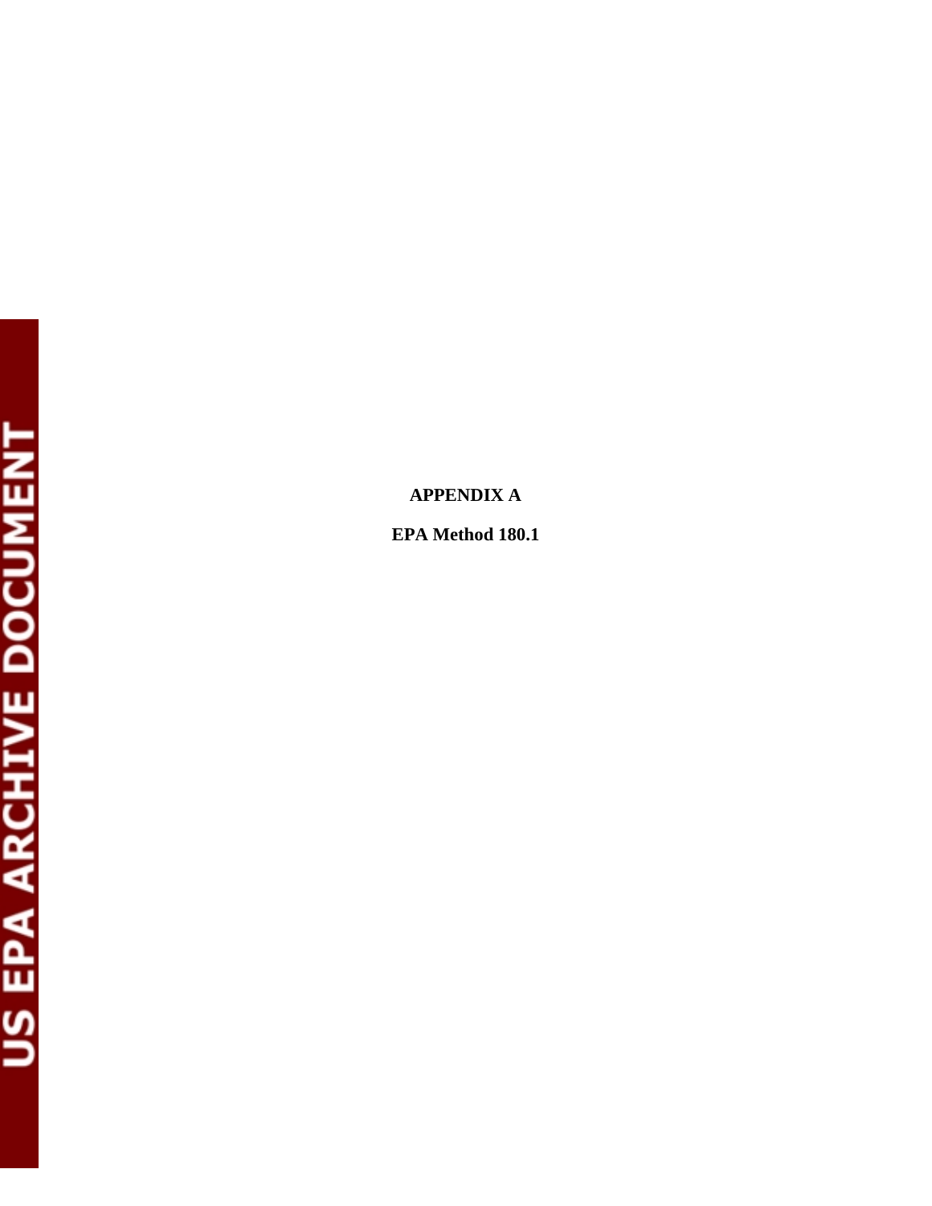# APPENDIX A

## EPA Method 180.1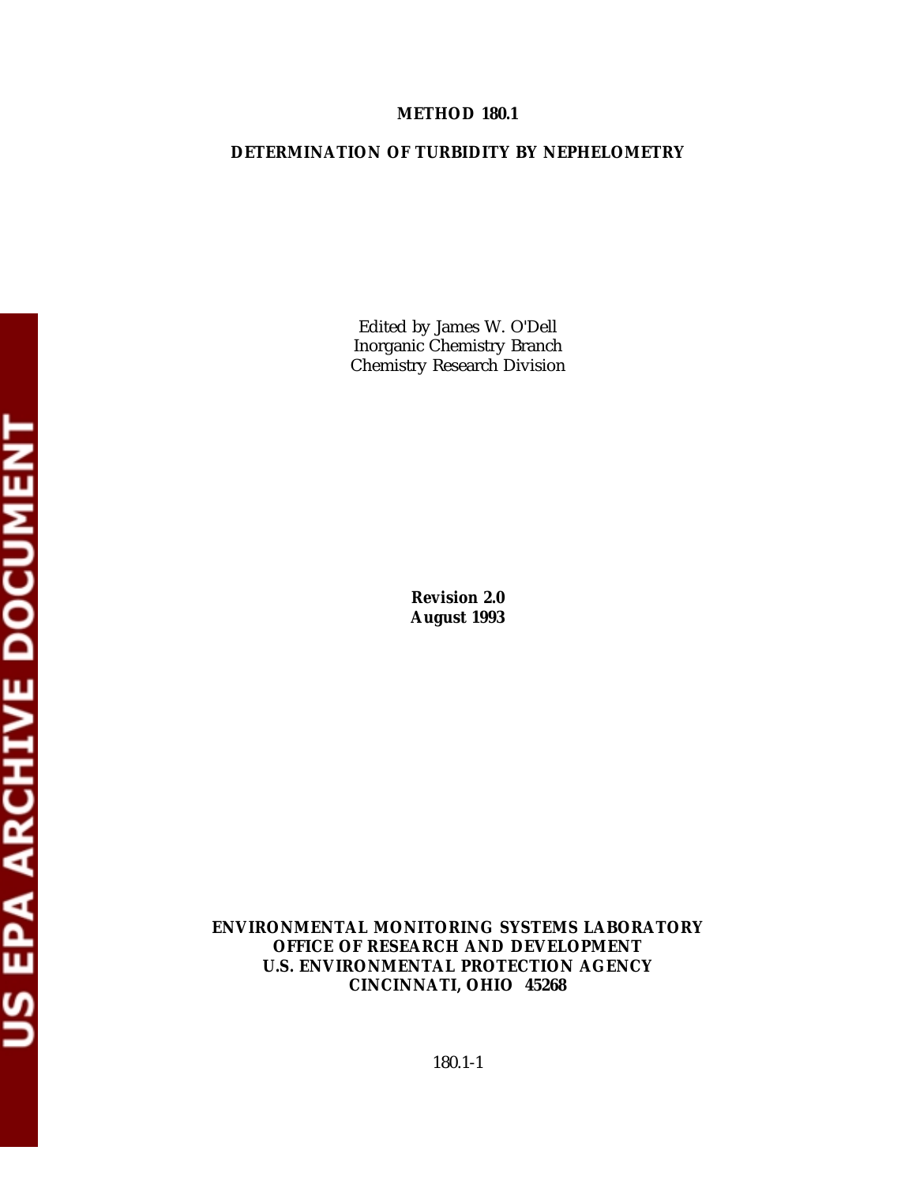# METHOD 180.1

## DETERMINATION OF TURBIDITY BY NEPHELOMETRY

Edited by James W. O'Dell
Inorganic Chemistry Branch
Chemistry Research Division

**Revision 2.0**
**August 1993**

**ENVIRONMENTAL MONITORING SYSTEMS LABORATORY**
**OFFICE OF RESEARCH AND DEVELOPMENT**
**U.S. ENVIRONMENTAL PROTECTION AGENCY**
**CINCINNATI, OHIO 45268**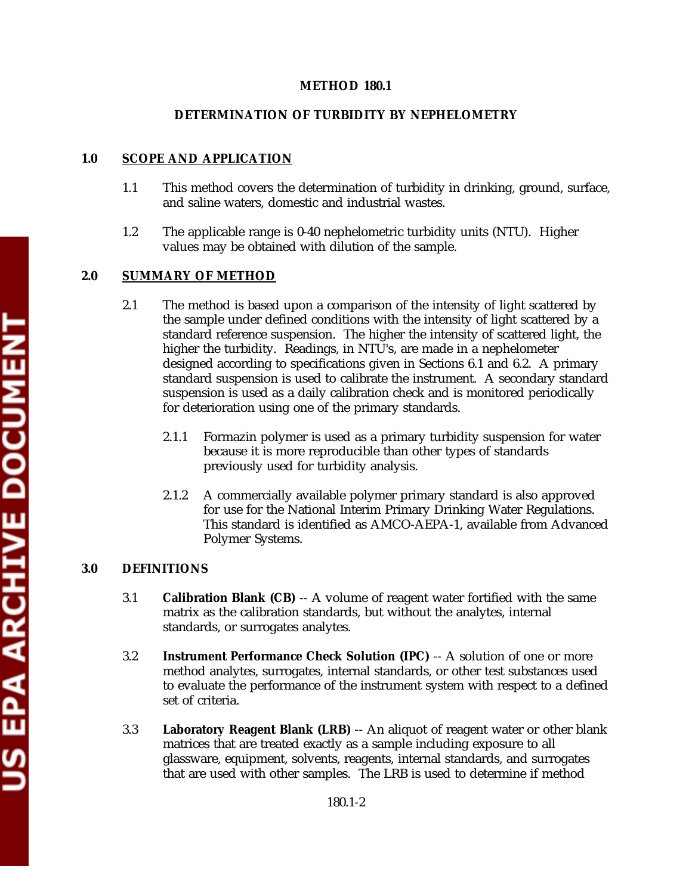# METHOD 180.1

## DETERMINATION OF TURBIDITY BY NEPHELOMETRY

### 1.0 SCOPE AND APPLICATION

1.1 This method covers the determination of turbidity in drinking, ground, surface, and saline waters, domestic and industrial wastes.

1.2 The applicable range is 0-40 nephelometric turbidity units (NTU). Higher values may be obtained with dilution of the sample.

### 2.0 SUMMARY OF METHOD

2.1 The method is based upon a comparison of the intensity of light scattered by the sample under defined conditions with the intensity of light scattered by a standard reference suspension. The higher the intensity of scattered light, the higher the turbidity. Readings, in NTU's, are made in a nephelometer designed according to specifications given in Sections 6.1 and 6.2. A primary standard suspension is used to calibrate the instrument. A secondary standard suspension is used as a daily calibration check and is monitored periodically for deterioration using one of the primary standards.

2.1.1 Formazin polymer is used as a primary turbidity suspension for water because it is more reproducible than other types of standards previously used for turbidity analysis.

2.1.2 A commercially available polymer primary standard is also approved for use for the National Interim Primary Drinking Water Regulations. This standard is identified as AMCO-AEPA-1, available from Advanced Polymer Systems.

### 3.0 DEFINITIONS

3.1 **Calibration Blank (CB)** -- A volume of reagent water fortified with the same matrix as the calibration standards, but without the analytes, internal standards, or surrogates analytes.

3.2 **Instrument Performance Check Solution (IPC)** -- A solution of one or more method analytes, surrogates, internal standards, or other test substances used to evaluate the performance of the instrument system with respect to a defined set of criteria.

3.3 **Laboratory Reagent Blank (LRB)** -- An aliquot of reagent water or other blank matrices that are treated exactly as a sample including exposure to all glassware, equipment, solvents, reagents, internal standards, and surrogates that are used with other samples. The LRB is used to determine if method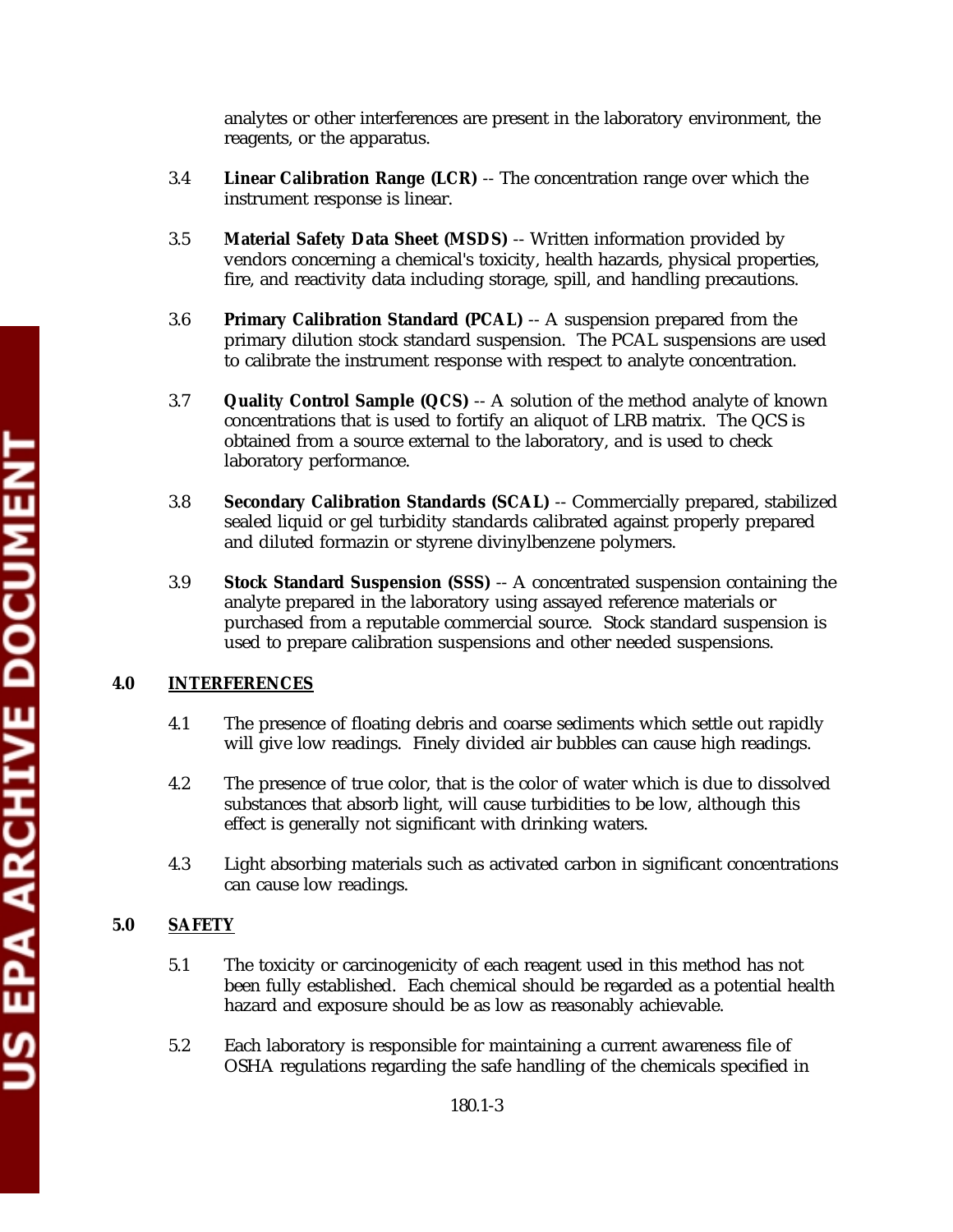analytes or other interferences are present in the laboratory environment, the reagents, or the apparatus.

3.4 **Linear Calibration Range (LCR)** -- The concentration range over which the instrument response is linear.

3.5 **Material Safety Data Sheet (MSDS)** -- Written information provided by vendors concerning a chemical's toxicity, health hazards, physical properties, fire, and reactivity data including storage, spill, and handling precautions.

3.6 **Primary Calibration Standard (PCAL)** -- A suspension prepared from the primary dilution stock standard suspension. The PCAL suspensions are used to calibrate the instrument response with respect to analyte concentration.

3.7 **Quality Control Sample (QCS)** -- A solution of the method analyte of known concentrations that is used to fortify an aliquot of LRB matrix. The QCS is obtained from a source external to the laboratory, and is used to check laboratory performance.

3.8 **Secondary Calibration Standards (SCAL)** -- Commercially prepared, stabilized sealed liquid or gel turbidity standards calibrated against properly prepared and diluted formazin or styrene divinylbenzene polymers.

3.9 **Stock Standard Suspension (SSS)** -- A concentrated suspension containing the analyte prepared in the laboratory using assayed reference materials or purchased from a reputable commercial source. Stock standard suspension is used to prepare calibration suspensions and other needed suspensions.

## 4.0 INTERFERENCES

4.1 The presence of floating debris and coarse sediments which settle out rapidly will give low readings. Finely divided air bubbles can cause high readings.

4.2 The presence of true color, that is the color of water which is due to dissolved substances that absorb light, will cause turbidities to be low, although this effect is generally not significant with drinking waters.

4.3 Light absorbing materials such as activated carbon in significant concentrations can cause low readings.

## 5.0 SAFETY

5.1 The toxicity or carcinogenicity of each reagent used in this method has not been fully established. Each chemical should be regarded as a potential health hazard and exposure should be as low as reasonably achievable.

5.2 Each laboratory is responsible for maintaining a current awareness file of OSHA regulations regarding the safe handling of the chemicals specified in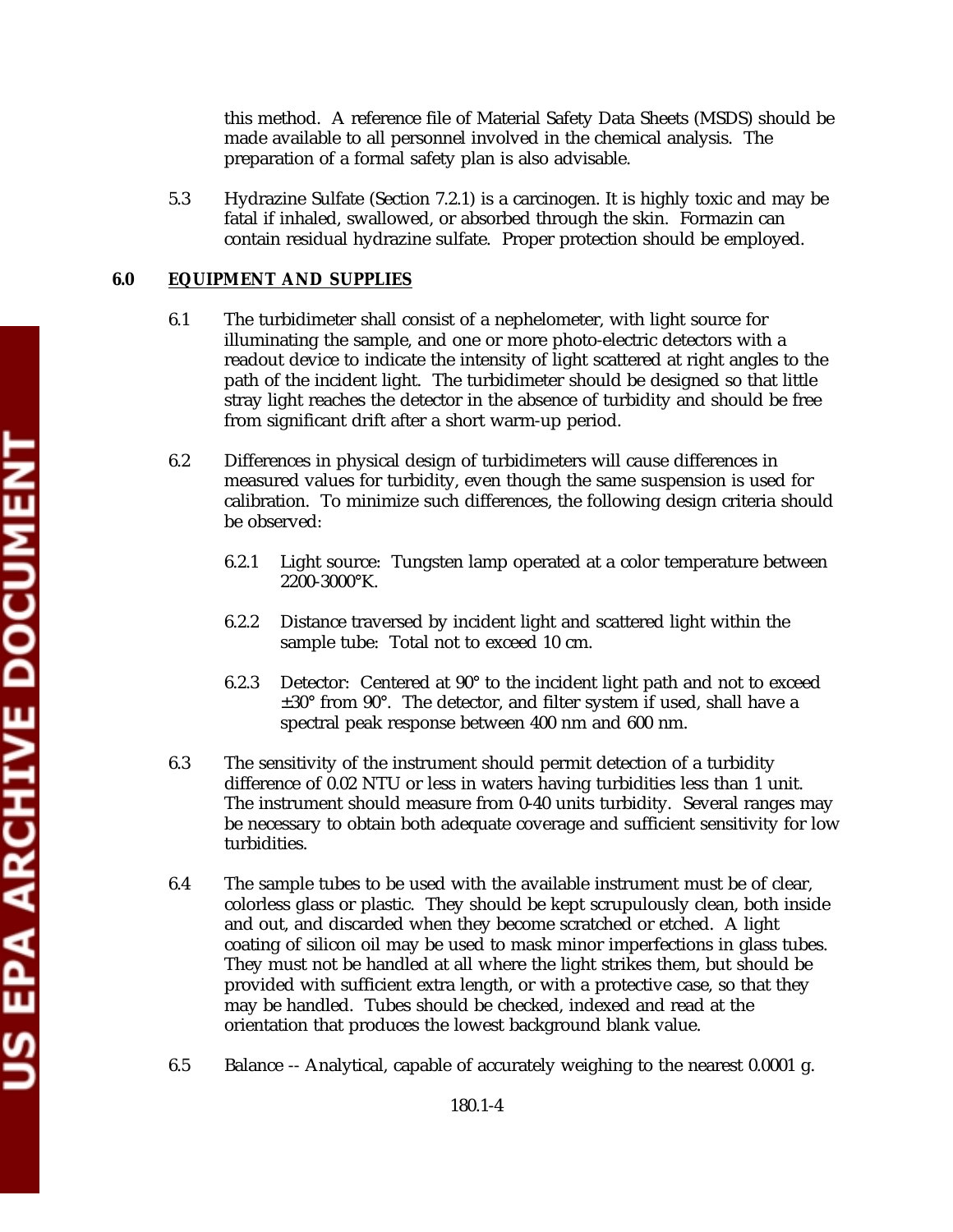this method. A reference file of Material Safety Data Sheets (MSDS) should be made available to all personnel involved in the chemical analysis. The preparation of a formal safety plan is also advisable.

5.3 Hydrazine Sulfate (Section 7.2.1) is a carcinogen. It is highly toxic and may be fatal if inhaled, swallowed, or absorbed through the skin. Formazin can contain residual hydrazine sulfate. Proper protection should be employed.

## 6.0 EQUIPMENT AND SUPPLIES

6.1 The turbidimeter shall consist of a nephelometer, with light source for illuminating the sample, and one or more photo-electric detectors with a readout device to indicate the intensity of light scattered at right angles to the path of the incident light. The turbidimeter should be designed so that little stray light reaches the detector in the absence of turbidity and should be free from significant drift after a short warm-up period.

6.2 Differences in physical design of turbidimeters will cause differences in measured values for turbidity, even though the same suspension is used for calibration. To minimize such differences, the following design criteria should be observed:

6.2.1 Light source: Tungsten lamp operated at a color temperature between 2200-3000°K.

6.2.2 Distance traversed by incident light and scattered light within the sample tube: Total not to exceed 10 cm.

6.2.3 Detector: Centered at 90° to the incident light path and not to exceed ±30° from 90°. The detector, and filter system if used, shall have a spectral peak response between 400 nm and 600 nm.

6.3 The sensitivity of the instrument should permit detection of a turbidity difference of 0.02 NTU or less in waters having turbidities less than 1 unit. The instrument should measure from 0-40 units turbidity. Several ranges may be necessary to obtain both adequate coverage and sufficient sensitivity for low turbidities.

6.4 The sample tubes to be used with the available instrument must be of clear, colorless glass or plastic. They should be kept scrupulously clean, both inside and out, and discarded when they become scratched or etched. A light coating of silicon oil may be used to mask minor imperfections in glass tubes. They must not be handled at all where the light strikes them, but should be provided with sufficient extra length, or with a protective case, so that they may be handled. Tubes should be checked, indexed and read at the orientation that produces the lowest background blank value.

6.5 Balance -- Analytical, capable of accurately weighing to the nearest 0.0001 g.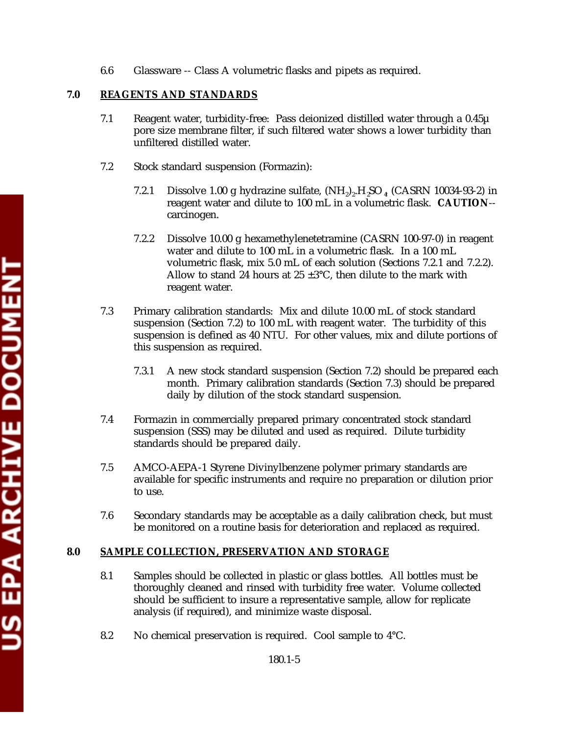6.6 Glassware -- Class A volumetric flasks and pipets as required.

## 7.0 REAGENTS AND STANDARDS

7.1 Reagent water, turbidity-free: Pass deionized distilled water through a 0.45µ pore size membrane filter, if such filtered water shows a lower turbidity than unfiltered distilled water.

7.2 Stock standard suspension (Formazin):

7.2.1 Dissolve 1.00 g hydrazine sulfate, $(NH_2)_2.H_2SO_4$ (CASRN 10034-93-2) in reagent water and dilute to 100 mL in a volumetric flask. **CAUTION**-- carcinogen.

7.2.2 Dissolve 10.00 g hexamethylenetetramine (CASRN 100-97-0) in reagent water and dilute to 100 mL in a volumetric flask. In a 100 mL volumetric flask, mix 5.0 mL of each solution (Sections 7.2.1 and 7.2.2). Allow to stand 24 hours at 25 ±3°C, then dilute to the mark with reagent water.

7.3 Primary calibration standards: Mix and dilute 10.00 mL of stock standard suspension (Section 7.2) to 100 mL with reagent water. The turbidity of this suspension is defined as 40 NTU. For other values, mix and dilute portions of this suspension as required.

7.3.1 A new stock standard suspension (Section 7.2) should be prepared each month. Primary calibration standards (Section 7.3) should be prepared daily by dilution of the stock standard suspension.

7.4 Formazin in commercially prepared primary concentrated stock standard suspension (SSS) may be diluted and used as required. Dilute turbidity standards should be prepared daily.

7.5 AMCO-AEPA-1 Styrene Divinylbenzene polymer primary standards are available for specific instruments and require no preparation or dilution prior to use.

7.6 Secondary standards may be acceptable as a daily calibration check, but must be monitored on a routine basis for deterioration and replaced as required.

## 8.0 SAMPLE COLLECTION, PRESERVATION AND STORAGE

8.1 Samples should be collected in plastic or glass bottles. All bottles must be thoroughly cleaned and rinsed with turbidity free water. Volume collected should be sufficient to insure a representative sample, allow for replicate analysis (if required), and minimize waste disposal.

8.2 No chemical preservation is required. Cool sample to 4°C.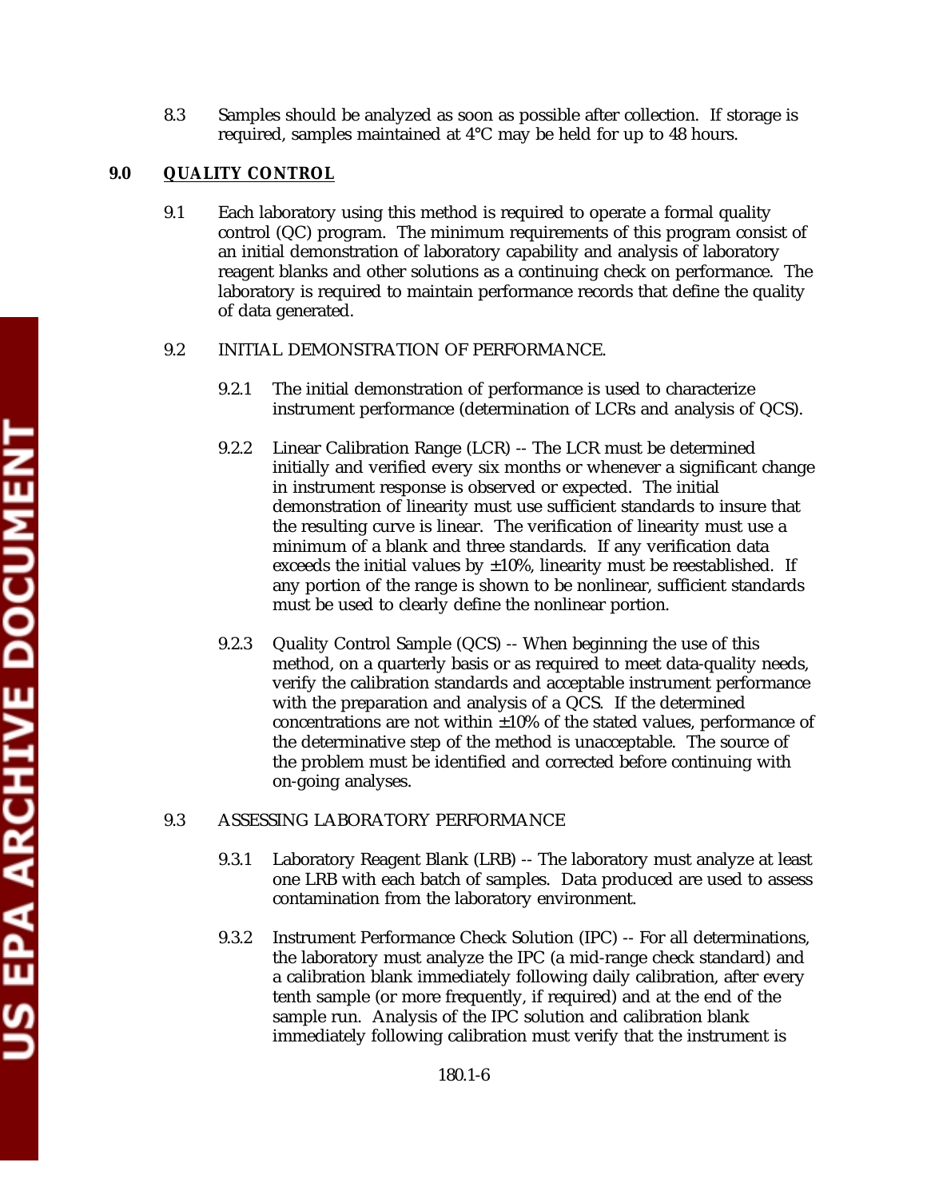8.3 Samples should be analyzed as soon as possible after collection. If storage is required, samples maintained at 4°C may be held for up to 48 hours.

## 9.0 QUALITY CONTROL

9.1 Each laboratory using this method is required to operate a formal quality control (QC) program. The minimum requirements of this program consist of an initial demonstration of laboratory capability and analysis of laboratory reagent blanks and other solutions as a continuing check on performance. The laboratory is required to maintain performance records that define the quality of data generated.

9.2 INITIAL DEMONSTRATION OF PERFORMANCE.

9.2.1 The initial demonstration of performance is used to characterize instrument performance (determination of LCRs and analysis of QCS).

9.2.2 Linear Calibration Range (LCR) -- The LCR must be determined initially and verified every six months or whenever a significant change in instrument response is observed or expected. The initial demonstration of linearity must use sufficient standards to insure that the resulting curve is linear. The verification of linearity must use a minimum of a blank and three standards. If any verification data exceeds the initial values by ±10%, linearity must be reestablished. If any portion of the range is shown to be nonlinear, sufficient standards must be used to clearly define the nonlinear portion.

9.2.3 Quality Control Sample (QCS) -- When beginning the use of this method, on a quarterly basis or as required to meet data-quality needs, verify the calibration standards and acceptable instrument performance with the preparation and analysis of a QCS. If the determined concentrations are not within ±10% of the stated values, performance of the determinative step of the method is unacceptable. The source of the problem must be identified and corrected before continuing with on-going analyses.

9.3 ASSESSING LABORATORY PERFORMANCE

9.3.1 Laboratory Reagent Blank (LRB) -- The laboratory must analyze at least one LRB with each batch of samples. Data produced are used to assess contamination from the laboratory environment.

9.3.2 Instrument Performance Check Solution (IPC) -- For all determinations, the laboratory must analyze the IPC (a mid-range check standard) and a calibration blank immediately following daily calibration, after every tenth sample (or more frequently, if required) and at the end of the sample run. Analysis of the IPC solution and calibration blank immediately following calibration must verify that the instrument is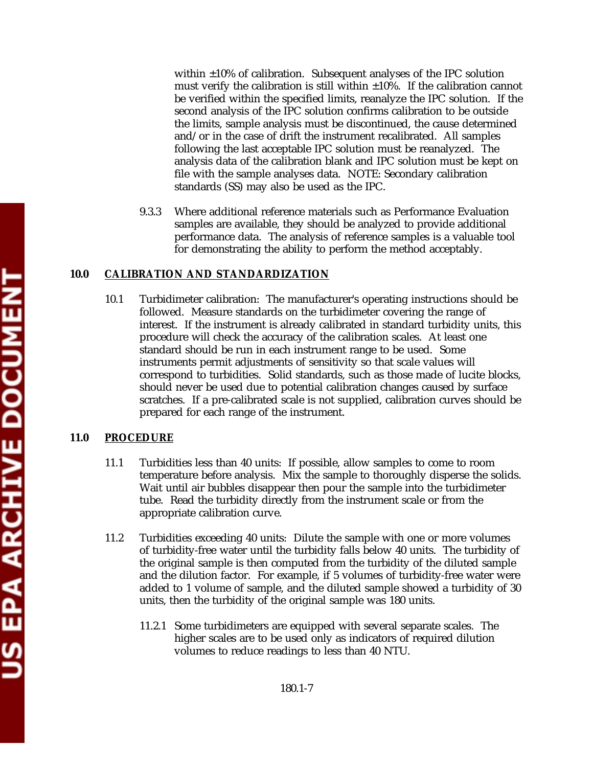within ±10% of calibration. Subsequent analyses of the IPC solution must verify the calibration is still within ±10%. If the calibration cannot be verified within the specified limits, reanalyze the IPC solution. If the second analysis of the IPC solution confirms calibration to be outside the limits, sample analysis must be discontinued, the cause determined and/or in the case of drift the instrument recalibrated. All samples following the last acceptable IPC solution must be reanalyzed. The analysis data of the calibration blank and IPC solution must be kept on file with the sample analyses data. NOTE: Secondary calibration standards (SS) may also be used as the IPC.

9.3.3 Where additional reference materials such as Performance Evaluation samples are available, they should be analyzed to provide additional performance data. The analysis of reference samples is a valuable tool for demonstrating the ability to perform the method acceptably.

## 10.0 CALIBRATION AND STANDARDIZATION

10.1 Turbidimeter calibration: The manufacturer's operating instructions should be followed. Measure standards on the turbidimeter covering the range of interest. If the instrument is already calibrated in standard turbidity units, this procedure will check the accuracy of the calibration scales. At least one standard should be run in each instrument range to be used. Some instruments permit adjustments of sensitivity so that scale values will correspond to turbidities. Solid standards, such as those made of lucite blocks, should never be used due to potential calibration changes caused by surface scratches. If a pre-calibrated scale is not supplied, calibration curves should be prepared for each range of the instrument.

## 11.0 PROCEDURE

11.1 Turbidities less than 40 units: If possible, allow samples to come to room temperature before analysis. Mix the sample to thoroughly disperse the solids. Wait until air bubbles disappear then pour the sample into the turbidimeter tube. Read the turbidity directly from the instrument scale or from the appropriate calibration curve.

11.2 Turbidities exceeding 40 units: Dilute the sample with one or more volumes of turbidity-free water until the turbidity falls below 40 units. The turbidity of the original sample is then computed from the turbidity of the diluted sample and the dilution factor. For example, if 5 volumes of turbidity-free water were added to 1 volume of sample, and the diluted sample showed a turbidity of 30 units, then the turbidity of the original sample was 180 units.

11.2.1 Some turbidimeters are equipped with several separate scales. The higher scales are to be used only as indicators of required dilution volumes to reduce readings to less than 40 NTU.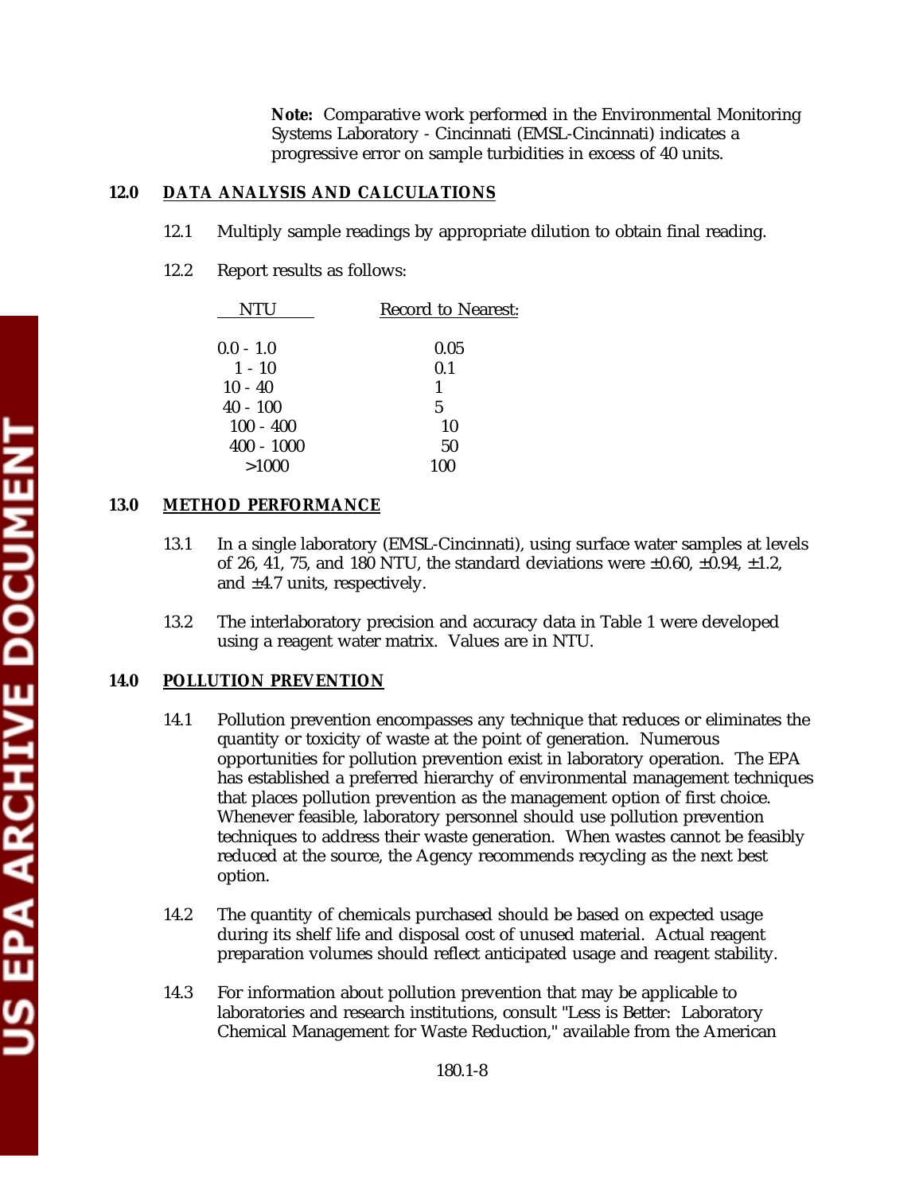**Note:** Comparative work performed in the Environmental Monitoring Systems Laboratory - Cincinnati (EMSL-Cincinnati) indicates a progressive error on sample turbidities in excess of 40 units.

## 12.0 DATA ANALYSIS AND CALCULATIONS

12.1 Multiply sample readings by appropriate dilution to obtain final reading.

12.2 Report results as follows:

| NTU | Record to Nearest: |
|---|---|
| 0.0 - 1.0 | 0.05 |
| 1 - 10 | 0.1 |
| 10 - 40 | 1 |
| 40 - 100 | 5 |
| 100 - 400 | 10 |
| 400 - 1000 | 50 |
| >1000 | 100 |

## 13.0 METHOD PERFORMANCE

13.1 In a single laboratory (EMSL-Cincinnati), using surface water samples at levels of 26, 41, 75, and 180 NTU, the standard deviations were ±0.60, ±0.94, ±1.2, and ±4.7 units, respectively.

13.2 The interlaboratory precision and accuracy data in Table 1 were developed using a reagent water matrix. Values are in NTU.

## 14.0 POLLUTION PREVENTION

14.1 Pollution prevention encompasses any technique that reduces or eliminates the quantity or toxicity of waste at the point of generation. Numerous opportunities for pollution prevention exist in laboratory operation. The EPA has established a preferred hierarchy of environmental management techniques that places pollution prevention as the management option of first choice. Whenever feasible, laboratory personnel should use pollution prevention techniques to address their waste generation. When wastes cannot be feasibly reduced at the source, the Agency recommends recycling as the next best option.

14.2 The quantity of chemicals purchased should be based on expected usage during its shelf life and disposal cost of unused material. Actual reagent preparation volumes should reflect anticipated usage and reagent stability.

14.3 For information about pollution prevention that may be applicable to laboratories and research institutions, consult "Less is Better: Laboratory Chemical Management for Waste Reduction," available from the American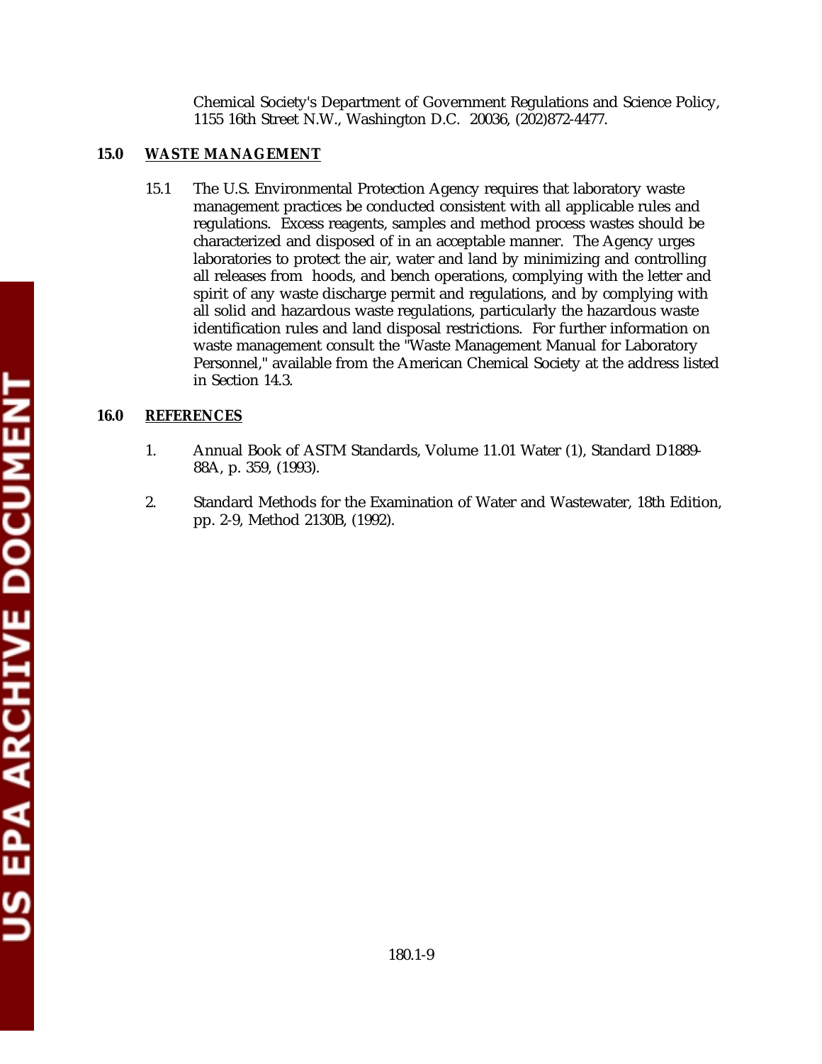Chemical Society's Department of Government Regulations and Science Policy, 1155 16th Street N.W., Washington D.C. 20036, (202)872-4477.

## 15.0 WASTE MANAGEMENT

15.1 The U.S. Environmental Protection Agency requires that laboratory waste management practices be conducted consistent with all applicable rules and regulations. Excess reagents, samples and method process wastes should be characterized and disposed of in an acceptable manner. The Agency urges laboratories to protect the air, water and land by minimizing and controlling all releases from hoods, and bench operations, complying with the letter and spirit of any waste discharge permit and regulations, and by complying with all solid and hazardous waste regulations, particularly the hazardous waste identification rules and land disposal restrictions. For further information on waste management consult the "Waste Management Manual for Laboratory Personnel," available from the American Chemical Society at the address listed in Section 14.3.

## 16.0 REFERENCES

1. Annual Book of ASTM Standards, Volume 11.01 Water (1), Standard D1889-88A, p. 359, (1993).

2. Standard Methods for the Examination of Water and Wastewater, 18th Edition, pp. 2-9, Method 2130B, (1992).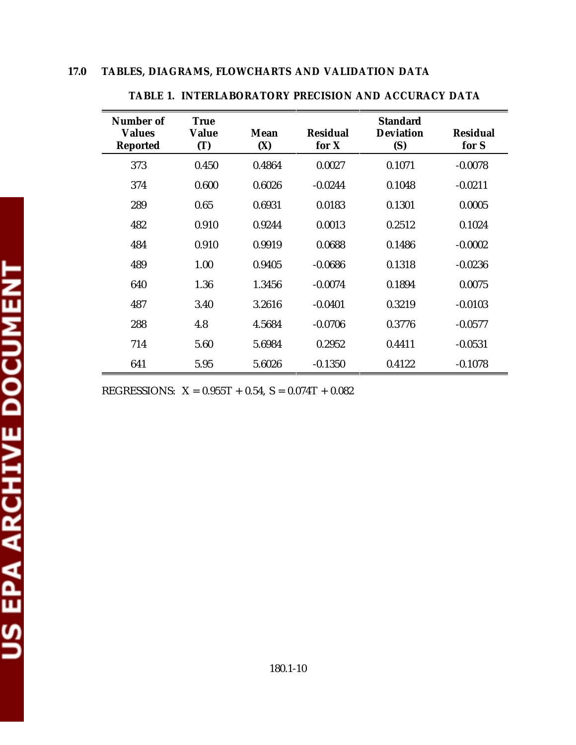## 17.0 TABLES, DIAGRAMS, FLOWCHARTS AND VALIDATION DATA

**TABLE 1. INTERLABORATORY PRECISION AND ACCURACY DATA**

| Number of Values Reported | True Value (T) | Mean (X) | Residual for X | Standard Deviation (S) | Residual for S |
|---|---|---|---|---|---|
| 373 | 0.450 | 0.4864 | 0.0027 | 0.1071 | -0.0078 |
| 374 | 0.600 | 0.6026 | -0.0244 | 0.1048 | -0.0211 |
| 289 | 0.65 | 0.6931 | 0.0183 | 0.1301 | 0.0005 |
| 482 | 0.910 | 0.9244 | 0.0013 | 0.2512 | 0.1024 |
| 484 | 0.910 | 0.9919 | 0.0688 | 0.1486 | -0.0002 |
| 489 | 1.00 | 0.9405 | -0.0686 | 0.1318 | -0.0236 |
| 640 | 1.36 | 1.3456 | -0.0074 | 0.1894 | 0.0075 |
| 487 | 3.40 | 3.2616 | -0.0401 | 0.3219 | -0.0103 |
| 288 | 4.8 | 4.5684 | -0.0706 | 0.3776 | -0.0577 |
| 714 | 5.60 | 5.6984 | 0.2952 | 0.4411 | -0.0531 |
| 641 | 5.95 | 5.6026 | -0.1350 | 0.4122 | -0.1078 |

REGRESSIONS: $X = 0.955T + 0.54$, $S = 0.074T + 0.082$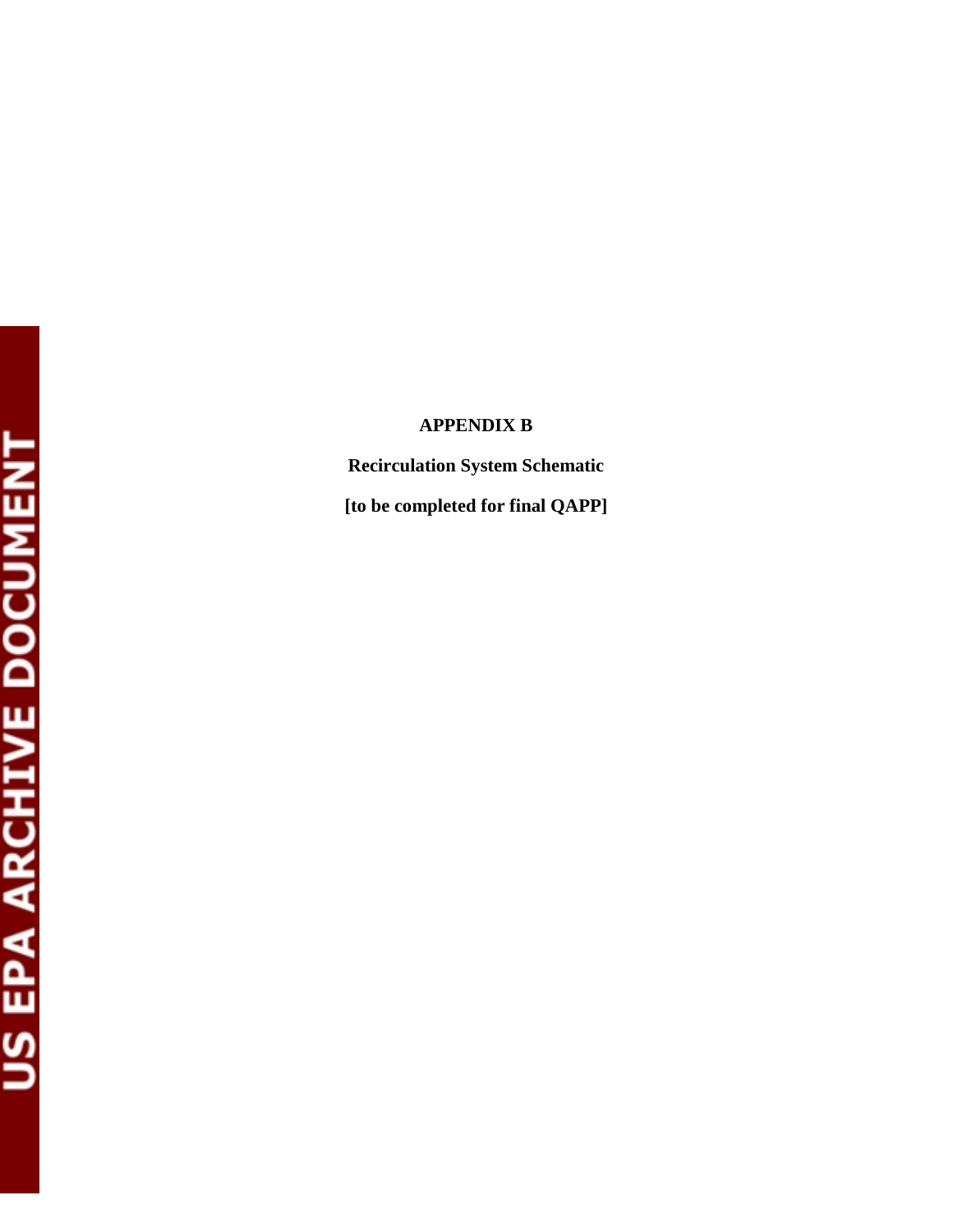# APPENDIX B

**Recirculation System Schematic**

**[to be completed for final QAPP]**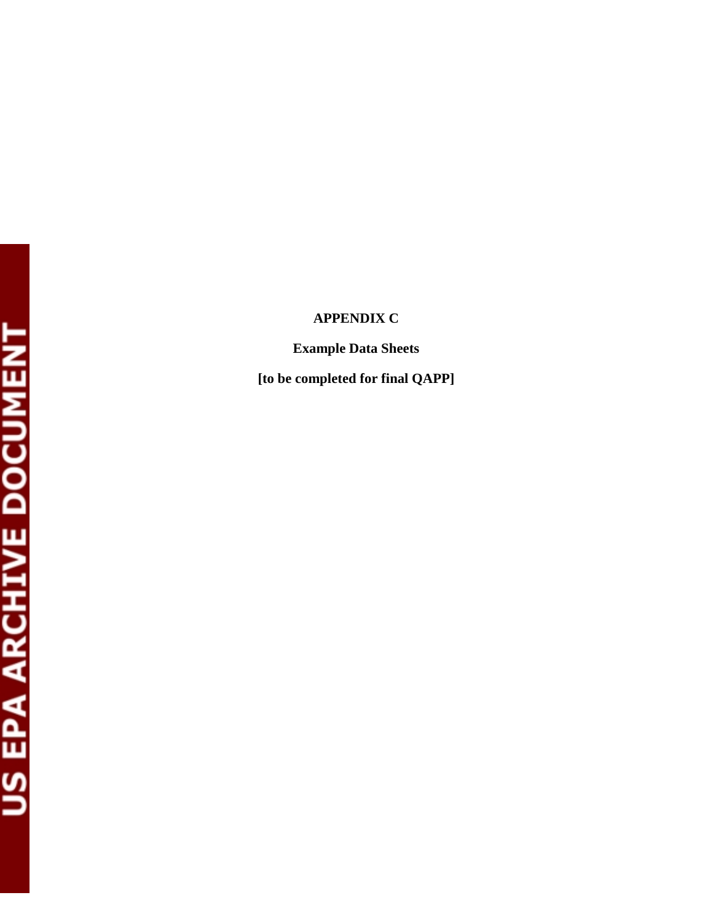# APPENDIX C

**Example Data Sheets**

**[to be completed for final QAPP]**